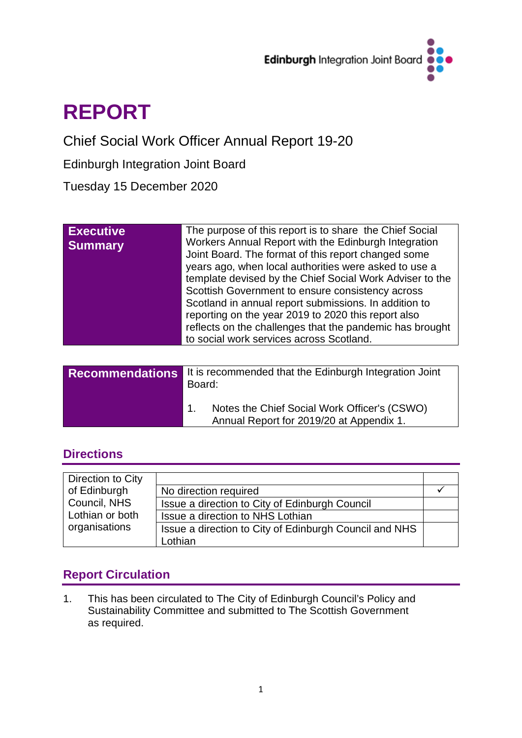Edinburgh Integration Joint Board

# REPORT

Chief Social Work Officer Annual Report 19-20

Edinburgh Integration Joint Board

Tuesday 15 December 2020

| **Executive Summary** | The purpose of this report is to share the Chief Social Workers Annual Report with the Edinburgh Integration Joint Board. The format of this report changed some years ago, when local authorities were asked to use a template devised by the Chief Social Work Adviser to the Scottish Government to ensure consistency across Scotland in annual report submissions. In addition to reporting on the year 2019 to 2020 this report also reflects on the challenges that the pandemic has brought to social work services across Scotland. |
|---|---|

| **Recommendations** | It is recommended that the Edinburgh Integration Joint Board:<br><br>1. Notes the Chief Social Work Officer's (CSWO) Annual Report for 2019/20 at Appendix 1. |
|---|---|

## Directions

| Direction to City of Edinburgh Council, NHS Lothian or both organisations | | |
|---|---|---|
| | No direction required | ✓ |
| | Issue a direction to City of Edinburgh Council | |
| | Issue a direction to NHS Lothian | |
| | Issue a direction to City of Edinburgh Council and NHS Lothian | |

## Report Circulation

1. This has been circulated to The City of Edinburgh Council's Policy and Sustainability Committee and submitted to The Scottish Government as required.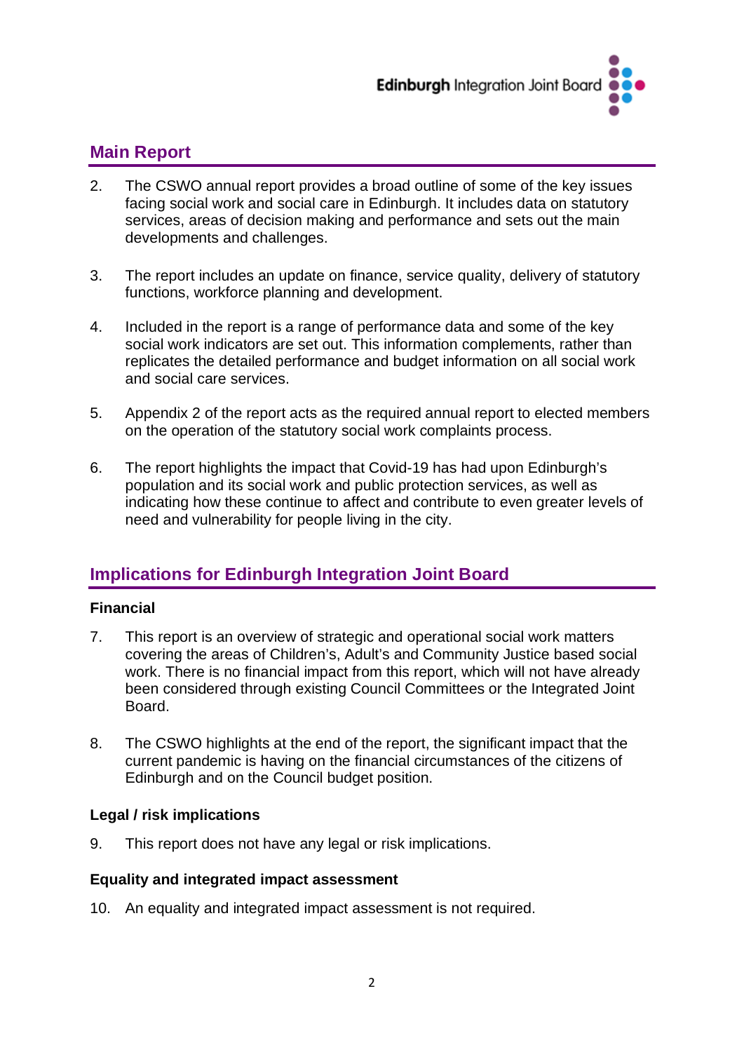## Main Report

2. The CSWO annual report provides a broad outline of some of the key issues facing social work and social care in Edinburgh. It includes data on statutory services, areas of decision making and performance and sets out the main developments and challenges.

3. The report includes an update on finance, service quality, delivery of statutory functions, workforce planning and development.

4. Included in the report is a range of performance data and some of the key social work indicators are set out. This information complements, rather than replicates the detailed performance and budget information on all social work and social care services.

5. Appendix 2 of the report acts as the required annual report to elected members on the operation of the statutory social work complaints process.

6. The report highlights the impact that Covid-19 has had upon Edinburgh's population and its social work and public protection services, as well as indicating how these continue to affect and contribute to even greater levels of need and vulnerability for people living in the city.

## Implications for Edinburgh Integration Joint Board

### Financial

7. This report is an overview of strategic and operational social work matters covering the areas of Children's, Adult's and Community Justice based social work. There is no financial impact from this report, which will not have already been considered through existing Council Committees or the Integrated Joint Board.

8. The CSWO highlights at the end of the report, the significant impact that the current pandemic is having on the financial circumstances of the citizens of Edinburgh and on the Council budget position.

### Legal / risk implications

9. This report does not have any legal or risk implications.

### Equality and integrated impact assessment

10. An equality and integrated impact assessment is not required.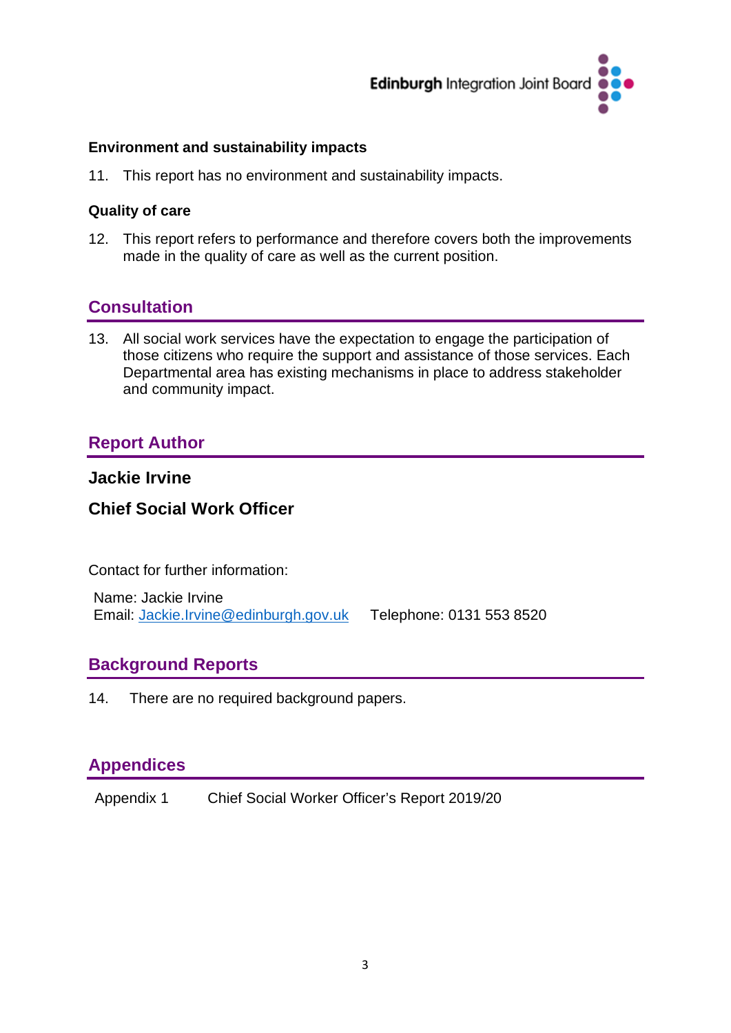**Environment and sustainability impacts**

11. This report has no environment and sustainability impacts.

**Quality of care**

12. This report refers to performance and therefore covers both the improvements made in the quality of care as well as the current position.

## Consultation

13. All social work services have the expectation to engage the participation of those citizens who require the support and assistance of those services. Each Departmental area has existing mechanisms in place to address stakeholder and community impact.

## Report Author

**Jackie Irvine**

**Chief Social Work Officer**

Contact for further information:

Name: Jackie Irvine
Email: Jackie.Irvine@edinburgh.gov.uk Telephone: 0131 553 8520

## Background Reports

14. There are no required background papers.

## Appendices

Appendix 1 Chief Social Worker Officer's Report 2019/20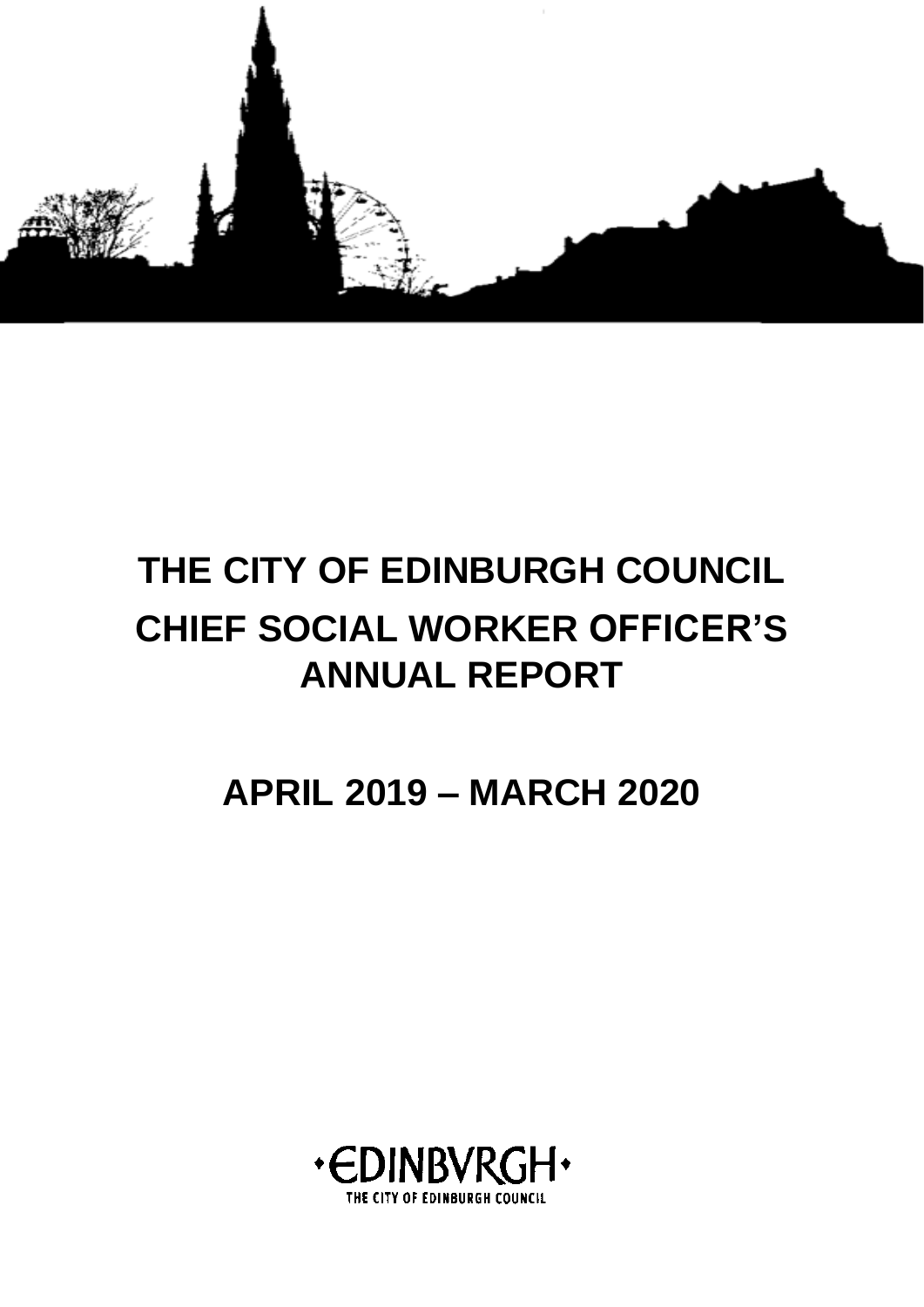# THE CITY OF EDINBURGH COUNCIL

# CHIEF SOCIAL WORKER OFFICER'S ANNUAL REPORT

## APRIL 2019 – MARCH 2020

•EDINBVRGH•

THE CITY OF EDINBURGH COUNCIL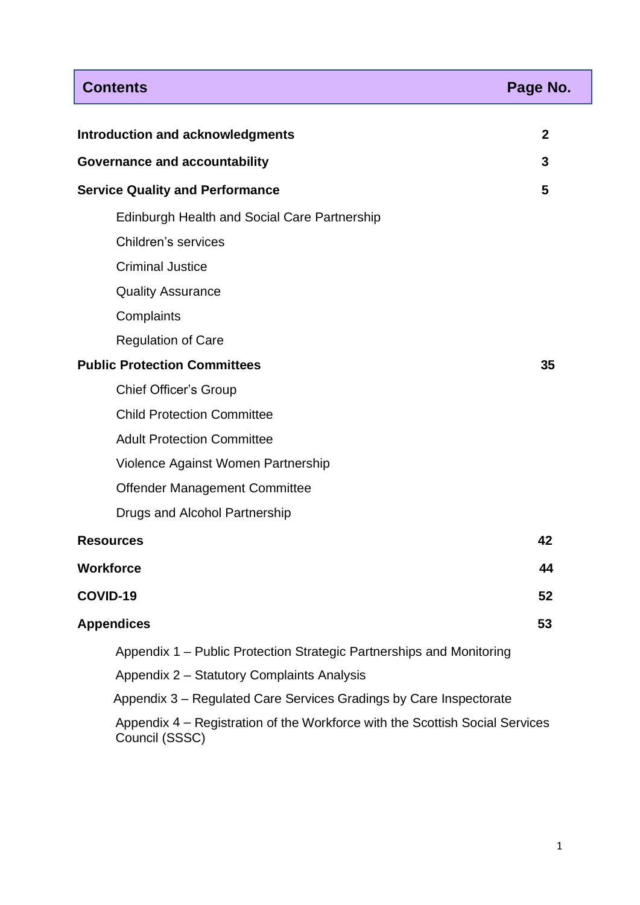| Contents | Page No. |
|---|---|
| **Introduction and acknowledgments** | **2** |
| **Governance and accountability** | **3** |
| **Service Quality and Performance** | **5** |
| Edinburgh Health and Social Care Partnership | |
| Children's services | |
| Criminal Justice | |
| Quality Assurance | |
| Complaints | |
| Regulation of Care | |
| **Public Protection Committees** | **35** |
| Chief Officer's Group | |
| Child Protection Committee | |
| Adult Protection Committee | |
| Violence Against Women Partnership | |
| Offender Management Committee | |
| Drugs and Alcohol Partnership | |
| **Resources** | **42** |
| **Workforce** | **44** |
| **COVID-19** | **52** |
| **Appendices** | **53** |
| Appendix 1 – Public Protection Strategic Partnerships and Monitoring | |
| Appendix 2 – Statutory Complaints Analysis | |
| Appendix 3 – Regulated Care Services Gradings by Care Inspectorate | |
| Appendix 4 – Registration of the Workforce with the Scottish Social Services Council (SSSC) | |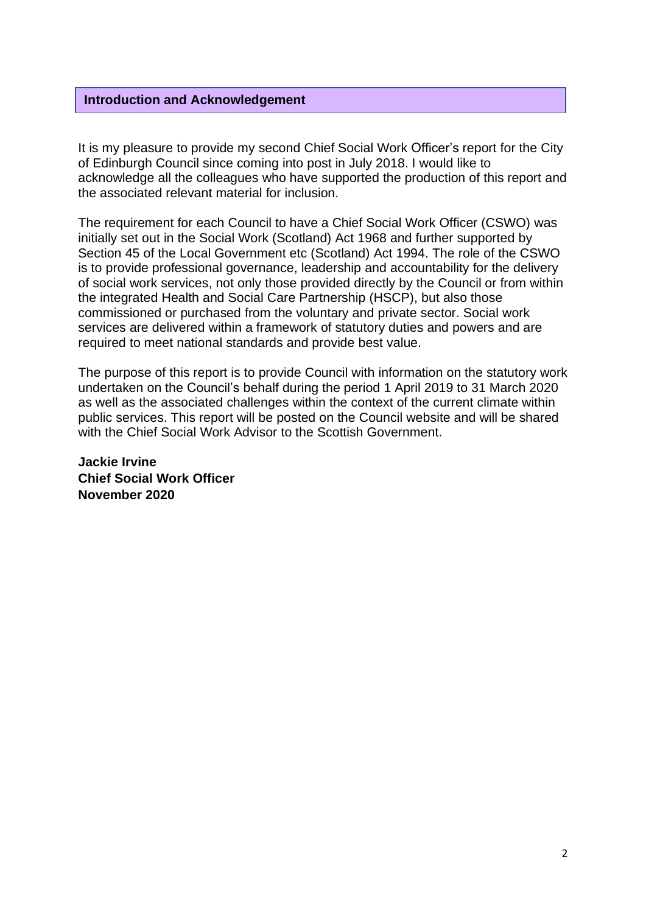## Introduction and Acknowledgement

It is my pleasure to provide my second Chief Social Work Officer's report for the City of Edinburgh Council since coming into post in July 2018. I would like to acknowledge all the colleagues who have supported the production of this report and the associated relevant material for inclusion.

The requirement for each Council to have a Chief Social Work Officer (CSWO) was initially set out in the Social Work (Scotland) Act 1968 and further supported by Section 45 of the Local Government etc (Scotland) Act 1994. The role of the CSWO is to provide professional governance, leadership and accountability for the delivery of social work services, not only those provided directly by the Council or from within the integrated Health and Social Care Partnership (HSCP), but also those commissioned or purchased from the voluntary and private sector. Social work services are delivered within a framework of statutory duties and powers and are required to meet national standards and provide best value.

The purpose of this report is to provide Council with information on the statutory work undertaken on the Council's behalf during the period 1 April 2019 to 31 March 2020 as well as the associated challenges within the context of the current climate within public services. This report will be posted on the Council website and will be shared with the Chief Social Work Advisor to the Scottish Government.

**Jackie Irvine**
**Chief Social Work Officer**
**November 2020**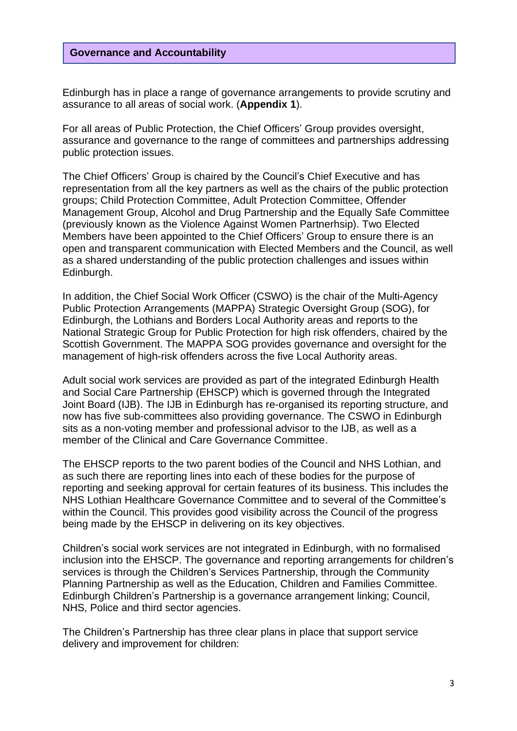## Governance and Accountability

Edinburgh has in place a range of governance arrangements to provide scrutiny and assurance to all areas of social work. (**Appendix 1**).

For all areas of Public Protection, the Chief Officers' Group provides oversight, assurance and governance to the range of committees and partnerships addressing public protection issues.

The Chief Officers' Group is chaired by the Council's Chief Executive and has representation from all the key partners as well as the chairs of the public protection groups; Child Protection Committee, Adult Protection Committee, Offender Management Group, Alcohol and Drug Partnership and the Equally Safe Committee (previously known as the Violence Against Women Partnerhsip). Two Elected Members have been appointed to the Chief Officers' Group to ensure there is an open and transparent communication with Elected Members and the Council, as well as a shared understanding of the public protection challenges and issues within Edinburgh.

In addition, the Chief Social Work Officer (CSWO) is the chair of the Multi-Agency Public Protection Arrangements (MAPPA) Strategic Oversight Group (SOG), for Edinburgh, the Lothians and Borders Local Authority areas and reports to the National Strategic Group for Public Protection for high risk offenders, chaired by the Scottish Government. The MAPPA SOG provides governance and oversight for the management of high-risk offenders across the five Local Authority areas.

Adult social work services are provided as part of the integrated Edinburgh Health and Social Care Partnership (EHSCP) which is governed through the Integrated Joint Board (IJB). The IJB in Edinburgh has re-organised its reporting structure, and now has five sub-committees also providing governance. The CSWO in Edinburgh sits as a non-voting member and professional advisor to the IJB, as well as a member of the Clinical and Care Governance Committee.

The EHSCP reports to the two parent bodies of the Council and NHS Lothian, and as such there are reporting lines into each of these bodies for the purpose of reporting and seeking approval for certain features of its business. This includes the NHS Lothian Healthcare Governance Committee and to several of the Committee's within the Council. This provides good visibility across the Council of the progress being made by the EHSCP in delivering on its key objectives.

Children's social work services are not integrated in Edinburgh, with no formalised inclusion into the EHSCP. The governance and reporting arrangements for children's services is through the Children's Services Partnership, through the Community Planning Partnership as well as the Education, Children and Families Committee. Edinburgh Children's Partnership is a governance arrangement linking; Council, NHS, Police and third sector agencies.

The Children's Partnership has three clear plans in place that support service delivery and improvement for children: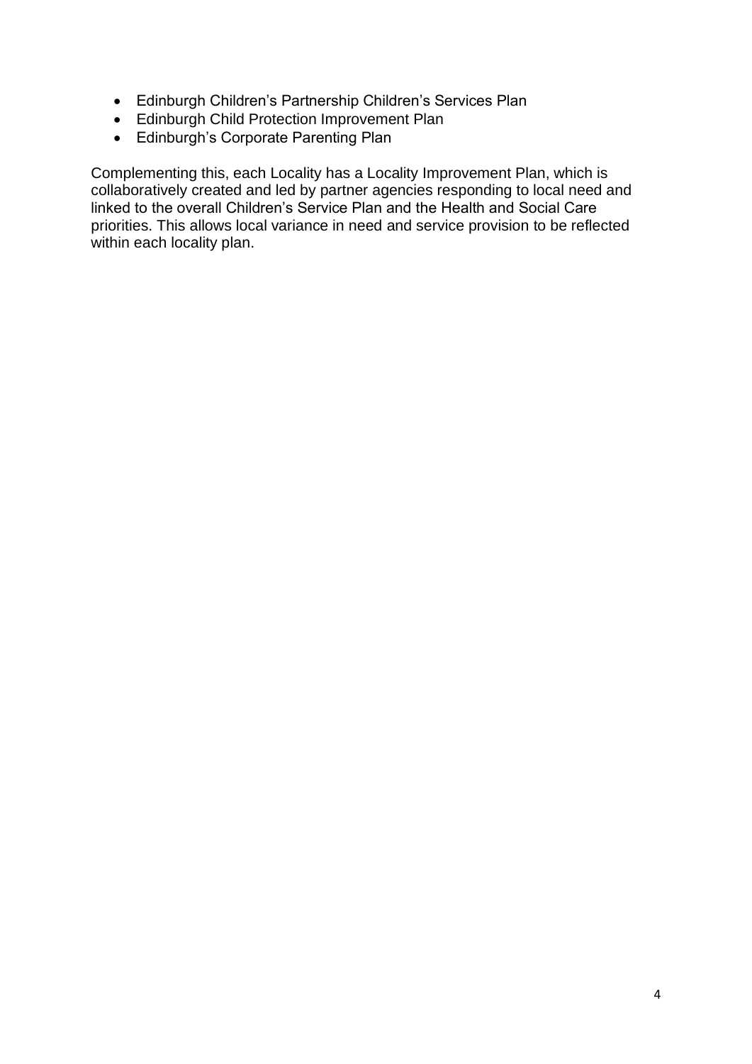- Edinburgh Children's Partnership Children's Services Plan
- Edinburgh Child Protection Improvement Plan
- Edinburgh's Corporate Parenting Plan

Complementing this, each Locality has a Locality Improvement Plan, which is collaboratively created and led by partner agencies responding to local need and linked to the overall Children's Service Plan and the Health and Social Care priorities. This allows local variance in need and service provision to be reflected within each locality plan.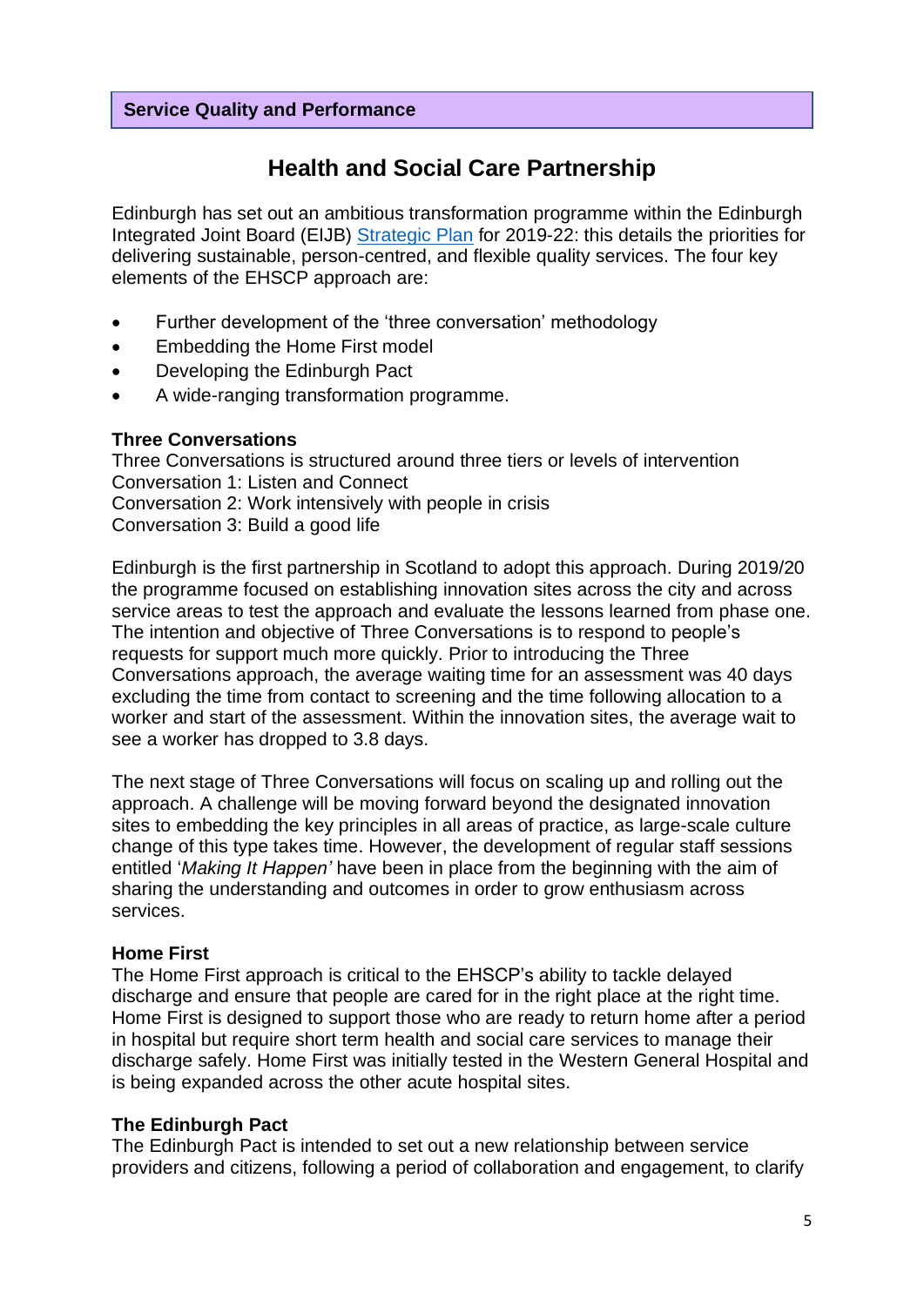**Service Quality and Performance**

## Health and Social Care Partnership

Edinburgh has set out an ambitious transformation programme within the Edinburgh Integrated Joint Board (EIJB) Strategic Plan for 2019-22: this details the priorities for delivering sustainable, person-centred, and flexible quality services. The four key elements of the EHSCP approach are:

- Further development of the 'three conversation' methodology
- Embedding the Home First model
- Developing the Edinburgh Pact
- A wide-ranging transformation programme.

**Three Conversations**
Three Conversations is structured around three tiers or levels of intervention
Conversation 1: Listen and Connect
Conversation 2: Work intensively with people in crisis
Conversation 3: Build a good life

Edinburgh is the first partnership in Scotland to adopt this approach. During 2019/20 the programme focused on establishing innovation sites across the city and across service areas to test the approach and evaluate the lessons learned from phase one. The intention and objective of Three Conversations is to respond to people's requests for support much more quickly. Prior to introducing the Three Conversations approach, the average waiting time for an assessment was 40 days excluding the time from contact to screening and the time following allocation to a worker and start of the assessment. Within the innovation sites, the average wait to see a worker has dropped to 3.8 days.

The next stage of Three Conversations will focus on scaling up and rolling out the approach. A challenge will be moving forward beyond the designated innovation sites to embedding the key principles in all areas of practice, as large-scale culture change of this type takes time. However, the development of regular staff sessions entitled '*Making It Happen'* have been in place from the beginning with the aim of sharing the understanding and outcomes in order to grow enthusiasm across services.

**Home First**
The Home First approach is critical to the EHSCP's ability to tackle delayed discharge and ensure that people are cared for in the right place at the right time. Home First is designed to support those who are ready to return home after a period in hospital but require short term health and social care services to manage their discharge safely. Home First was initially tested in the Western General Hospital and is being expanded across the other acute hospital sites.

**The Edinburgh Pact**
The Edinburgh Pact is intended to set out a new relationship between service providers and citizens, following a period of collaboration and engagement, to clarify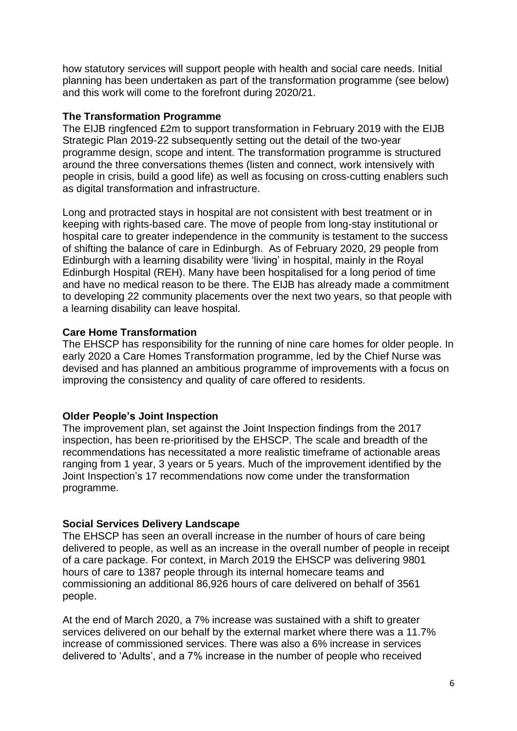how statutory services will support people with health and social care needs. Initial planning has been undertaken as part of the transformation programme (see below) and this work will come to the forefront during 2020/21.

**The Transformation Programme**

The EIJB ringfenced £2m to support transformation in February 2019 with the EIJB Strategic Plan 2019-22 subsequently setting out the detail of the two-year programme design, scope and intent. The transformation programme is structured around the three conversations themes (listen and connect, work intensively with people in crisis, build a good life) as well as focusing on cross-cutting enablers such as digital transformation and infrastructure.

Long and protracted stays in hospital are not consistent with best treatment or in keeping with rights-based care. The move of people from long-stay institutional or hospital care to greater independence in the community is testament to the success of shifting the balance of care in Edinburgh. As of February 2020, 29 people from Edinburgh with a learning disability were 'living' in hospital, mainly in the Royal Edinburgh Hospital (REH). Many have been hospitalised for a long period of time and have no medical reason to be there. The EIJB has already made a commitment to developing 22 community placements over the next two years, so that people with a learning disability can leave hospital.

**Care Home Transformation**

The EHSCP has responsibility for the running of nine care homes for older people. In early 2020 a Care Homes Transformation programme, led by the Chief Nurse was devised and has planned an ambitious programme of improvements with a focus on improving the consistency and quality of care offered to residents.

**Older People's Joint Inspection**

The improvement plan, set against the Joint Inspection findings from the 2017 inspection, has been re-prioritised by the EHSCP. The scale and breadth of the recommendations has necessitated a more realistic timeframe of actionable areas ranging from 1 year, 3 years or 5 years. Much of the improvement identified by the Joint Inspection's 17 recommendations now come under the transformation programme.

**Social Services Delivery Landscape**

The EHSCP has seen an overall increase in the number of hours of care being delivered to people, as well as an increase in the overall number of people in receipt of a care package. For context, in March 2019 the EHSCP was delivering 9801 hours of care to 1387 people through its internal homecare teams and commissioning an additional 86,926 hours of care delivered on behalf of 3561 people.

At the end of March 2020, a 7% increase was sustained with a shift to greater services delivered on our behalf by the external market where there was a 11.7% increase of commissioned services. There was also a 6% increase in services delivered to 'Adults', and a 7% increase in the number of people who received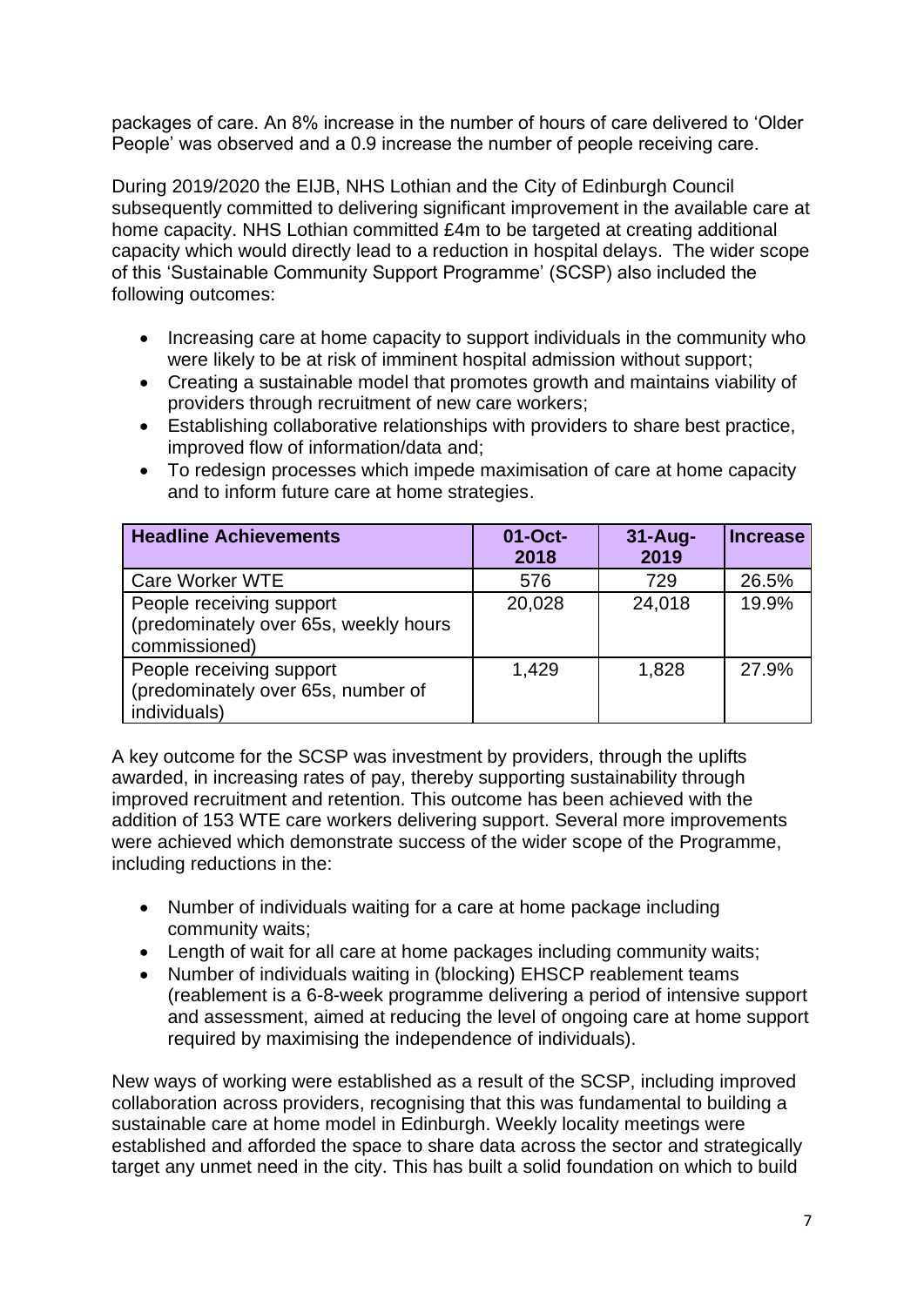packages of care. An 8% increase in the number of hours of care delivered to 'Older People' was observed and a 0.9 increase the number of people receiving care.

During 2019/2020 the EIJB, NHS Lothian and the City of Edinburgh Council subsequently committed to delivering significant improvement in the available care at home capacity. NHS Lothian committed £4m to be targeted at creating additional capacity which would directly lead to a reduction in hospital delays. The wider scope of this 'Sustainable Community Support Programme' (SCSP) also included the following outcomes:

- Increasing care at home capacity to support individuals in the community who were likely to be at risk of imminent hospital admission without support;
- Creating a sustainable model that promotes growth and maintains viability of providers through recruitment of new care workers;
- Establishing collaborative relationships with providers to share best practice, improved flow of information/data and;
- To redesign processes which impede maximisation of care at home capacity and to inform future care at home strategies.

| Headline Achievements | 01-Oct-2018 | 31-Aug-2019 | Increase |
|---|---|---|---|
| Care Worker WTE | 576 | 729 | 26.5% |
| People receiving support (predominately over 65s, weekly hours commissioned) | 20,028 | 24,018 | 19.9% |
| People receiving support (predominately over 65s, number of individuals) | 1,429 | 1,828 | 27.9% |

A key outcome for the SCSP was investment by providers, through the uplifts awarded, in increasing rates of pay, thereby supporting sustainability through improved recruitment and retention. This outcome has been achieved with the addition of 153 WTE care workers delivering support. Several more improvements were achieved which demonstrate success of the wider scope of the Programme, including reductions in the:

- Number of individuals waiting for a care at home package including community waits;
- Length of wait for all care at home packages including community waits;
- Number of individuals waiting in (blocking) EHSCP reablement teams (reablement is a 6-8-week programme delivering a period of intensive support and assessment, aimed at reducing the level of ongoing care at home support required by maximising the independence of individuals).

New ways of working were established as a result of the SCSP, including improved collaboration across providers, recognising that this was fundamental to building a sustainable care at home model in Edinburgh. Weekly locality meetings were established and afforded the space to share data across the sector and strategically target any unmet need in the city. This has built a solid foundation on which to build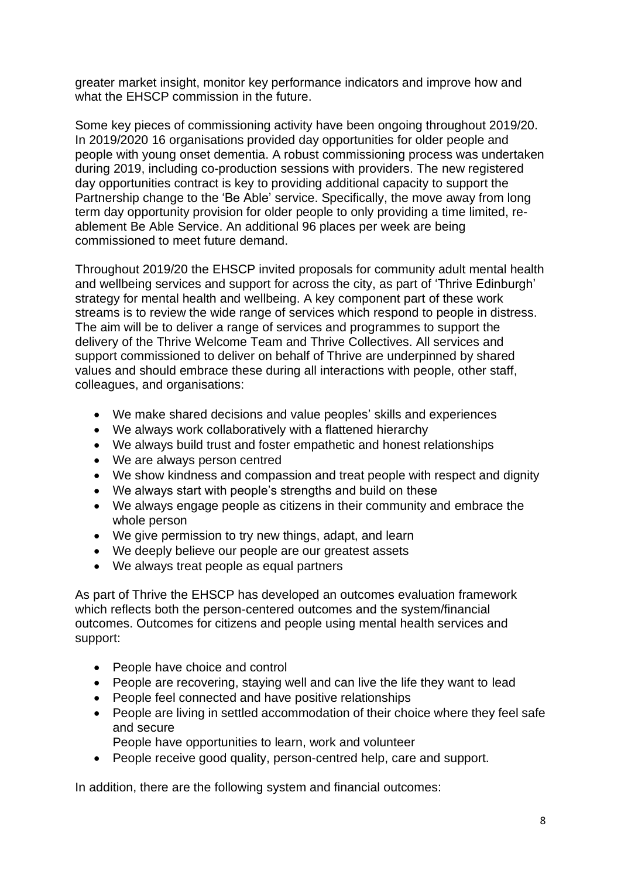greater market insight, monitor key performance indicators and improve how and what the EHSCP commission in the future.

Some key pieces of commissioning activity have been ongoing throughout 2019/20. In 2019/2020 16 organisations provided day opportunities for older people and people with young onset dementia. A robust commissioning process was undertaken during 2019, including co-production sessions with providers. The new registered day opportunities contract is key to providing additional capacity to support the Partnership change to the 'Be Able' service. Specifically, the move away from long term day opportunity provision for older people to only providing a time limited, re-ablement Be Able Service. An additional 96 places per week are being commissioned to meet future demand.

Throughout 2019/20 the EHSCP invited proposals for community adult mental health and wellbeing services and support for across the city, as part of 'Thrive Edinburgh' strategy for mental health and wellbeing. A key component part of these work streams is to review the wide range of services which respond to people in distress. The aim will be to deliver a range of services and programmes to support the delivery of the Thrive Welcome Team and Thrive Collectives. All services and support commissioned to deliver on behalf of Thrive are underpinned by shared values and should embrace these during all interactions with people, other staff, colleagues, and organisations:

- We make shared decisions and value peoples' skills and experiences
- We always work collaboratively with a flattened hierarchy
- We always build trust and foster empathetic and honest relationships
- We are always person centred
- We show kindness and compassion and treat people with respect and dignity
- We always start with people's strengths and build on these
- We always engage people as citizens in their community and embrace the whole person
- We give permission to try new things, adapt, and learn
- We deeply believe our people are our greatest assets
- We always treat people as equal partners

As part of Thrive the EHSCP has developed an outcomes evaluation framework which reflects both the person-centered outcomes and the system/financial outcomes. Outcomes for citizens and people using mental health services and support:

- People have choice and control
- People are recovering, staying well and can live the life they want to lead
- People feel connected and have positive relationships
- People are living in settled accommodation of their choice where they feel safe and secure
  People have opportunities to learn, work and volunteer
- People receive good quality, person-centred help, care and support.

In addition, there are the following system and financial outcomes: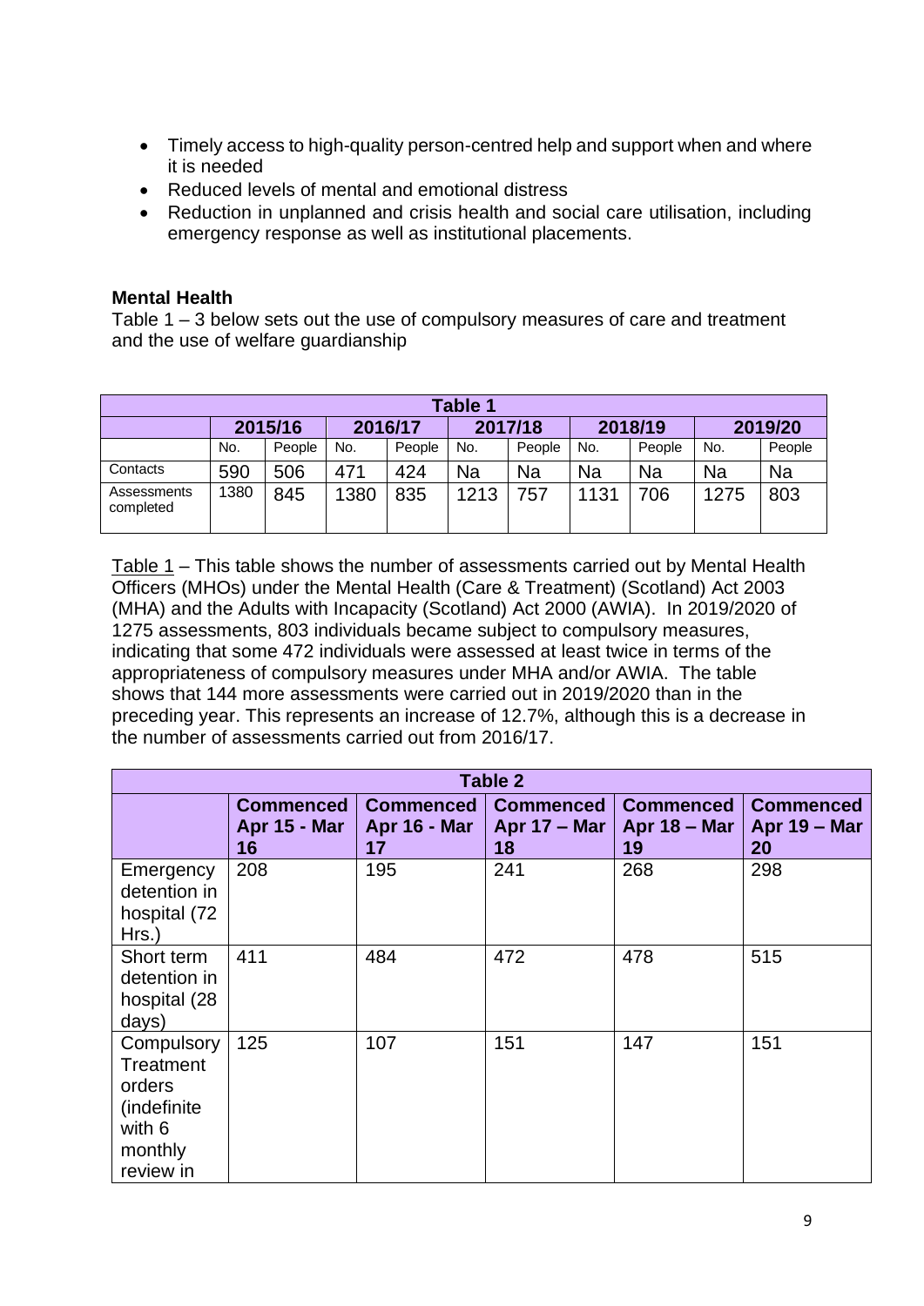- Timely access to high-quality person-centred help and support when and where it is needed
- Reduced levels of mental and emotional distress
- Reduction in unplanned and crisis health and social care utilisation, including emergency response as well as institutional placements.

**Mental Health**

Table 1 – 3 below sets out the use of compulsory measures of care and treatment and the use of welfare guardianship

| Table 1 | | | | | | | | | | |
|---|---|---|---|---|---|---|---|---|---|---|
| | 2015/16 | | 2016/17 | | 2017/18 | | 2018/19 | | 2019/20 | |
| | No. | People | No. | People | No. | People | No. | People | No. | People |
| Contacts | 590 | 506 | 471 | 424 | Na | Na | Na | Na | Na | Na |
| Assessments completed | 1380 | 845 | 1380 | 835 | 1213 | 757 | 1131 | 706 | 1275 | 803 |

Table 1 – This table shows the number of assessments carried out by Mental Health Officers (MHOs) under the Mental Health (Care & Treatment) (Scotland) Act 2003 (MHA) and the Adults with Incapacity (Scotland) Act 2000 (AWIA). In 2019/2020 of 1275 assessments, 803 individuals became subject to compulsory measures, indicating that some 472 individuals were assessed at least twice in terms of the appropriateness of compulsory measures under MHA and/or AWIA. The table shows that 144 more assessments were carried out in 2019/2020 than in the preceding year. This represents an increase of 12.7%, although this is a decrease in the number of assessments carried out from 2016/17.

| Table 2 | | | | | |
|---|---|---|---|---|---|
| | **Commenced Apr 15 - Mar 16** | **Commenced Apr 16 - Mar 17** | **Commenced Apr 17 – Mar 18** | **Commenced Apr 18 – Mar 19** | **Commenced Apr 19 – Mar 20** |
| Emergency detention in hospital (72 Hrs.) | 208 | 195 | 241 | 268 | 298 |
| Short term detention in hospital (28 days) | 411 | 484 | 472 | 478 | 515 |
| Compulsory Treatment orders (indefinite with 6 monthly review in | 125 | 107 | 151 | 147 | 151 |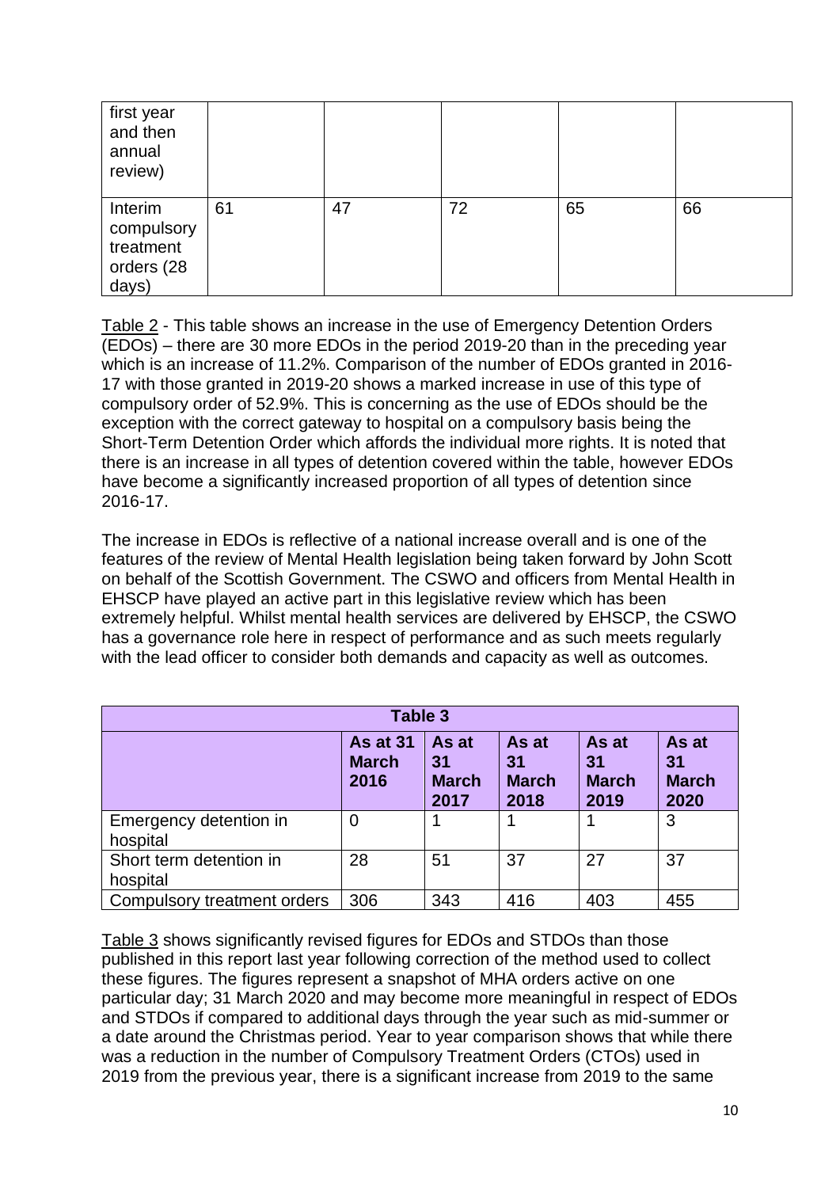| first year and then annual review) | | | | | |
|---|---|---|---|---|---|
| Interim compulsory treatment orders (28 days) | 61 | 47 | 72 | 65 | 66 |

Table 2 - This table shows an increase in the use of Emergency Detention Orders (EDOs) – there are 30 more EDOs in the period 2019-20 than in the preceding year which is an increase of 11.2%. Comparison of the number of EDOs granted in 2016-17 with those granted in 2019-20 shows a marked increase in use of this type of compulsory order of 52.9%. This is concerning as the use of EDOs should be the exception with the correct gateway to hospital on a compulsory basis being the Short-Term Detention Order which affords the individual more rights. It is noted that there is an increase in all types of detention covered within the table, however EDOs have become a significantly increased proportion of all types of detention since 2016-17.

The increase in EDOs is reflective of a national increase overall and is one of the features of the review of Mental Health legislation being taken forward by John Scott on behalf of the Scottish Government. The CSWO and officers from Mental Health in EHSCP have played an active part in this legislative review which has been extremely helpful. Whilst mental health services are delivered by EHSCP, the CSWO has a governance role here in respect of performance and as such meets regularly with the lead officer to consider both demands and capacity as well as outcomes.

| Table 3 | | | | | |
|---|---|---|---|---|---|
| | **As at 31 March 2016** | **As at 31 March 2017** | **As at 31 March 2018** | **As at 31 March 2019** | **As at 31 March 2020** |
| Emergency detention in hospital | 0 | 1 | 1 | 1 | 3 |
| Short term detention in hospital | 28 | 51 | 37 | 27 | 37 |
| Compulsory treatment orders | 306 | 343 | 416 | 403 | 455 |

Table 3 shows significantly revised figures for EDOs and STDOs than those published in this report last year following correction of the method used to collect these figures. The figures represent a snapshot of MHA orders active on one particular day; 31 March 2020 and may become more meaningful in respect of EDOs and STDOs if compared to additional days through the year such as mid-summer or a date around the Christmas period. Year to year comparison shows that while there was a reduction in the number of Compulsory Treatment Orders (CTOs) used in 2019 from the previous year, there is a significant increase from 2019 to the same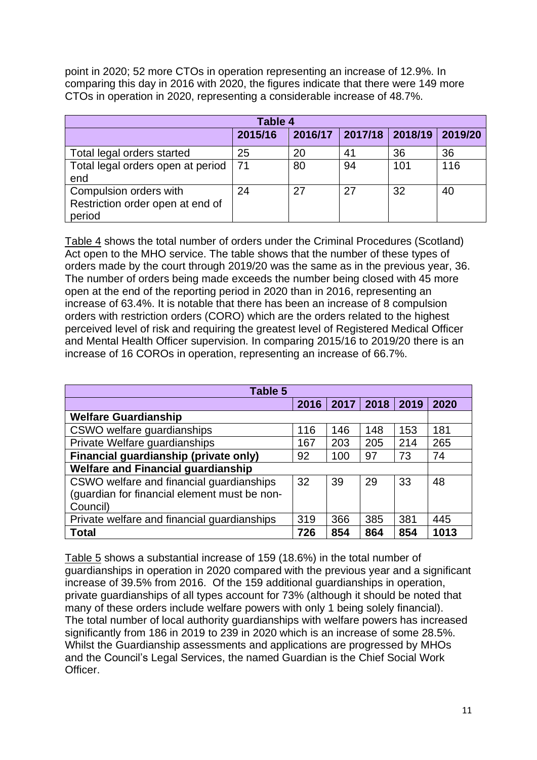point in 2020; 52 more CTOs in operation representing an increase of 12.9%. In comparing this day in 2016 with 2020, the figures indicate that there were 149 more CTOs in operation in 2020, representing a considerable increase of 48.7%.

| Table 4 | | | | | |
|---|---|---|---|---|---|
| | 2015/16 | 2016/17 | 2017/18 | 2018/19 | 2019/20 |
| Total legal orders started | 25 | 20 | 41 | 36 | 36 |
| Total legal orders open at period end | 71 | 80 | 94 | 101 | 116 |
| Compulsion orders with Restriction order open at end of period | 24 | 27 | 27 | 32 | 40 |

Table 4 shows the total number of orders under the Criminal Procedures (Scotland) Act open to the MHO service. The table shows that the number of these types of orders made by the court through 2019/20 was the same as in the previous year, 36. The number of orders being made exceeds the number being closed with 45 more open at the end of the reporting period in 2020 than in 2016, representing an increase of 63.4%. It is notable that there has been an increase of 8 compulsion orders with restriction orders (CORO) which are the orders related to the highest perceived level of risk and requiring the greatest level of Registered Medical Officer and Mental Health Officer supervision. In comparing 2015/16 to 2019/20 there is an increase of 16 COROs in operation, representing an increase of 66.7%.

| Table 5 | | | | | |
|---|---|---|---|---|---|
| | 2016 | 2017 | 2018 | 2019 | 2020 |
| **Welfare Guardianship** | | | | | |
| CSWO welfare guardianships | 116 | 146 | 148 | 153 | 181 |
| Private Welfare guardianships | 167 | 203 | 205 | 214 | 265 |
| **Financial guardianship (private only)** | 92 | 100 | 97 | 73 | 74 |
| **Welfare and Financial guardianship** | | | | | |
| CSWO welfare and financial guardianships (guardian for financial element must be non-Council) | 32 | 39 | 29 | 33 | 48 |
| Private welfare and financial guardianships | 319 | 366 | 385 | 381 | 445 |
| **Total** | **726** | **854** | **864** | **854** | **1013** |

Table 5 shows a substantial increase of 159 (18.6%) in the total number of guardianships in operation in 2020 compared with the previous year and a significant increase of 39.5% from 2016. Of the 159 additional guardianships in operation, private guardianships of all types account for 73% (although it should be noted that many of these orders include welfare powers with only 1 being solely financial). The total number of local authority guardianships with welfare powers has increased significantly from 186 in 2019 to 239 in 2020 which is an increase of some 28.5%. Whilst the Guardianship assessments and applications are progressed by MHOs and the Council's Legal Services, the named Guardian is the Chief Social Work Officer.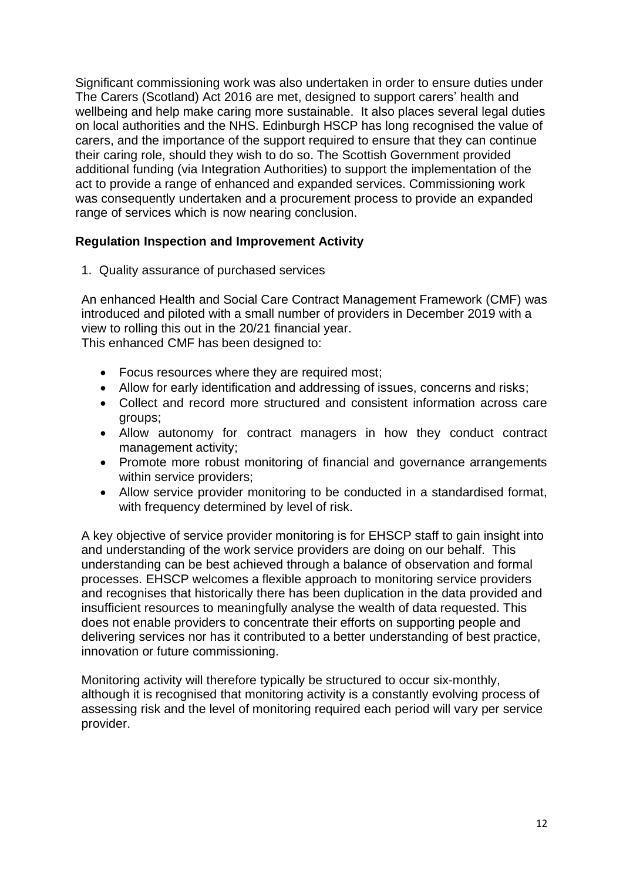Significant commissioning work was also undertaken in order to ensure duties under The Carers (Scotland) Act 2016 are met, designed to support carers' health and wellbeing and help make caring more sustainable. It also places several legal duties on local authorities and the NHS. Edinburgh HSCP has long recognised the value of carers, and the importance of the support required to ensure that they can continue their caring role, should they wish to do so. The Scottish Government provided additional funding (via Integration Authorities) to support the implementation of the act to provide a range of enhanced and expanded services. Commissioning work was consequently undertaken and a procurement process to provide an expanded range of services which is now nearing conclusion.

**Regulation Inspection and Improvement Activity**

1. Quality assurance of purchased services

An enhanced Health and Social Care Contract Management Framework (CMF) was introduced and piloted with a small number of providers in December 2019 with a view to rolling this out in the 20/21 financial year.
This enhanced CMF has been designed to:

- Focus resources where they are required most;
- Allow for early identification and addressing of issues, concerns and risks;
- Collect and record more structured and consistent information across care groups;
- Allow autonomy for contract managers in how they conduct contract management activity;
- Promote more robust monitoring of financial and governance arrangements within service providers;
- Allow service provider monitoring to be conducted in a standardised format, with frequency determined by level of risk.

A key objective of service provider monitoring is for EHSCP staff to gain insight into and understanding of the work service providers are doing on our behalf. This understanding can be best achieved through a balance of observation and formal processes. EHSCP welcomes a flexible approach to monitoring service providers and recognises that historically there has been duplication in the data provided and insufficient resources to meaningfully analyse the wealth of data requested. This does not enable providers to concentrate their efforts on supporting people and delivering services nor has it contributed to a better understanding of best practice, innovation or future commissioning.

Monitoring activity will therefore typically be structured to occur six-monthly, although it is recognised that monitoring activity is a constantly evolving process of assessing risk and the level of monitoring required each period will vary per service provider.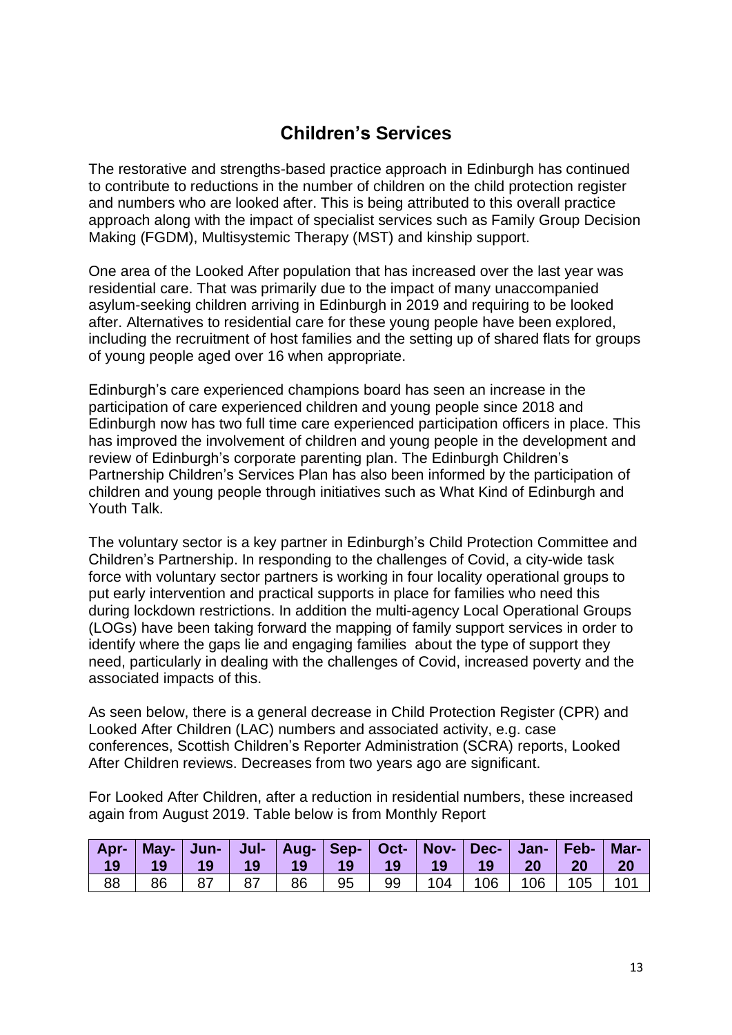# Children's Services

The restorative and strengths-based practice approach in Edinburgh has continued to contribute to reductions in the number of children on the child protection register and numbers who are looked after. This is being attributed to this overall practice approach along with the impact of specialist services such as Family Group Decision Making (FGDM), Multisystemic Therapy (MST) and kinship support.

One area of the Looked After population that has increased over the last year was residential care. That was primarily due to the impact of many unaccompanied asylum-seeking children arriving in Edinburgh in 2019 and requiring to be looked after. Alternatives to residential care for these young people have been explored, including the recruitment of host families and the setting up of shared flats for groups of young people aged over 16 when appropriate.

Edinburgh's care experienced champions board has seen an increase in the participation of care experienced children and young people since 2018 and Edinburgh now has two full time care experienced participation officers in place. This has improved the involvement of children and young people in the development and review of Edinburgh's corporate parenting plan. The Edinburgh Children's Partnership Children's Services Plan has also been informed by the participation of children and young people through initiatives such as What Kind of Edinburgh and Youth Talk.

The voluntary sector is a key partner in Edinburgh's Child Protection Committee and Children's Partnership. In responding to the challenges of Covid, a city-wide task force with voluntary sector partners is working in four locality operational groups to put early intervention and practical supports in place for families who need this during lockdown restrictions. In addition the multi-agency Local Operational Groups (LOGs) have been taking forward the mapping of family support services in order to identify where the gaps lie and engaging families about the type of support they need, particularly in dealing with the challenges of Covid, increased poverty and the associated impacts of this.

As seen below, there is a general decrease in Child Protection Register (CPR) and Looked After Children (LAC) numbers and associated activity, e.g. case conferences, Scottish Children's Reporter Administration (SCRA) reports, Looked After Children reviews. Decreases from two years ago are significant.

For Looked After Children, after a reduction in residential numbers, these increased again from August 2019. Table below is from Monthly Report

| Apr-19 | May-19 | Jun-19 | Jul-19 | Aug-19 | Sep-19 | Oct-19 | Nov-19 | Dec-19 | Jan-20 | Feb-20 | Mar-20 |
|---|---|---|---|---|---|---|---|---|---|---|---|
| 88 | 86 | 87 | 87 | 86 | 95 | 99 | 104 | 106 | 106 | 105 | 101 |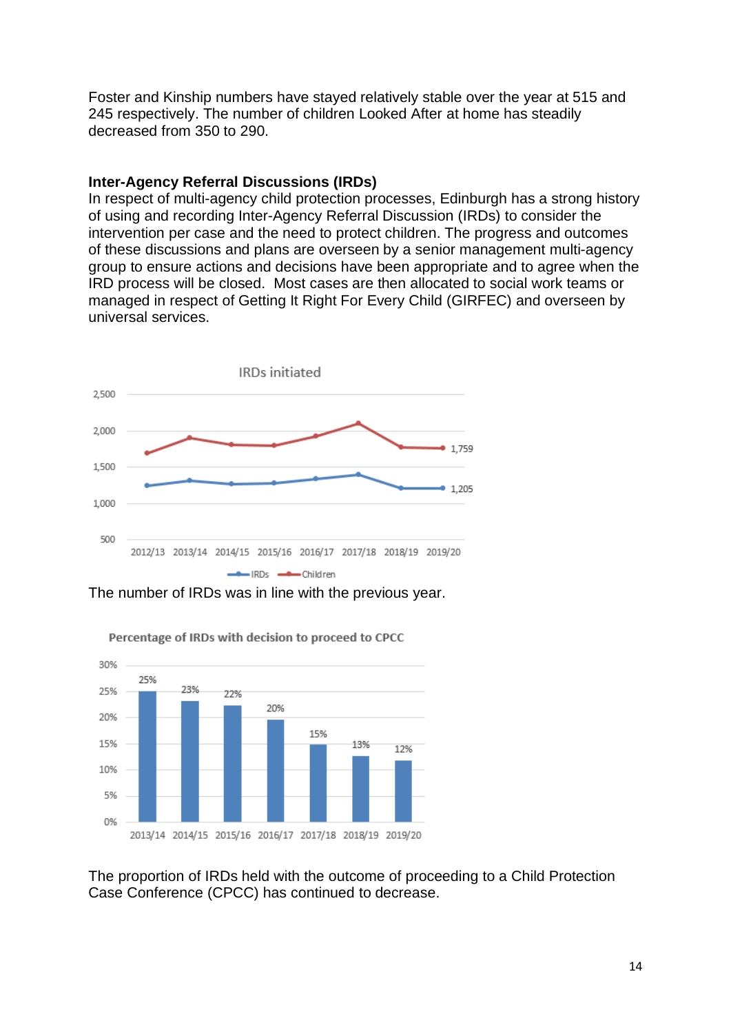Foster and Kinship numbers have stayed relatively stable over the year at 515 and 245 respectively. The number of children Looked After at home has steadily decreased from 350 to 290.

**Inter-Agency Referral Discussions (IRDs)**

In respect of multi-agency child protection processes, Edinburgh has a strong history of using and recording Inter-Agency Referral Discussion (IRDs) to consider the intervention per case and the need to protect children. The progress and outcomes of these discussions and plans are overseen by a senior management multi-agency group to ensure actions and decisions have been appropriate and to agree when the IRD process will be closed. Most cases are then allocated to social work teams or managed in respect of Getting It Right For Every Child (GIRFEC) and overseen by universal services.

IRDs initiated

The number of IRDs was in line with the previous year.

Percentage of IRDs with decision to proceed to CPCC

| 2013/14 | 2014/15 | 2015/16 | 2016/17 | 2017/18 | 2018/19 | 2019/20 |
|---|---|---|---|---|---|---|
| 25% | 23% | 22% | 20% | 15% | 13% | 12% |

The proportion of IRDs held with the outcome of proceeding to a Child Protection Case Conference (CPCC) has continued to decrease.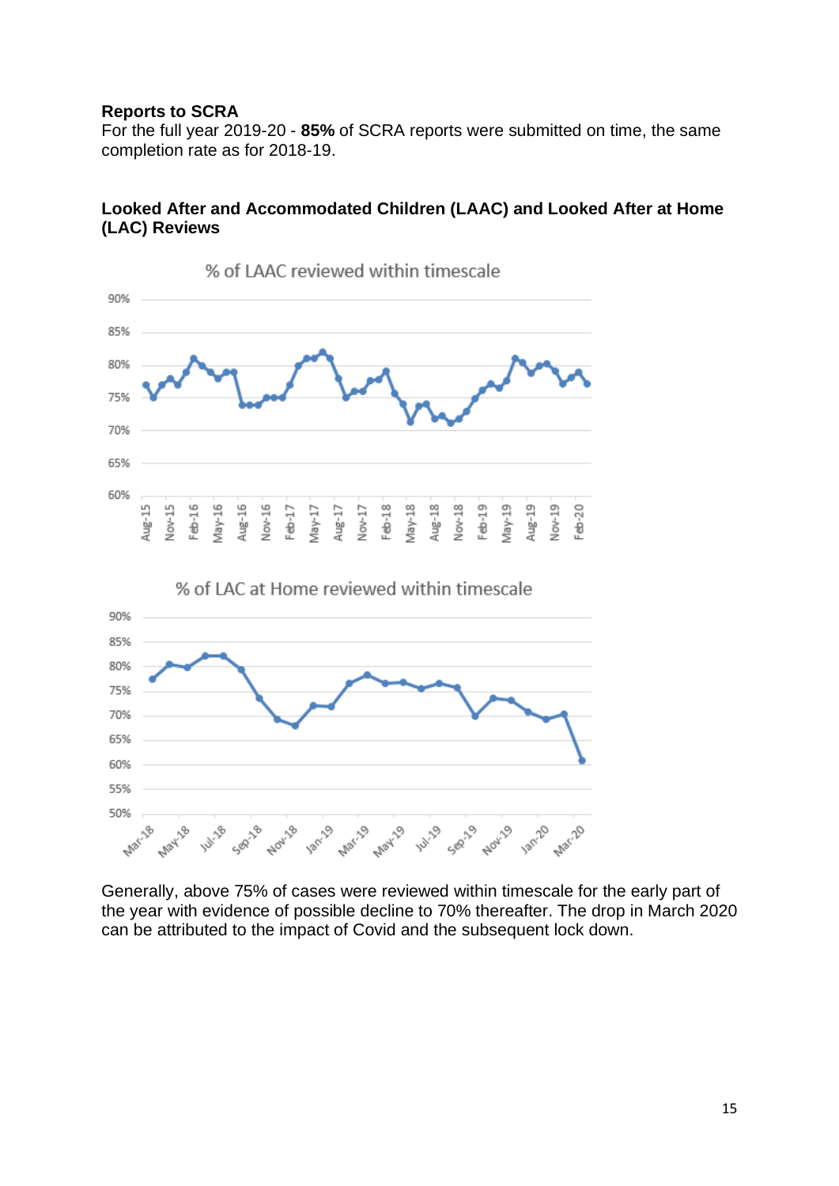**Reports to SCRA**

For the full year 2019-20 - **85%** of SCRA reports were submitted on time, the same completion rate as for 2018-19.

**Looked After and Accommodated Children (LAAC) and Looked After at Home (LAC) Reviews**

Generally, above 75% of cases were reviewed within timescale for the early part of the year with evidence of possible decline to 70% thereafter. The drop in March 2020 can be attributed to the impact of Covid and the subsequent lock down.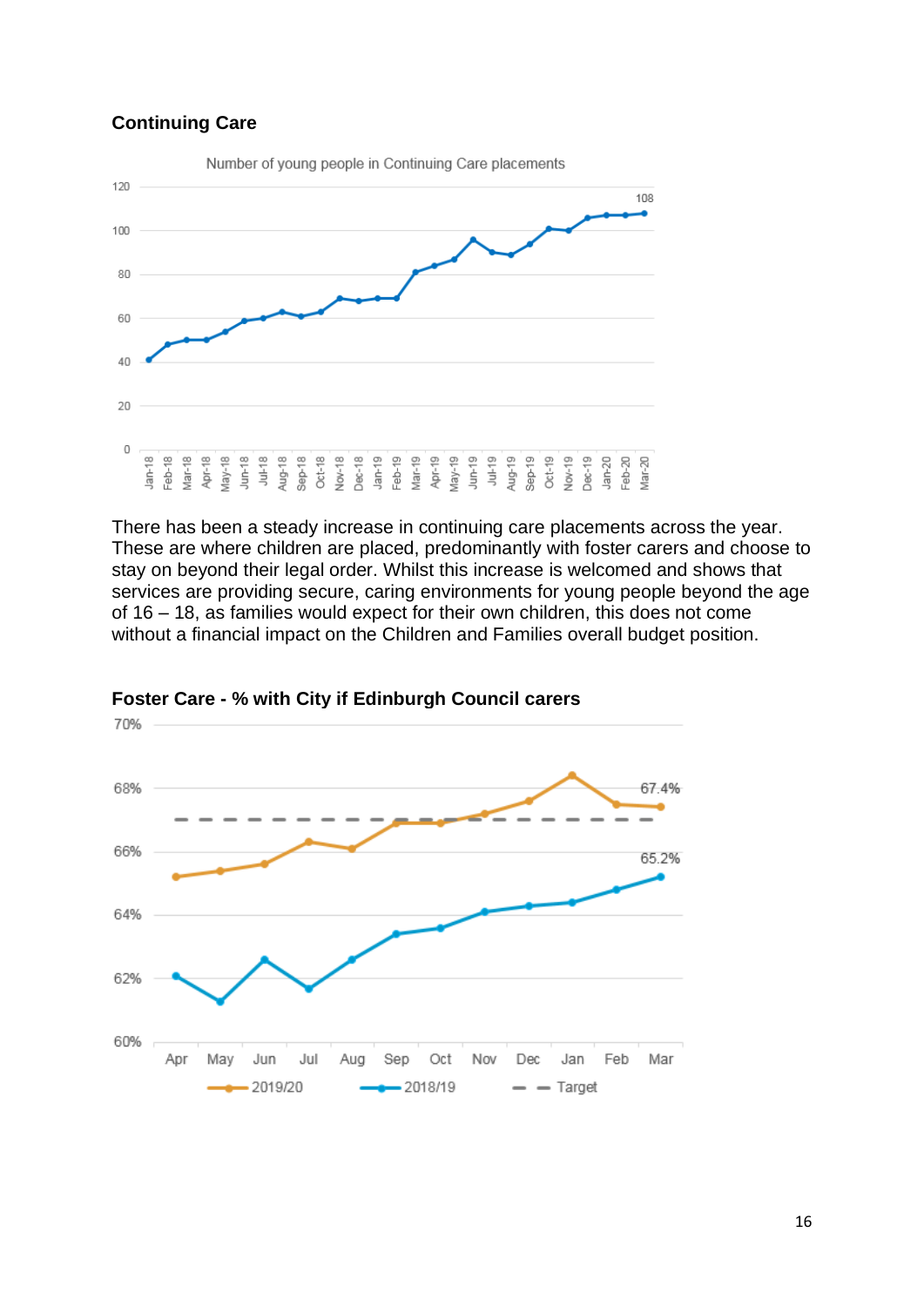**Continuing Care**

There has been a steady increase in continuing care placements across the year. These are where children are placed, predominantly with foster carers and choose to stay on beyond their legal order. Whilst this increase is welcomed and shows that services are providing secure, caring environments for young people beyond the age of 16 – 18, as families would expect for their own children, this does not come without a financial impact on the Children and Families overall budget position.

**Foster Care - % with City if Edinburgh Council carers**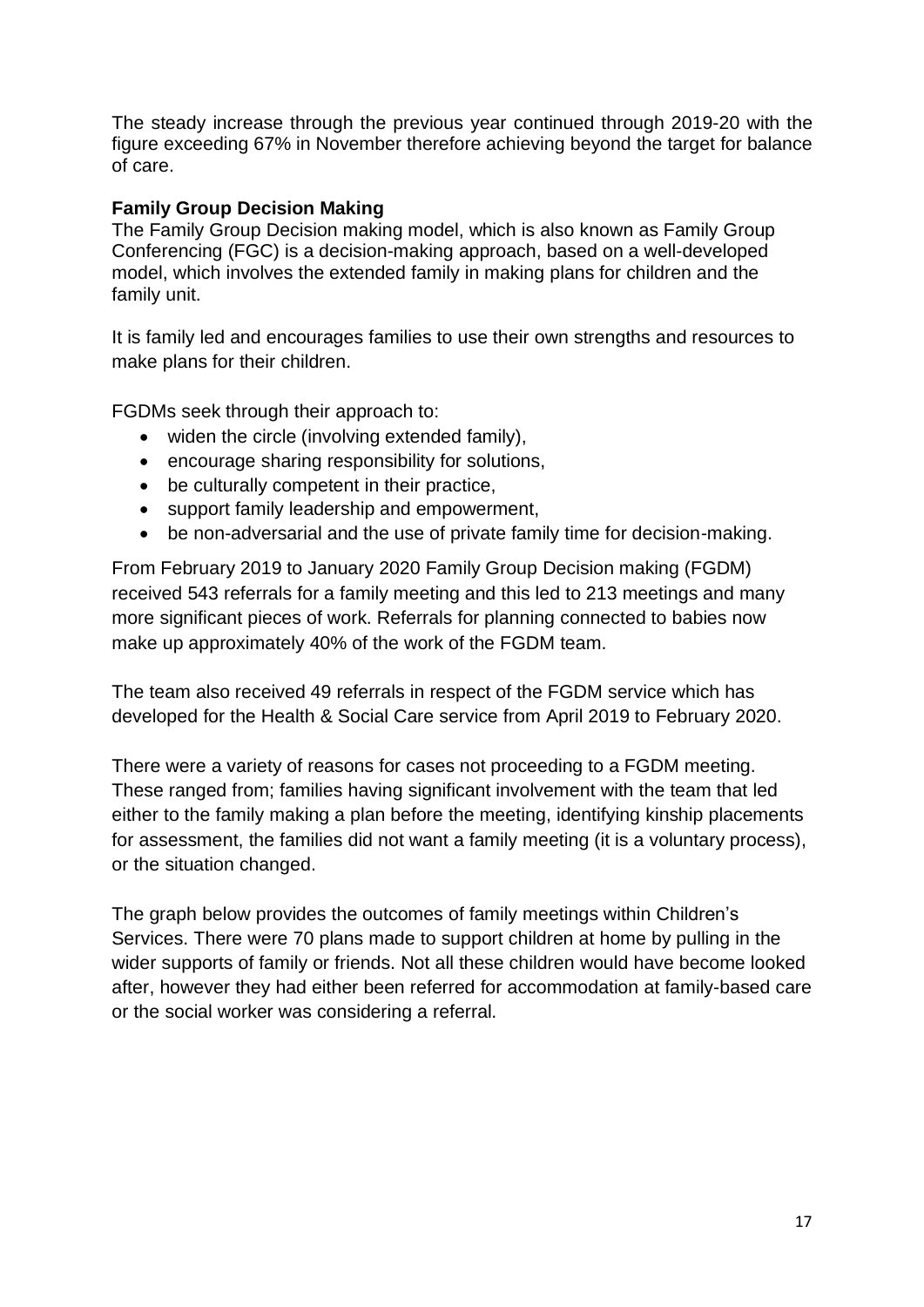The steady increase through the previous year continued through 2019-20 with the figure exceeding 67% in November therefore achieving beyond the target for balance of care.

**Family Group Decision Making**

The Family Group Decision making model, which is also known as Family Group Conferencing (FGC) is a decision-making approach, based on a well-developed model, which involves the extended family in making plans for children and the family unit.

It is family led and encourages families to use their own strengths and resources to make plans for their children.

FGDMs seek through their approach to:

- widen the circle (involving extended family),
- encourage sharing responsibility for solutions,
- be culturally competent in their practice,
- support family leadership and empowerment,
- be non-adversarial and the use of private family time for decision-making.

From February 2019 to January 2020 Family Group Decision making (FGDM) received 543 referrals for a family meeting and this led to 213 meetings and many more significant pieces of work. Referrals for planning connected to babies now make up approximately 40% of the work of the FGDM team.

The team also received 49 referrals in respect of the FGDM service which has developed for the Health & Social Care service from April 2019 to February 2020.

There were a variety of reasons for cases not proceeding to a FGDM meeting. These ranged from; families having significant involvement with the team that led either to the family making a plan before the meeting, identifying kinship placements for assessment, the families did not want a family meeting (it is a voluntary process), or the situation changed.

The graph below provides the outcomes of family meetings within Children's Services. There were 70 plans made to support children at home by pulling in the wider supports of family or friends. Not all these children would have become looked after, however they had either been referred for accommodation at family-based care or the social worker was considering a referral.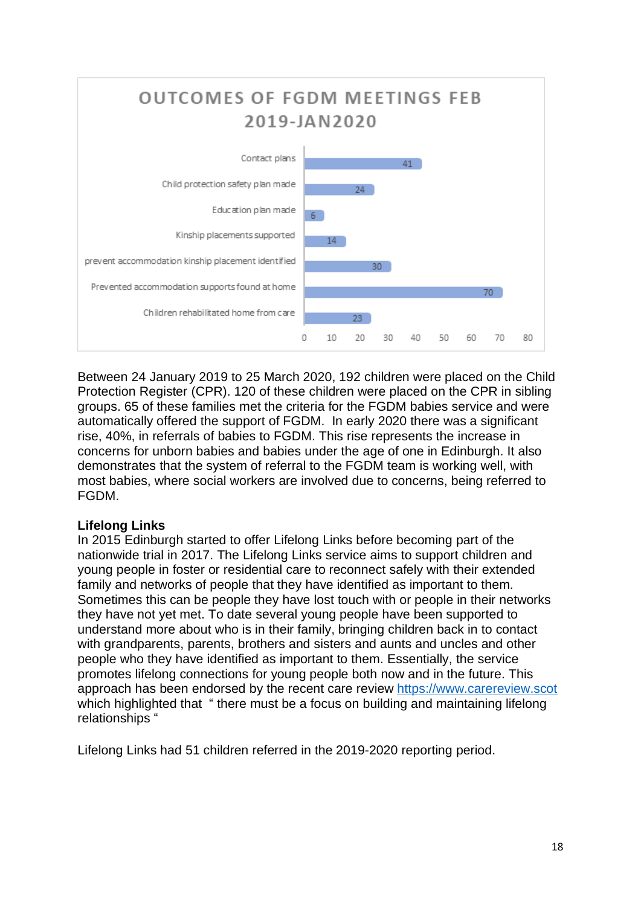**OUTCOMES OF FGDM MEETINGS FEB 2019-JAN2020**

| Outcome | Number |
| --- | --- |
| Contact plans | 41 |
| Child protection safety plan made | 24 |
| Education plan made | 6 |
| Kinship placements supported | 14 |
| prevent accommodation kinship placement identified | 30 |
| Prevented accommodation supports found at home | 70 |
| Children rehabilitated home from care | 23 |

Between 24 January 2019 to 25 March 2020, 192 children were placed on the Child Protection Register (CPR). 120 of these children were placed on the CPR in sibling groups. 65 of these families met the criteria for the FGDM babies service and were automatically offered the support of FGDM. In early 2020 there was a significant rise, 40%, in referrals of babies to FGDM. This rise represents the increase in concerns for unborn babies and babies under the age of one in Edinburgh. It also demonstrates that the system of referral to the FGDM team is working well, with most babies, where social workers are involved due to concerns, being referred to FGDM.

**Lifelong Links**

In 2015 Edinburgh started to offer Lifelong Links before becoming part of the nationwide trial in 2017. The Lifelong Links service aims to support children and young people in foster or residential care to reconnect safely with their extended family and networks of people that they have identified as important to them. Sometimes this can be people they have lost touch with or people in their networks they have not yet met. To date several young people have been supported to understand more about who is in their family, bringing children back in to contact with grandparents, parents, brothers and sisters and aunts and uncles and other people who they have identified as important to them. Essentially, the service promotes lifelong connections for young people both now and in the future. This approach has been endorsed by the recent care review [https://www.carereview.scot](https://www.carereview.scot) which highlighted that " there must be a focus on building and maintaining lifelong relationships "

Lifelong Links had 51 children referred in the 2019-2020 reporting period.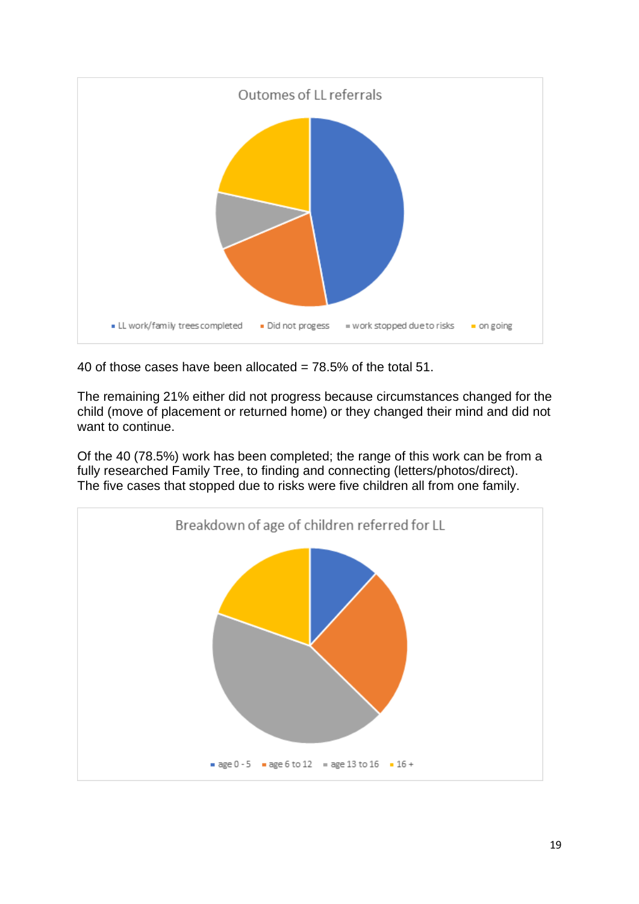Outomes of LL referrals

- LL work/family trees completed
- Did not progess
- work stopped due to risks
- on going

40 of those cases have been allocated = 78.5% of the total 51.

The remaining 21% either did not progress because circumstances changed for the child (move of placement or returned home) or they changed their mind and did not want to continue.

Of the 40 (78.5%) work has been completed; the range of this work can be from a fully researched Family Tree, to finding and connecting (letters/photos/direct). The five cases that stopped due to risks were five children all from one family.

Breakdown of age of children referred for LL

- age 0 - 5
- age 6 to 12
- age 13 to 16
- 16 +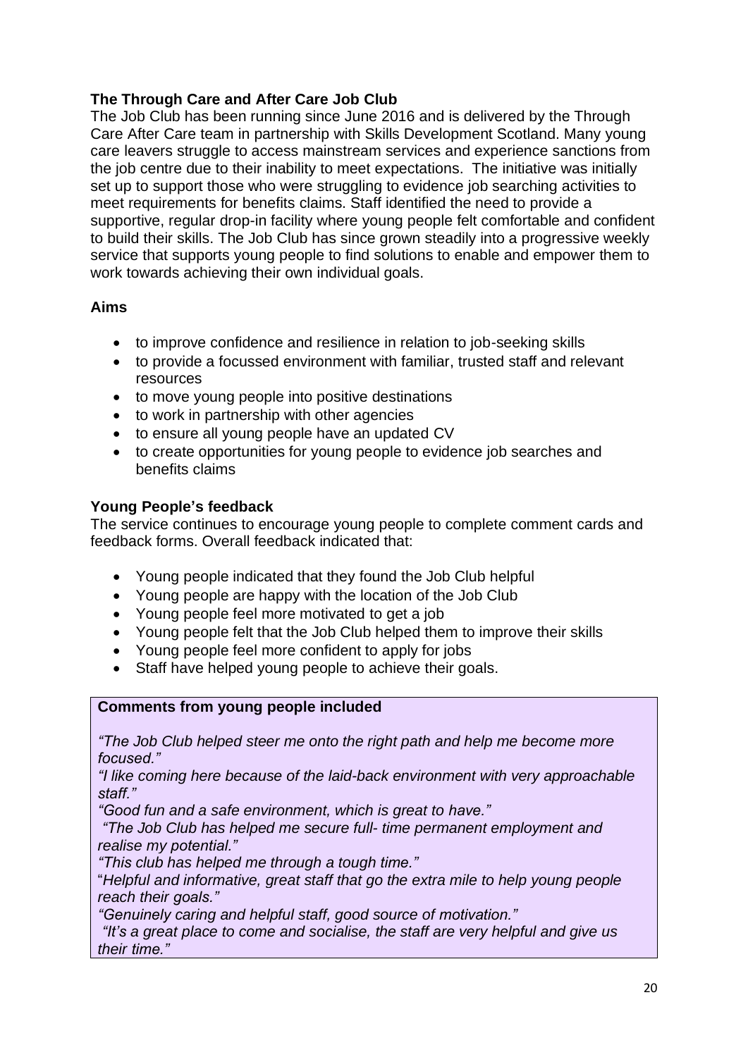**The Through Care and After Care Job Club**

The Job Club has been running since June 2016 and is delivered by the Through Care After Care team in partnership with Skills Development Scotland. Many young care leavers struggle to access mainstream services and experience sanctions from the job centre due to their inability to meet expectations. The initiative was initially set up to support those who were struggling to evidence job searching activities to meet requirements for benefits claims. Staff identified the need to provide a supportive, regular drop-in facility where young people felt comfortable and confident to build their skills. The Job Club has since grown steadily into a progressive weekly service that supports young people to find solutions to enable and empower them to work towards achieving their own individual goals.

**Aims**

- to improve confidence and resilience in relation to job-seeking skills
- to provide a focussed environment with familiar, trusted staff and relevant resources
- to move young people into positive destinations
- to work in partnership with other agencies
- to ensure all young people have an updated CV
- to create opportunities for young people to evidence job searches and benefits claims

**Young People's feedback**

The service continues to encourage young people to complete comment cards and feedback forms. Overall feedback indicated that:

- Young people indicated that they found the Job Club helpful
- Young people are happy with the location of the Job Club
- Young people feel more motivated to get a job
- Young people felt that the Job Club helped them to improve their skills
- Young people feel more confident to apply for jobs
- Staff have helped young people to achieve their goals.

**Comments from young people included**

*"The Job Club helped steer me onto the right path and help me become more focused."*

*"I like coming here because of the laid-back environment with very approachable staff."*

*"Good fun and a safe environment, which is great to have."*

*"The Job Club has helped me secure full- time permanent employment and realise my potential."*

*"This club has helped me through a tough time."*

*"Helpful and informative, great staff that go the extra mile to help young people reach their goals."*

*"Genuinely caring and helpful staff, good source of motivation."*

*"It's a great place to come and socialise, the staff are very helpful and give us their time."*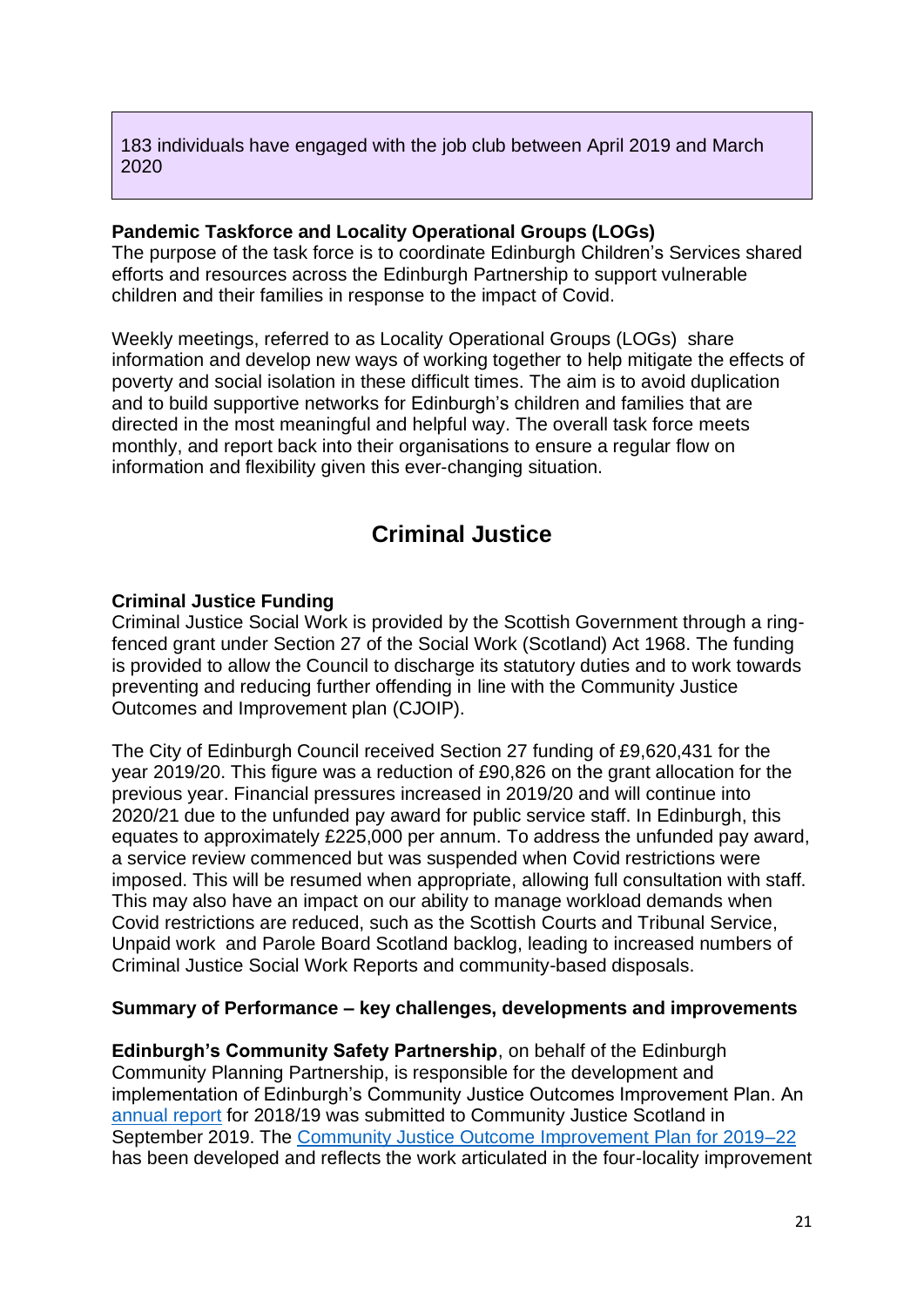183 individuals have engaged with the job club between April 2019 and March 2020

**Pandemic Taskforce and Locality Operational Groups (LOGs)**
The purpose of the task force is to coordinate Edinburgh Children's Services shared efforts and resources across the Edinburgh Partnership to support vulnerable children and their families in response to the impact of Covid.

Weekly meetings, referred to as Locality Operational Groups (LOGs) share information and develop new ways of working together to help mitigate the effects of poverty and social isolation in these difficult times. The aim is to avoid duplication and to build supportive networks for Edinburgh's children and families that are directed in the most meaningful and helpful way. The overall task force meets monthly, and report back into their organisations to ensure a regular flow on information and flexibility given this ever-changing situation.

## Criminal Justice

**Criminal Justice Funding**
Criminal Justice Social Work is provided by the Scottish Government through a ring-fenced grant under Section 27 of the Social Work (Scotland) Act 1968. The funding is provided to allow the Council to discharge its statutory duties and to work towards preventing and reducing further offending in line with the Community Justice Outcomes and Improvement plan (CJOIP).

The City of Edinburgh Council received Section 27 funding of £9,620,431 for the year 2019/20. This figure was a reduction of £90,826 on the grant allocation for the previous year. Financial pressures increased in 2019/20 and will continue into 2020/21 due to the unfunded pay award for public service staff. In Edinburgh, this equates to approximately £225,000 per annum. To address the unfunded pay award, a service review commenced but was suspended when Covid restrictions were imposed. This will be resumed when appropriate, allowing full consultation with staff. This may also have an impact on our ability to manage workload demands when Covid restrictions are reduced, such as the Scottish Courts and Tribunal Service, Unpaid work and Parole Board Scotland backlog, leading to increased numbers of Criminal Justice Social Work Reports and community-based disposals.

**Summary of Performance – key challenges, developments and improvements**

**Edinburgh's Community Safety Partnership**, on behalf of the Edinburgh Community Planning Partnership, is responsible for the development and implementation of Edinburgh's Community Justice Outcomes Improvement Plan. An annual report for 2018/19 was submitted to Community Justice Scotland in September 2019. The Community Justice Outcome Improvement Plan for 2019–22 has been developed and reflects the work articulated in the four-locality improvement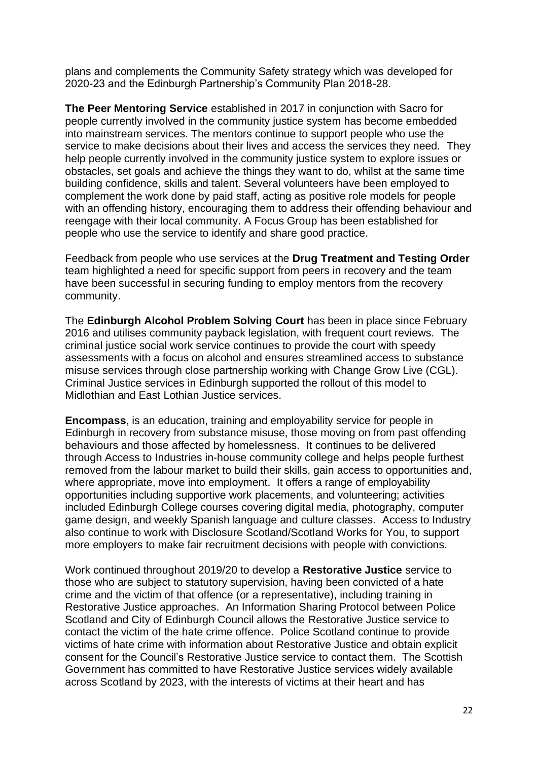plans and complements the Community Safety strategy which was developed for 2020-23 and the Edinburgh Partnership's Community Plan 2018-28.

**The Peer Mentoring Service** established in 2017 in conjunction with Sacro for people currently involved in the community justice system has become embedded into mainstream services. The mentors continue to support people who use the service to make decisions about their lives and access the services they need. They help people currently involved in the community justice system to explore issues or obstacles, set goals and achieve the things they want to do, whilst at the same time building confidence, skills and talent. Several volunteers have been employed to complement the work done by paid staff, acting as positive role models for people with an offending history, encouraging them to address their offending behaviour and reengage with their local community. A Focus Group has been established for people who use the service to identify and share good practice.

Feedback from people who use services at the **Drug Treatment and Testing Order** team highlighted a need for specific support from peers in recovery and the team have been successful in securing funding to employ mentors from the recovery community.

The **Edinburgh Alcohol Problem Solving Court** has been in place since February 2016 and utilises community payback legislation, with frequent court reviews. The criminal justice social work service continues to provide the court with speedy assessments with a focus on alcohol and ensures streamlined access to substance misuse services through close partnership working with Change Grow Live (CGL). Criminal Justice services in Edinburgh supported the rollout of this model to Midlothian and East Lothian Justice services.

**Encompass**, is an education, training and employability service for people in Edinburgh in recovery from substance misuse, those moving on from past offending behaviours and those affected by homelessness. It continues to be delivered through Access to Industries in-house community college and helps people furthest removed from the labour market to build their skills, gain access to opportunities and, where appropriate, move into employment. It offers a range of employability opportunities including supportive work placements, and volunteering; activities included Edinburgh College courses covering digital media, photography, computer game design, and weekly Spanish language and culture classes. Access to Industry also continue to work with Disclosure Scotland/Scotland Works for You, to support more employers to make fair recruitment decisions with people with convictions.

Work continued throughout 2019/20 to develop a **Restorative Justice** service to those who are subject to statutory supervision, having been convicted of a hate crime and the victim of that offence (or a representative), including training in Restorative Justice approaches. An Information Sharing Protocol between Police Scotland and City of Edinburgh Council allows the Restorative Justice service to contact the victim of the hate crime offence. Police Scotland continue to provide victims of hate crime with information about Restorative Justice and obtain explicit consent for the Council's Restorative Justice service to contact them. The Scottish Government has committed to have Restorative Justice services widely available across Scotland by 2023, with the interests of victims at their heart and has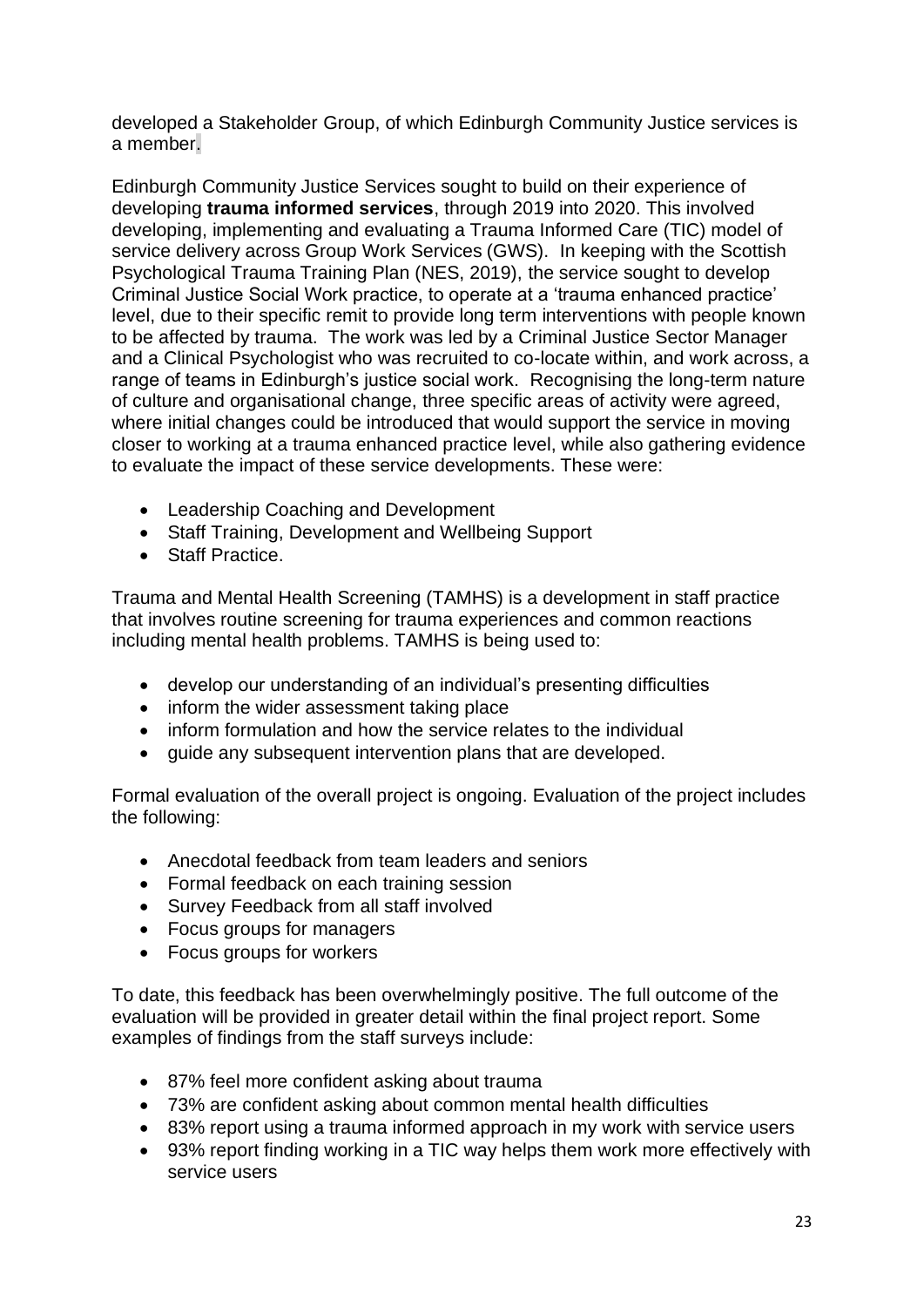developed a Stakeholder Group, of which Edinburgh Community Justice services is a member.

Edinburgh Community Justice Services sought to build on their experience of developing **trauma informed services**, through 2019 into 2020. This involved developing, implementing and evaluating a Trauma Informed Care (TIC) model of service delivery across Group Work Services (GWS). In keeping with the Scottish Psychological Trauma Training Plan (NES, 2019), the service sought to develop Criminal Justice Social Work practice, to operate at a 'trauma enhanced practice' level, due to their specific remit to provide long term interventions with people known to be affected by trauma. The work was led by a Criminal Justice Sector Manager and a Clinical Psychologist who was recruited to co-locate within, and work across, a range of teams in Edinburgh's justice social work. Recognising the long-term nature of culture and organisational change, three specific areas of activity were agreed, where initial changes could be introduced that would support the service in moving closer to working at a trauma enhanced practice level, while also gathering evidence to evaluate the impact of these service developments. These were:

- Leadership Coaching and Development
- Staff Training, Development and Wellbeing Support
- Staff Practice.

Trauma and Mental Health Screening (TAMHS) is a development in staff practice that involves routine screening for trauma experiences and common reactions including mental health problems. TAMHS is being used to:

- develop our understanding of an individual's presenting difficulties
- inform the wider assessment taking place
- inform formulation and how the service relates to the individual
- guide any subsequent intervention plans that are developed.

Formal evaluation of the overall project is ongoing. Evaluation of the project includes the following:

- Anecdotal feedback from team leaders and seniors
- Formal feedback on each training session
- Survey Feedback from all staff involved
- Focus groups for managers
- Focus groups for workers

To date, this feedback has been overwhelmingly positive. The full outcome of the evaluation will be provided in greater detail within the final project report. Some examples of findings from the staff surveys include:

- 87% feel more confident asking about trauma
- 73% are confident asking about common mental health difficulties
- 83% report using a trauma informed approach in my work with service users
- 93% report finding working in a TIC way helps them work more effectively with service users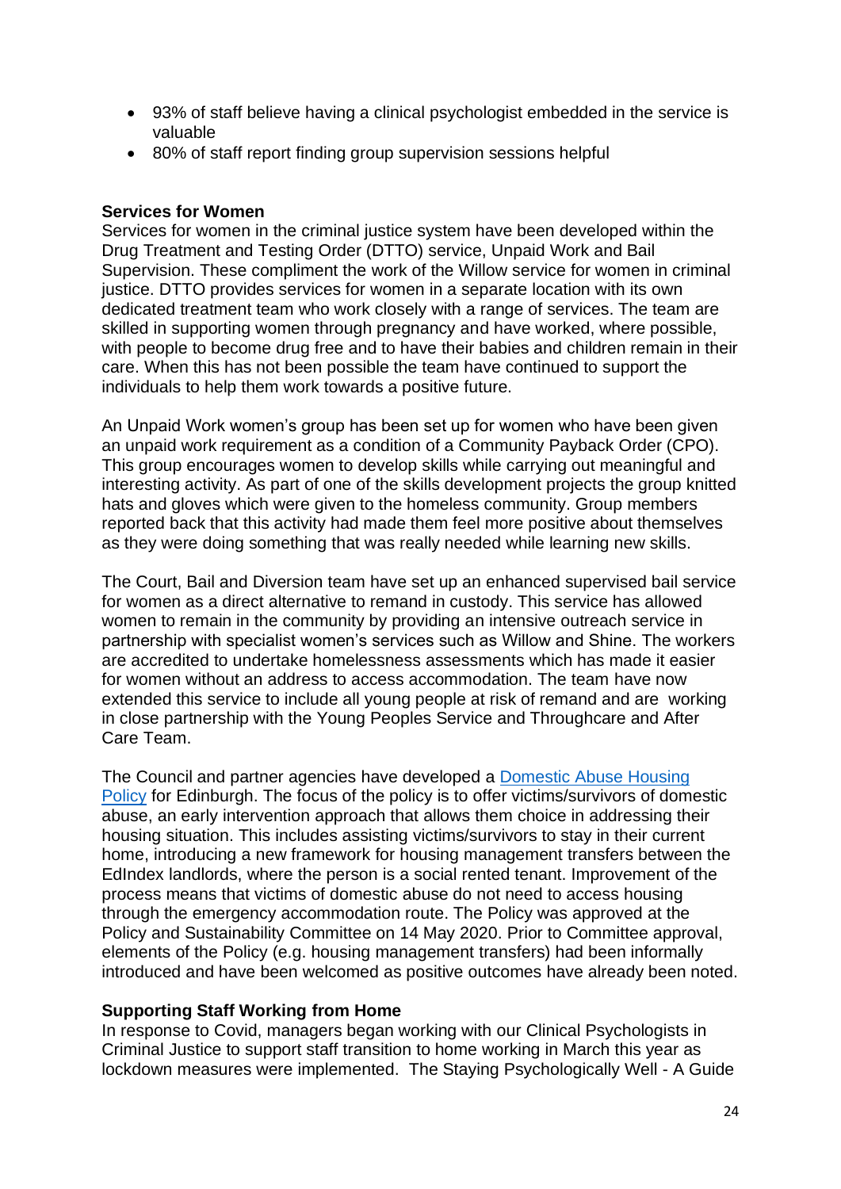- 93% of staff believe having a clinical psychologist embedded in the service is valuable
- 80% of staff report finding group supervision sessions helpful

**Services for Women**

Services for women in the criminal justice system have been developed within the Drug Treatment and Testing Order (DTTO) service, Unpaid Work and Bail Supervision. These compliment the work of the Willow service for women in criminal justice. DTTO provides services for women in a separate location with its own dedicated treatment team who work closely with a range of services. The team are skilled in supporting women through pregnancy and have worked, where possible, with people to become drug free and to have their babies and children remain in their care. When this has not been possible the team have continued to support the individuals to help them work towards a positive future.

An Unpaid Work women's group has been set up for women who have been given an unpaid work requirement as a condition of a Community Payback Order (CPO). This group encourages women to develop skills while carrying out meaningful and interesting activity. As part of one of the skills development projects the group knitted hats and gloves which were given to the homeless community. Group members reported back that this activity had made them feel more positive about themselves as they were doing something that was really needed while learning new skills.

The Court, Bail and Diversion team have set up an enhanced supervised bail service for women as a direct alternative to remand in custody. This service has allowed women to remain in the community by providing an intensive outreach service in partnership with specialist women's services such as Willow and Shine. The workers are accredited to undertake homelessness assessments which has made it easier for women without an address to access accommodation. The team have now extended this service to include all young people at risk of remand and are working in close partnership with the Young Peoples Service and Throughcare and After Care Team.

The Council and partner agencies have developed a Domestic Abuse Housing Policy for Edinburgh. The focus of the policy is to offer victims/survivors of domestic abuse, an early intervention approach that allows them choice in addressing their housing situation. This includes assisting victims/survivors to stay in their current home, introducing a new framework for housing management transfers between the EdIndex landlords, where the person is a social rented tenant. Improvement of the process means that victims of domestic abuse do not need to access housing through the emergency accommodation route. The Policy was approved at the Policy and Sustainability Committee on 14 May 2020. Prior to Committee approval, elements of the Policy (e.g. housing management transfers) had been informally introduced and have been welcomed as positive outcomes have already been noted.

**Supporting Staff Working from Home**

In response to Covid, managers began working with our Clinical Psychologists in Criminal Justice to support staff transition to home working in March this year as lockdown measures were implemented. The Staying Psychologically Well - A Guide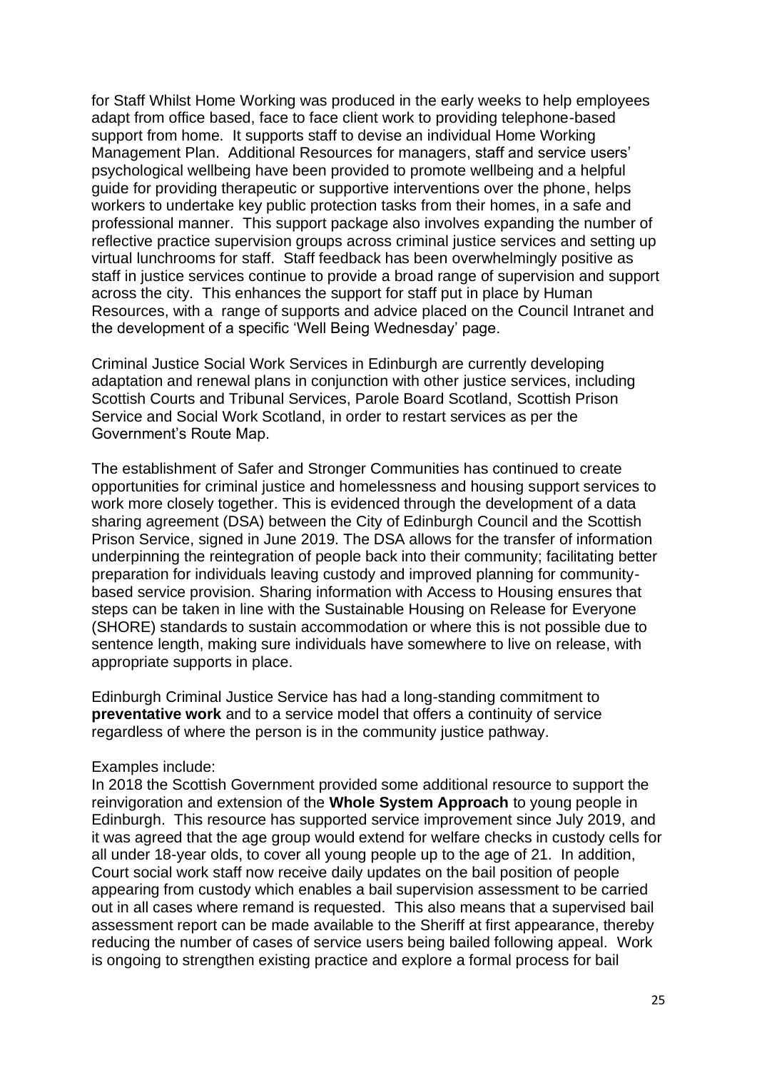for Staff Whilst Home Working was produced in the early weeks to help employees adapt from office based, face to face client work to providing telephone-based support from home. It supports staff to devise an individual Home Working Management Plan. Additional Resources for managers, staff and service users' psychological wellbeing have been provided to promote wellbeing and a helpful guide for providing therapeutic or supportive interventions over the phone, helps workers to undertake key public protection tasks from their homes, in a safe and professional manner. This support package also involves expanding the number of reflective practice supervision groups across criminal justice services and setting up virtual lunchrooms for staff. Staff feedback has been overwhelmingly positive as staff in justice services continue to provide a broad range of supervision and support across the city. This enhances the support for staff put in place by Human Resources, with a range of supports and advice placed on the Council Intranet and the development of a specific 'Well Being Wednesday' page.

Criminal Justice Social Work Services in Edinburgh are currently developing adaptation and renewal plans in conjunction with other justice services, including Scottish Courts and Tribunal Services, Parole Board Scotland, Scottish Prison Service and Social Work Scotland, in order to restart services as per the Government's Route Map.

The establishment of Safer and Stronger Communities has continued to create opportunities for criminal justice and homelessness and housing support services to work more closely together. This is evidenced through the development of a data sharing agreement (DSA) between the City of Edinburgh Council and the Scottish Prison Service, signed in June 2019. The DSA allows for the transfer of information underpinning the reintegration of people back into their community; facilitating better preparation for individuals leaving custody and improved planning for community-based service provision. Sharing information with Access to Housing ensures that steps can be taken in line with the Sustainable Housing on Release for Everyone (SHORE) standards to sustain accommodation or where this is not possible due to sentence length, making sure individuals have somewhere to live on release, with appropriate supports in place.

Edinburgh Criminal Justice Service has had a long-standing commitment to **preventative work** and to a service model that offers a continuity of service regardless of where the person is in the community justice pathway.

Examples include:
In 2018 the Scottish Government provided some additional resource to support the reinvigoration and extension of the **Whole System Approach** to young people in Edinburgh. This resource has supported service improvement since July 2019, and it was agreed that the age group would extend for welfare checks in custody cells for all under 18-year olds, to cover all young people up to the age of 21. In addition, Court social work staff now receive daily updates on the bail position of people appearing from custody which enables a bail supervision assessment to be carried out in all cases where remand is requested. This also means that a supervised bail assessment report can be made available to the Sheriff at first appearance, thereby reducing the number of cases of service users being bailed following appeal. Work is ongoing to strengthen existing practice and explore a formal process for bail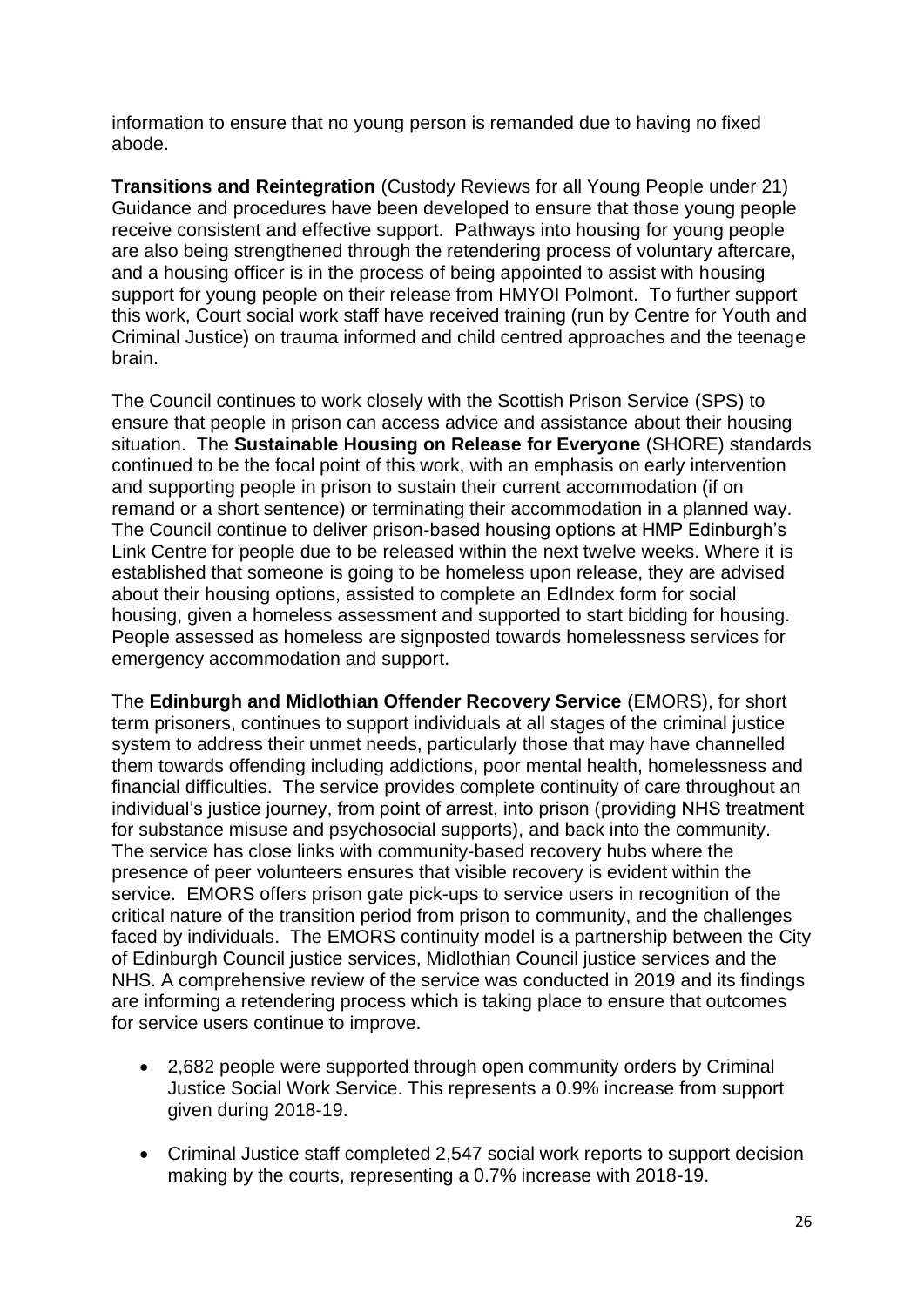information to ensure that no young person is remanded due to having no fixed abode.

**Transitions and Reintegration** (Custody Reviews for all Young People under 21) Guidance and procedures have been developed to ensure that those young people receive consistent and effective support. Pathways into housing for young people are also being strengthened through the retendering process of voluntary aftercare, and a housing officer is in the process of being appointed to assist with housing support for young people on their release from HMYOI Polmont. To further support this work, Court social work staff have received training (run by Centre for Youth and Criminal Justice) on trauma informed and child centred approaches and the teenage brain.

The Council continues to work closely with the Scottish Prison Service (SPS) to ensure that people in prison can access advice and assistance about their housing situation. The **Sustainable Housing on Release for Everyone** (SHORE) standards continued to be the focal point of this work, with an emphasis on early intervention and supporting people in prison to sustain their current accommodation (if on remand or a short sentence) or terminating their accommodation in a planned way. The Council continue to deliver prison-based housing options at HMP Edinburgh's Link Centre for people due to be released within the next twelve weeks. Where it is established that someone is going to be homeless upon release, they are advised about their housing options, assisted to complete an EdIndex form for social housing, given a homeless assessment and supported to start bidding for housing. People assessed as homeless are signposted towards homelessness services for emergency accommodation and support.

The **Edinburgh and Midlothian Offender Recovery Service** (EMORS), for short term prisoners, continues to support individuals at all stages of the criminal justice system to address their unmet needs, particularly those that may have channelled them towards offending including addictions, poor mental health, homelessness and financial difficulties. The service provides complete continuity of care throughout an individual's justice journey, from point of arrest, into prison (providing NHS treatment for substance misuse and psychosocial supports), and back into the community. The service has close links with community-based recovery hubs where the presence of peer volunteers ensures that visible recovery is evident within the service. EMORS offers prison gate pick-ups to service users in recognition of the critical nature of the transition period from prison to community, and the challenges faced by individuals. The EMORS continuity model is a partnership between the City of Edinburgh Council justice services, Midlothian Council justice services and the NHS. A comprehensive review of the service was conducted in 2019 and its findings are informing a retendering process which is taking place to ensure that outcomes for service users continue to improve.

- 2,682 people were supported through open community orders by Criminal Justice Social Work Service. This represents a 0.9% increase from support given during 2018-19.

- Criminal Justice staff completed 2,547 social work reports to support decision making by the courts, representing a 0.7% increase with 2018-19.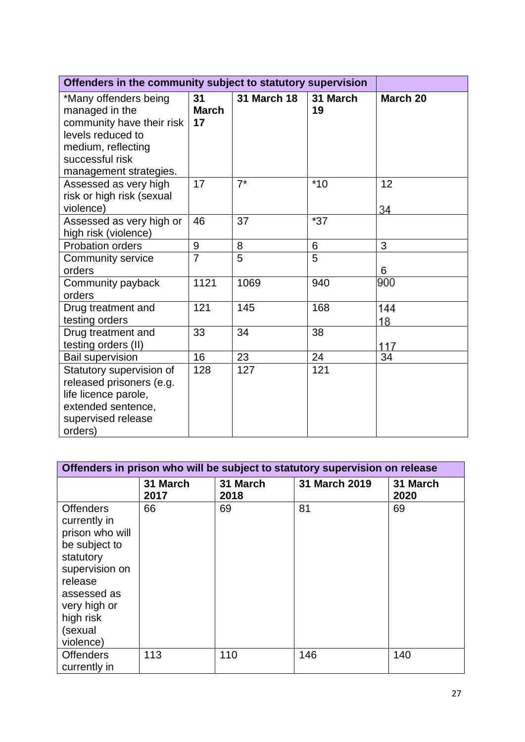| Offenders in the community subject to statutory supervision | | | | |
|---|---|---|---|---|
| *Many offenders being managed in the community have their risk levels reduced to medium, reflecting successful risk management strategies. | **31 March 17** | **31 March 18** | **31 March 19** | **March 20** |
| Assessed as very high risk or high risk (sexual violence) | 17 | 7* | *10 | 12<br>34 |
| Assessed as very high or high risk (violence) | 46 | 37 | *37 | |
| Probation orders | 9 | 8 | 6 | 3 |
| Community service orders | 7 | 5 | 5 | 6 |
| Community payback orders | 1121 | 1069 | 940 | 900 |
| Drug treatment and testing orders | 121 | 145 | 168 | 144<br>18 |
| Drug treatment and testing orders (II) | 33 | 34 | 38 | 117 |
| Bail supervision | 16 | 23 | 24 | 34 |
| Statutory supervision of released prisoners (e.g. life licence parole, extended sentence, supervised release orders) | 128 | 127 | 121 | |

| Offenders in prison who will be subject to statutory supervision on release | | | | |
|---|---|---|---|---|
| | **31 March 2017** | **31 March 2018** | **31 March 2019** | **31 March 2020** |
| Offenders currently in prison who will be subject to statutory supervision on release assessed as very high or high risk (sexual violence) | 66 | 69 | 81 | 69 |
| Offenders currently in | 113 | 110 | 146 | 140 |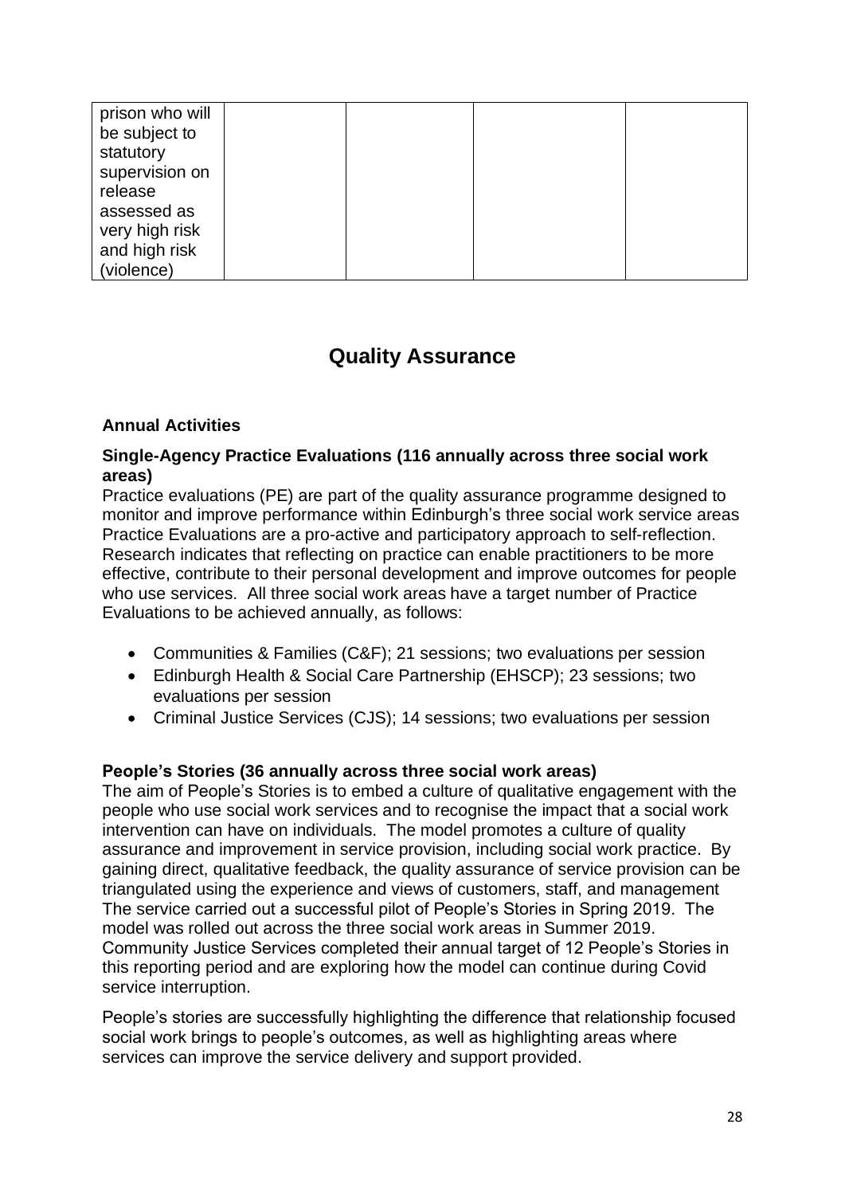| prison who will be subject to statutory supervision on release assessed as very high risk and high risk (violence) | | | | |
|---|---|---|---|---|

## Quality Assurance

### Annual Activities

#### Single-Agency Practice Evaluations (116 annually across three social work areas)

Practice evaluations (PE) are part of the quality assurance programme designed to monitor and improve performance within Edinburgh's three social work service areas Practice Evaluations are a pro-active and participatory approach to self-reflection. Research indicates that reflecting on practice can enable practitioners to be more effective, contribute to their personal development and improve outcomes for people who use services. All three social work areas have a target number of Practice Evaluations to be achieved annually, as follows:

- Communities & Families (C&F); 21 sessions; two evaluations per session
- Edinburgh Health & Social Care Partnership (EHSCP); 23 sessions; two evaluations per session
- Criminal Justice Services (CJS); 14 sessions; two evaluations per session

#### People's Stories (36 annually across three social work areas)

The aim of People's Stories is to embed a culture of qualitative engagement with the people who use social work services and to recognise the impact that a social work intervention can have on individuals. The model promotes a culture of quality assurance and improvement in service provision, including social work practice. By gaining direct, qualitative feedback, the quality assurance of service provision can be triangulated using the experience and views of customers, staff, and management The service carried out a successful pilot of People's Stories in Spring 2019. The model was rolled out across the three social work areas in Summer 2019. Community Justice Services completed their annual target of 12 People's Stories in this reporting period and are exploring how the model can continue during Covid service interruption.

People's stories are successfully highlighting the difference that relationship focused social work brings to people's outcomes, as well as highlighting areas where services can improve the service delivery and support provided.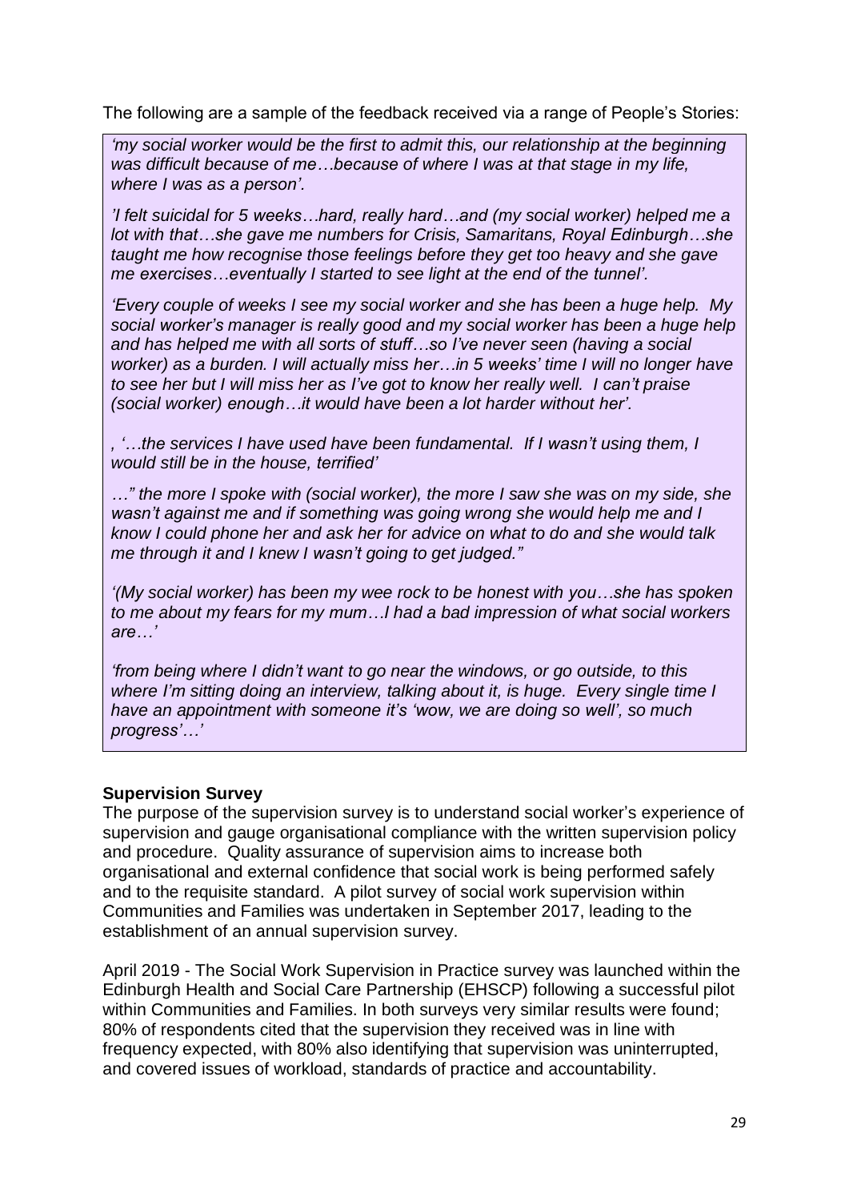The following are a sample of the feedback received via a range of People's Stories:

> *'my social worker would be the first to admit this, our relationship at the beginning was difficult because of me…because of where I was at that stage in my life, where I was as a person'.*
>
> *'I felt suicidal for 5 weeks…hard, really hard…and (my social worker) helped me a lot with that…she gave me numbers for Crisis, Samaritans, Royal Edinburgh…she taught me how recognise those feelings before they get too heavy and she gave me exercises…eventually I started to see light at the end of the tunnel'.*
>
> *'Every couple of weeks I see my social worker and she has been a huge help. My social worker's manager is really good and my social worker has been a huge help and has helped me with all sorts of stuff…so I've never seen (having a social worker) as a burden. I will actually miss her…in 5 weeks' time I will no longer have to see her but I will miss her as I've got to know her really well. I can't praise (social worker) enough…it would have been a lot harder without her'.*
>
> *, '…the services I have used have been fundamental. If I wasn't using them, I would still be in the house, terrified'*
>
> *…" the more I spoke with (social worker), the more I saw she was on my side, she wasn't against me and if something was going wrong she would help me and I know I could phone her and ask her for advice on what to do and she would talk me through it and I knew I wasn't going to get judged."*
>
> *'(My social worker) has been my wee rock to be honest with you…she has spoken to me about my fears for my mum…I had a bad impression of what social workers are…'*
>
> *'from being where I didn't want to go near the windows, or go outside, to this where I'm sitting doing an interview, talking about it, is huge. Every single time I have an appointment with someone it's 'wow, we are doing so well', so much progress'…'*

**Supervision Survey**

The purpose of the supervision survey is to understand social worker's experience of supervision and gauge organisational compliance with the written supervision policy and procedure. Quality assurance of supervision aims to increase both organisational and external confidence that social work is being performed safely and to the requisite standard. A pilot survey of social work supervision within Communities and Families was undertaken in September 2017, leading to the establishment of an annual supervision survey.

April 2019 - The Social Work Supervision in Practice survey was launched within the Edinburgh Health and Social Care Partnership (EHSCP) following a successful pilot within Communities and Families. In both surveys very similar results were found; 80% of respondents cited that the supervision they received was in line with frequency expected, with 80% also identifying that supervision was uninterrupted, and covered issues of workload, standards of practice and accountability.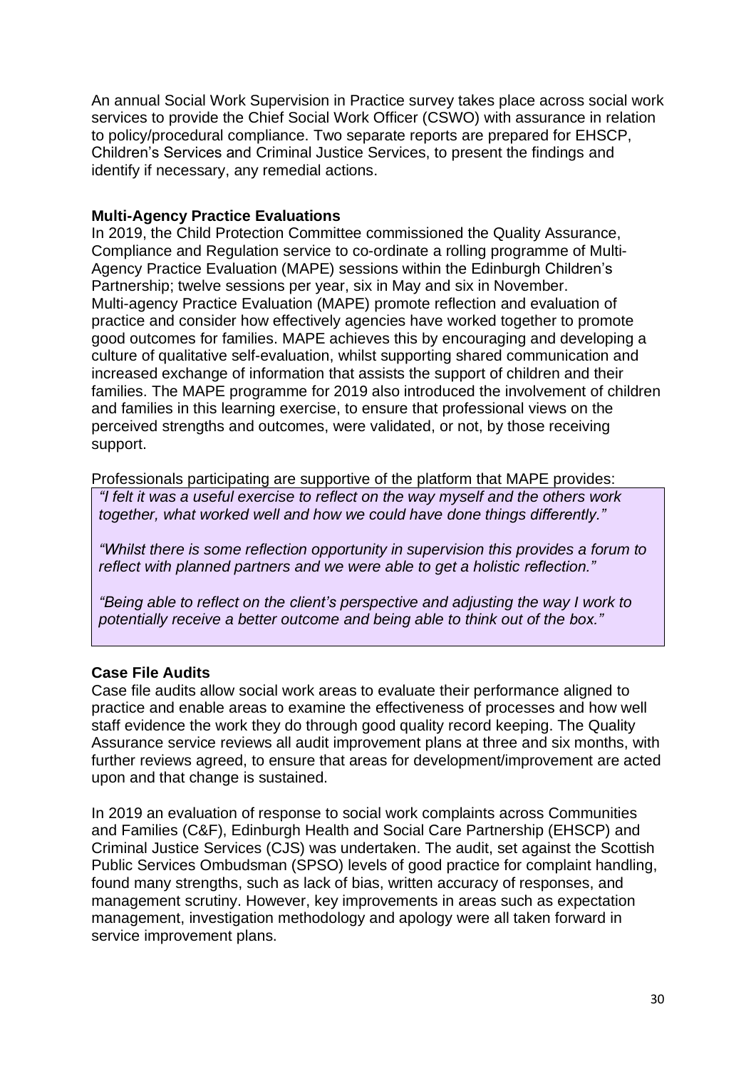An annual Social Work Supervision in Practice survey takes place across social work services to provide the Chief Social Work Officer (CSWO) with assurance in relation to policy/procedural compliance. Two separate reports are prepared for EHSCP, Children's Services and Criminal Justice Services, to present the findings and identify if necessary, any remedial actions.

**Multi-Agency Practice Evaluations**

In 2019, the Child Protection Committee commissioned the Quality Assurance, Compliance and Regulation service to co-ordinate a rolling programme of Multi-Agency Practice Evaluation (MAPE) sessions within the Edinburgh Children's Partnership; twelve sessions per year, six in May and six in November. Multi-agency Practice Evaluation (MAPE) promote reflection and evaluation of practice and consider how effectively agencies have worked together to promote good outcomes for families. MAPE achieves this by encouraging and developing a culture of qualitative self-evaluation, whilst supporting shared communication and increased exchange of information that assists the support of children and their families. The MAPE programme for 2019 also introduced the involvement of children and families in this learning exercise, to ensure that professional views on the perceived strengths and outcomes, were validated, or not, by those receiving support.

Professionals participating are supportive of the platform that MAPE provides:

> *"I felt it was a useful exercise to reflect on the way myself and the others work together, what worked well and how we could have done things differently."*
>
> *"Whilst there is some reflection opportunity in supervision this provides a forum to reflect with planned partners and we were able to get a holistic reflection."*
>
> *"Being able to reflect on the client's perspective and adjusting the way I work to potentially receive a better outcome and being able to think out of the box."*

**Case File Audits**

Case file audits allow social work areas to evaluate their performance aligned to practice and enable areas to examine the effectiveness of processes and how well staff evidence the work they do through good quality record keeping. The Quality Assurance service reviews all audit improvement plans at three and six months, with further reviews agreed, to ensure that areas for development/improvement are acted upon and that change is sustained.

In 2019 an evaluation of response to social work complaints across Communities and Families (C&F), Edinburgh Health and Social Care Partnership (EHSCP) and Criminal Justice Services (CJS) was undertaken. The audit, set against the Scottish Public Services Ombudsman (SPSO) levels of good practice for complaint handling, found many strengths, such as lack of bias, written accuracy of responses, and management scrutiny. However, key improvements in areas such as expectation management, investigation methodology and apology were all taken forward in service improvement plans.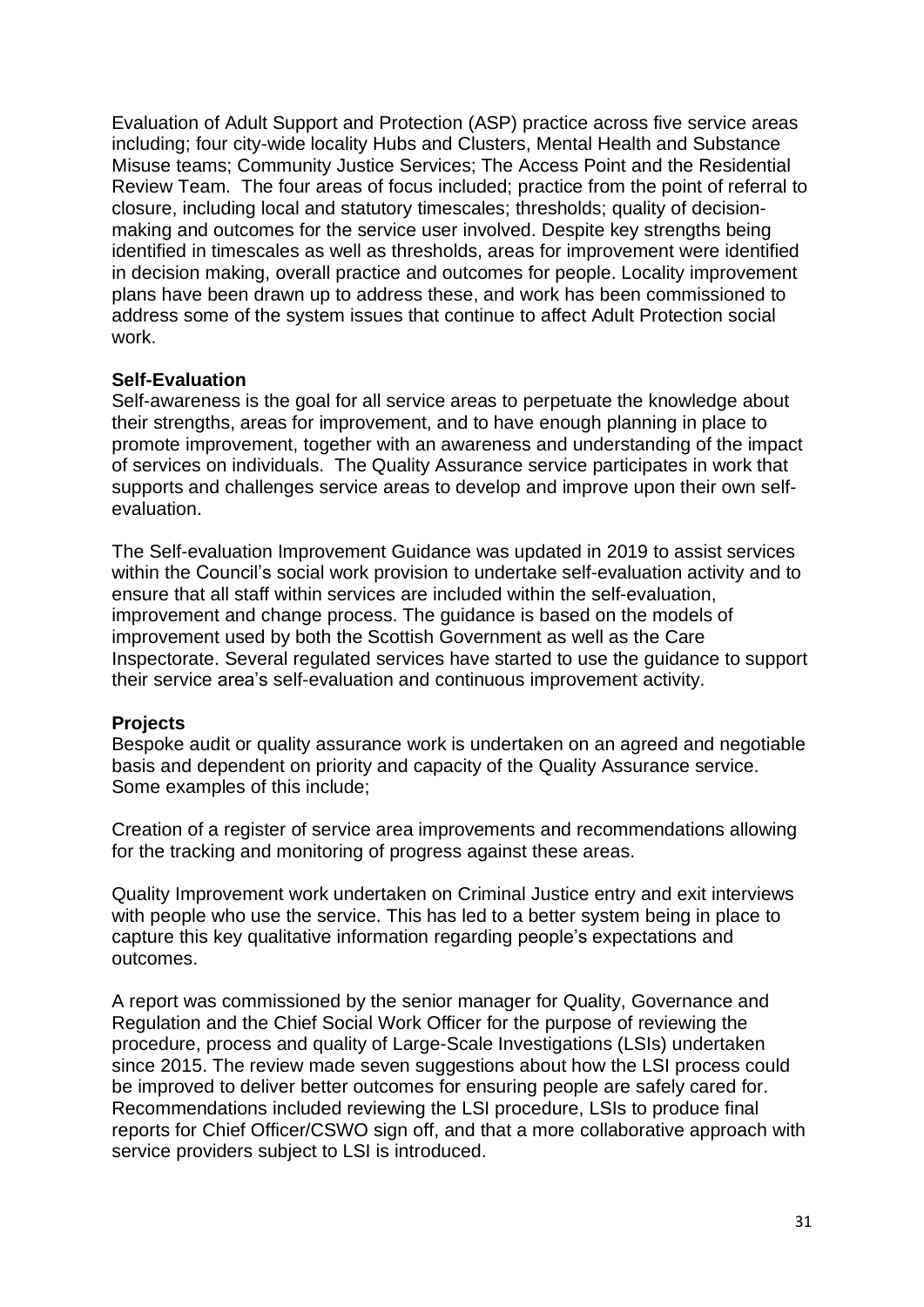Evaluation of Adult Support and Protection (ASP) practice across five service areas including; four city-wide locality Hubs and Clusters, Mental Health and Substance Misuse teams; Community Justice Services; The Access Point and the Residential Review Team. The four areas of focus included; practice from the point of referral to closure, including local and statutory timescales; thresholds; quality of decision-making and outcomes for the service user involved. Despite key strengths being identified in timescales as well as thresholds, areas for improvement were identified in decision making, overall practice and outcomes for people. Locality improvement plans have been drawn up to address these, and work has been commissioned to address some of the system issues that continue to affect Adult Protection social work.

**Self-Evaluation**

Self-awareness is the goal for all service areas to perpetuate the knowledge about their strengths, areas for improvement, and to have enough planning in place to promote improvement, together with an awareness and understanding of the impact of services on individuals. The Quality Assurance service participates in work that supports and challenges service areas to develop and improve upon their own self-evaluation.

The Self-evaluation Improvement Guidance was updated in 2019 to assist services within the Council's social work provision to undertake self-evaluation activity and to ensure that all staff within services are included within the self-evaluation, improvement and change process. The guidance is based on the models of improvement used by both the Scottish Government as well as the Care Inspectorate. Several regulated services have started to use the guidance to support their service area's self-evaluation and continuous improvement activity.

**Projects**

Bespoke audit or quality assurance work is undertaken on an agreed and negotiable basis and dependent on priority and capacity of the Quality Assurance service. Some examples of this include;

Creation of a register of service area improvements and recommendations allowing for the tracking and monitoring of progress against these areas.

Quality Improvement work undertaken on Criminal Justice entry and exit interviews with people who use the service. This has led to a better system being in place to capture this key qualitative information regarding people's expectations and outcomes.

A report was commissioned by the senior manager for Quality, Governance and Regulation and the Chief Social Work Officer for the purpose of reviewing the procedure, process and quality of Large-Scale Investigations (LSIs) undertaken since 2015. The review made seven suggestions about how the LSI process could be improved to deliver better outcomes for ensuring people are safely cared for. Recommendations included reviewing the LSI procedure, LSIs to produce final reports for Chief Officer/CSWO sign off, and that a more collaborative approach with service providers subject to LSI is introduced.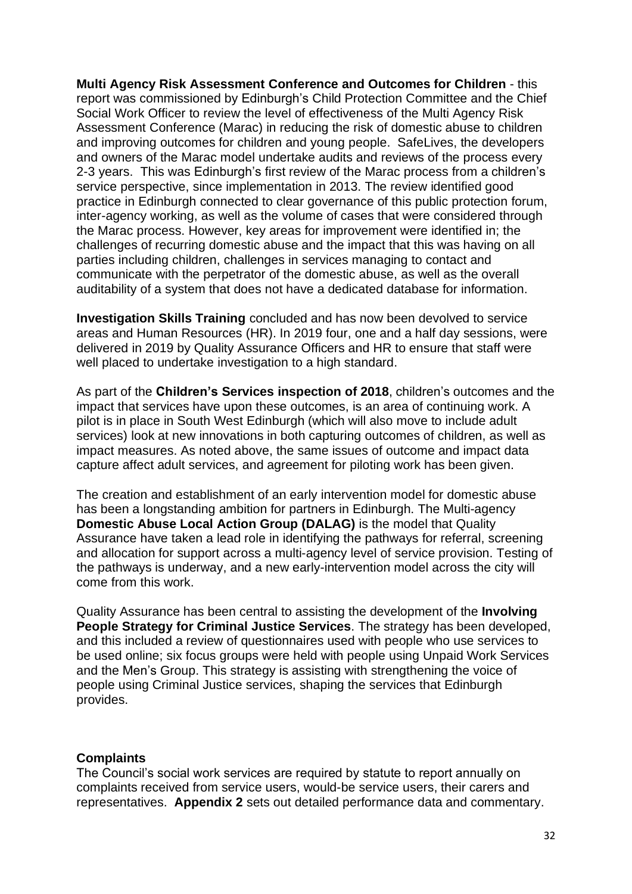**Multi Agency Risk Assessment Conference and Outcomes for Children** - this report was commissioned by Edinburgh's Child Protection Committee and the Chief Social Work Officer to review the level of effectiveness of the Multi Agency Risk Assessment Conference (Marac) in reducing the risk of domestic abuse to children and improving outcomes for children and young people. SafeLives, the developers and owners of the Marac model undertake audits and reviews of the process every 2-3 years. This was Edinburgh's first review of the Marac process from a children's service perspective, since implementation in 2013. The review identified good practice in Edinburgh connected to clear governance of this public protection forum, inter-agency working, as well as the volume of cases that were considered through the Marac process. However, key areas for improvement were identified in; the challenges of recurring domestic abuse and the impact that this was having on all parties including children, challenges in services managing to contact and communicate with the perpetrator of the domestic abuse, as well as the overall auditability of a system that does not have a dedicated database for information.

**Investigation Skills Training** concluded and has now been devolved to service areas and Human Resources (HR). In 2019 four, one and a half day sessions, were delivered in 2019 by Quality Assurance Officers and HR to ensure that staff were well placed to undertake investigation to a high standard.

As part of the **Children's Services inspection of 2018**, children's outcomes and the impact that services have upon these outcomes, is an area of continuing work. A pilot is in place in South West Edinburgh (which will also move to include adult services) look at new innovations in both capturing outcomes of children, as well as impact measures. As noted above, the same issues of outcome and impact data capture affect adult services, and agreement for piloting work has been given.

The creation and establishment of an early intervention model for domestic abuse has been a longstanding ambition for partners in Edinburgh. The Multi-agency **Domestic Abuse Local Action Group (DALAG)** is the model that Quality Assurance have taken a lead role in identifying the pathways for referral, screening and allocation for support across a multi-agency level of service provision. Testing of the pathways is underway, and a new early-intervention model across the city will come from this work.

Quality Assurance has been central to assisting the development of the **Involving People Strategy for Criminal Justice Services**. The strategy has been developed, and this included a review of questionnaires used with people who use services to be used online; six focus groups were held with people using Unpaid Work Services and the Men's Group. This strategy is assisting with strengthening the voice of people using Criminal Justice services, shaping the services that Edinburgh provides.

## Complaints

The Council's social work services are required by statute to report annually on complaints received from service users, would-be service users, their carers and representatives. **Appendix 2** sets out detailed performance data and commentary.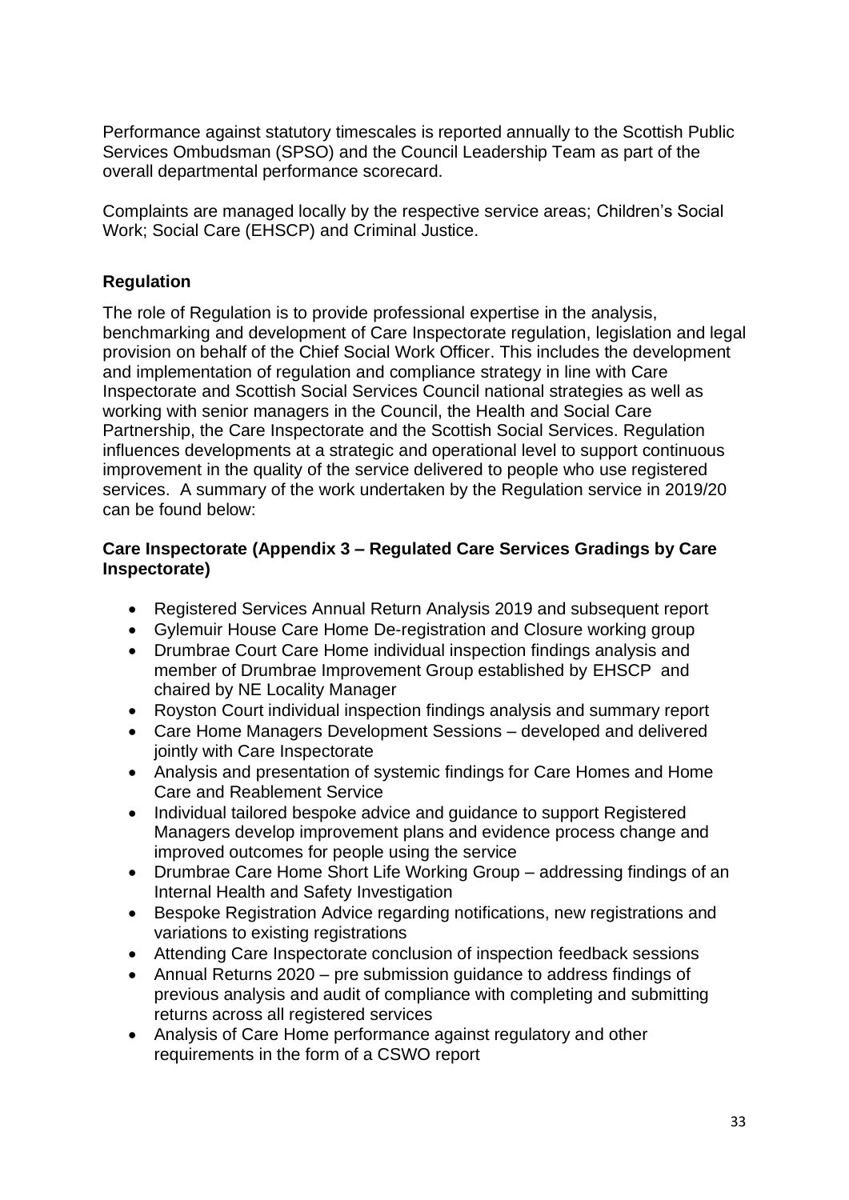Performance against statutory timescales is reported annually to the Scottish Public Services Ombudsman (SPSO) and the Council Leadership Team as part of the overall departmental performance scorecard.

Complaints are managed locally by the respective service areas; Children's Social Work; Social Care (EHSCP) and Criminal Justice.

## Regulation

The role of Regulation is to provide professional expertise in the analysis, benchmarking and development of Care Inspectorate regulation, legislation and legal provision on behalf of the Chief Social Work Officer. This includes the development and implementation of regulation and compliance strategy in line with Care Inspectorate and Scottish Social Services Council national strategies as well as working with senior managers in the Council, the Health and Social Care Partnership, the Care Inspectorate and the Scottish Social Services. Regulation influences developments at a strategic and operational level to support continuous improvement in the quality of the service delivered to people who use registered services. A summary of the work undertaken by the Regulation service in 2019/20 can be found below:

### Care Inspectorate (Appendix 3 – Regulated Care Services Gradings by Care Inspectorate)

- Registered Services Annual Return Analysis 2019 and subsequent report
- Gylemuir House Care Home De-registration and Closure working group
- Drumbrae Court Care Home individual inspection findings analysis and member of Drumbrae Improvement Group established by EHSCP and chaired by NE Locality Manager
- Royston Court individual inspection findings analysis and summary report
- Care Home Managers Development Sessions – developed and delivered jointly with Care Inspectorate
- Analysis and presentation of systemic findings for Care Homes and Home Care and Reablement Service
- Individual tailored bespoke advice and guidance to support Registered Managers develop improvement plans and evidence process change and improved outcomes for people using the service
- Drumbrae Care Home Short Life Working Group – addressing findings of an Internal Health and Safety Investigation
- Bespoke Registration Advice regarding notifications, new registrations and variations to existing registrations
- Attending Care Inspectorate conclusion of inspection feedback sessions
- Annual Returns 2020 – pre submission guidance to address findings of previous analysis and audit of compliance with completing and submitting returns across all registered services
- Analysis of Care Home performance against regulatory and other requirements in the form of a CSWO report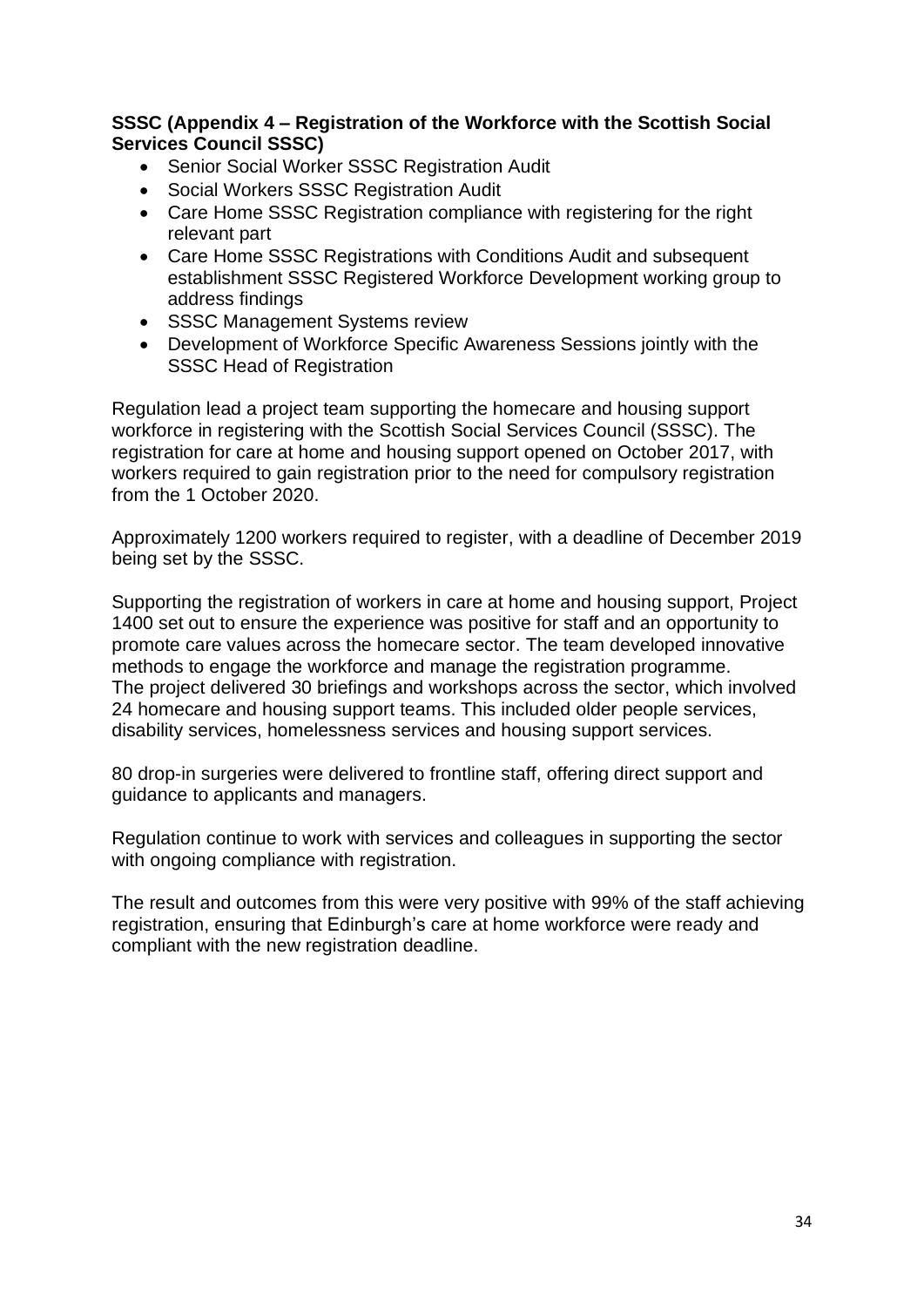**SSSC (Appendix 4 – Registration of the Workforce with the Scottish Social Services Council SSSC)**

- Senior Social Worker SSSC Registration Audit
- Social Workers SSSC Registration Audit
- Care Home SSSC Registration compliance with registering for the right relevant part
- Care Home SSSC Registrations with Conditions Audit and subsequent establishment SSSC Registered Workforce Development working group to address findings
- SSSC Management Systems review
- Development of Workforce Specific Awareness Sessions jointly with the SSSC Head of Registration

Regulation lead a project team supporting the homecare and housing support workforce in registering with the Scottish Social Services Council (SSSC). The registration for care at home and housing support opened on October 2017, with workers required to gain registration prior to the need for compulsory registration from the 1 October 2020.

Approximately 1200 workers required to register, with a deadline of December 2019 being set by the SSSC.

Supporting the registration of workers in care at home and housing support, Project 1400 set out to ensure the experience was positive for staff and an opportunity to promote care values across the homecare sector. The team developed innovative methods to engage the workforce and manage the registration programme. The project delivered 30 briefings and workshops across the sector, which involved 24 homecare and housing support teams. This included older people services, disability services, homelessness services and housing support services.

80 drop-in surgeries were delivered to frontline staff, offering direct support and guidance to applicants and managers.

Regulation continue to work with services and colleagues in supporting the sector with ongoing compliance with registration.

The result and outcomes from this were very positive with 99% of the staff achieving registration, ensuring that Edinburgh's care at home workforce were ready and compliant with the new registration deadline.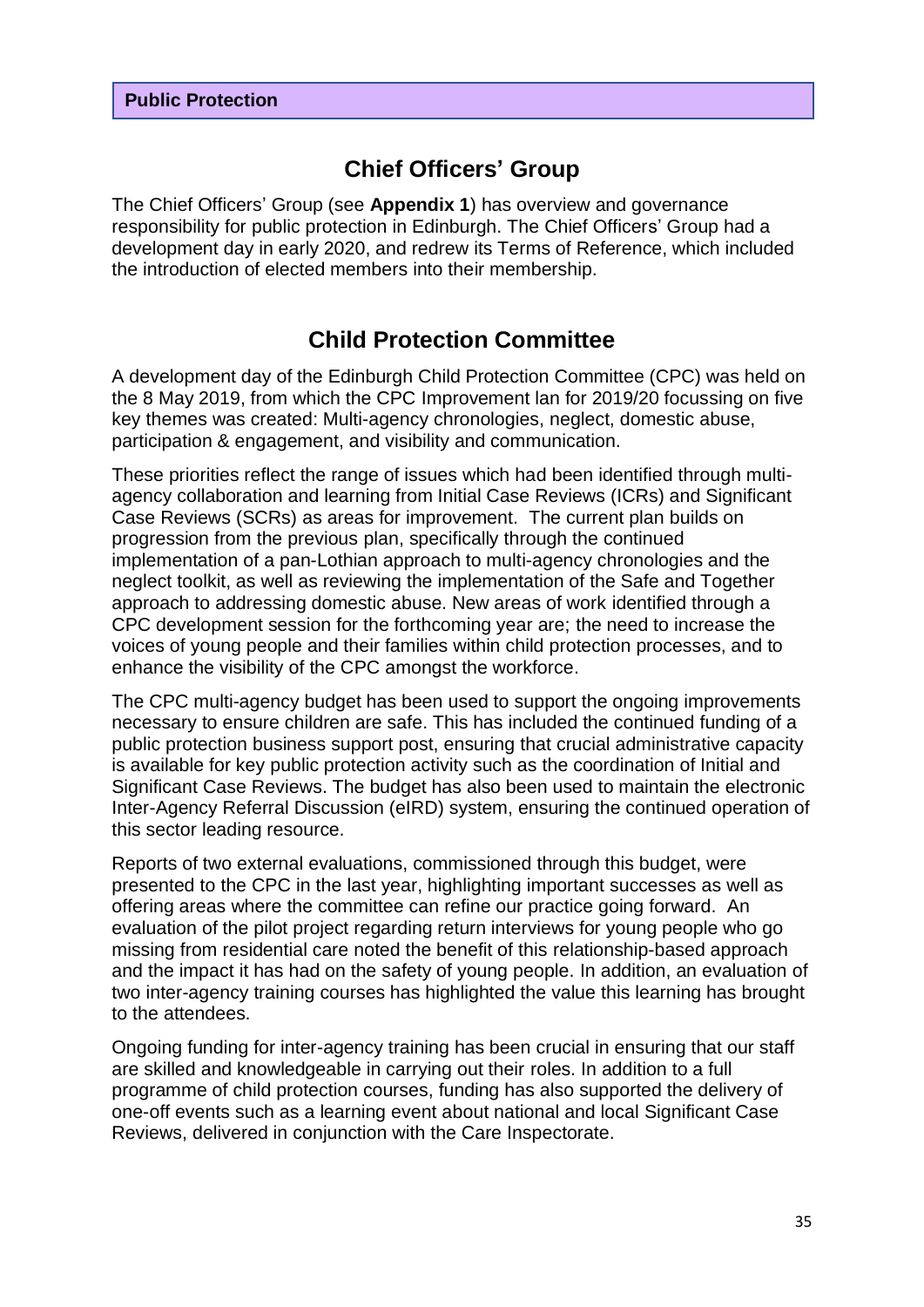**Public Protection**

## Chief Officers' Group

The Chief Officers' Group (see **Appendix 1**) has overview and governance responsibility for public protection in Edinburgh. The Chief Officers' Group had a development day in early 2020, and redrew its Terms of Reference, which included the introduction of elected members into their membership.

## Child Protection Committee

A development day of the Edinburgh Child Protection Committee (CPC) was held on the 8 May 2019, from which the CPC Improvement lan for 2019/20 focussing on five key themes was created: Multi-agency chronologies, neglect, domestic abuse, participation & engagement, and visibility and communication.

These priorities reflect the range of issues which had been identified through multi-agency collaboration and learning from Initial Case Reviews (ICRs) and Significant Case Reviews (SCRs) as areas for improvement. The current plan builds on progression from the previous plan, specifically through the continued implementation of a pan-Lothian approach to multi-agency chronologies and the neglect toolkit, as well as reviewing the implementation of the Safe and Together approach to addressing domestic abuse. New areas of work identified through a CPC development session for the forthcoming year are; the need to increase the voices of young people and their families within child protection processes, and to enhance the visibility of the CPC amongst the workforce.

The CPC multi-agency budget has been used to support the ongoing improvements necessary to ensure children are safe. This has included the continued funding of a public protection business support post, ensuring that crucial administrative capacity is available for key public protection activity such as the coordination of Initial and Significant Case Reviews. The budget has also been used to maintain the electronic Inter-Agency Referral Discussion (eIRD) system, ensuring the continued operation of this sector leading resource.

Reports of two external evaluations, commissioned through this budget, were presented to the CPC in the last year, highlighting important successes as well as offering areas where the committee can refine our practice going forward. An evaluation of the pilot project regarding return interviews for young people who go missing from residential care noted the benefit of this relationship-based approach and the impact it has had on the safety of young people. In addition, an evaluation of two inter-agency training courses has highlighted the value this learning has brought to the attendees.

Ongoing funding for inter-agency training has been crucial in ensuring that our staff are skilled and knowledgeable in carrying out their roles. In addition to a full programme of child protection courses, funding has also supported the delivery of one-off events such as a learning event about national and local Significant Case Reviews, delivered in conjunction with the Care Inspectorate.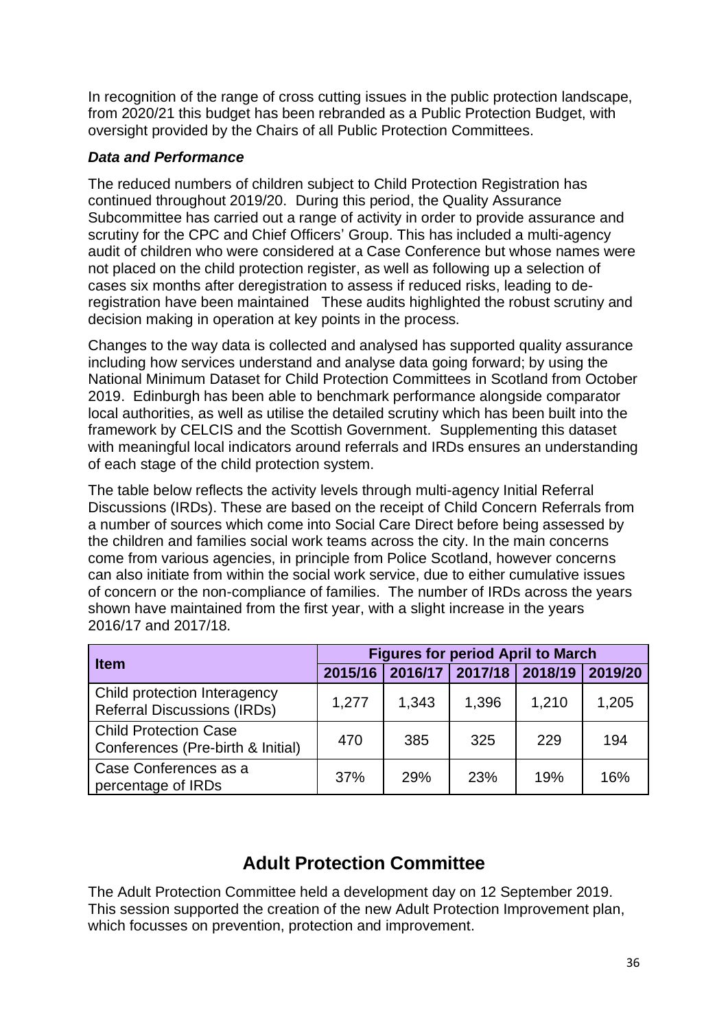In recognition of the range of cross cutting issues in the public protection landscape, from 2020/21 this budget has been rebranded as a Public Protection Budget, with oversight provided by the Chairs of all Public Protection Committees.

***Data and Performance***

The reduced numbers of children subject to Child Protection Registration has continued throughout 2019/20. During this period, the Quality Assurance Subcommittee has carried out a range of activity in order to provide assurance and scrutiny for the CPC and Chief Officers' Group. This has included a multi-agency audit of children who were considered at a Case Conference but whose names were not placed on the child protection register, as well as following up a selection of cases six months after deregistration to assess if reduced risks, leading to de-registration have been maintained These audits highlighted the robust scrutiny and decision making in operation at key points in the process.

Changes to the way data is collected and analysed has supported quality assurance including how services understand and analyse data going forward; by using the National Minimum Dataset for Child Protection Committees in Scotland from October 2019. Edinburgh has been able to benchmark performance alongside comparator local authorities, as well as utilise the detailed scrutiny which has been built into the framework by CELCIS and the Scottish Government. Supplementing this dataset with meaningful local indicators around referrals and IRDs ensures an understanding of each stage of the child protection system.

The table below reflects the activity levels through multi-agency Initial Referral Discussions (IRDs). These are based on the receipt of Child Concern Referrals from a number of sources which come into Social Care Direct before being assessed by the children and families social work teams across the city. In the main concerns come from various agencies, in principle from Police Scotland, however concerns can also initiate from within the social work service, due to either cumulative issues of concern or the non-compliance of families. The number of IRDs across the years shown have maintained from the first year, with a slight increase in the years 2016/17 and 2017/18.

| Item | Figures for period April to March | | | | |
|---|---|---|---|---|---|
| | 2015/16 | 2016/17 | 2017/18 | 2018/19 | 2019/20 |
| Child protection Interagency Referral Discussions (IRDs) | 1,277 | 1,343 | 1,396 | 1,210 | 1,205 |
| Child Protection Case Conferences (Pre-birth & Initial) | 470 | 385 | 325 | 229 | 194 |
| Case Conferences as a percentage of IRDs | 37% | 29% | 23% | 19% | 16% |

## Adult Protection Committee

The Adult Protection Committee held a development day on 12 September 2019. This session supported the creation of the new Adult Protection Improvement plan, which focusses on prevention, protection and improvement.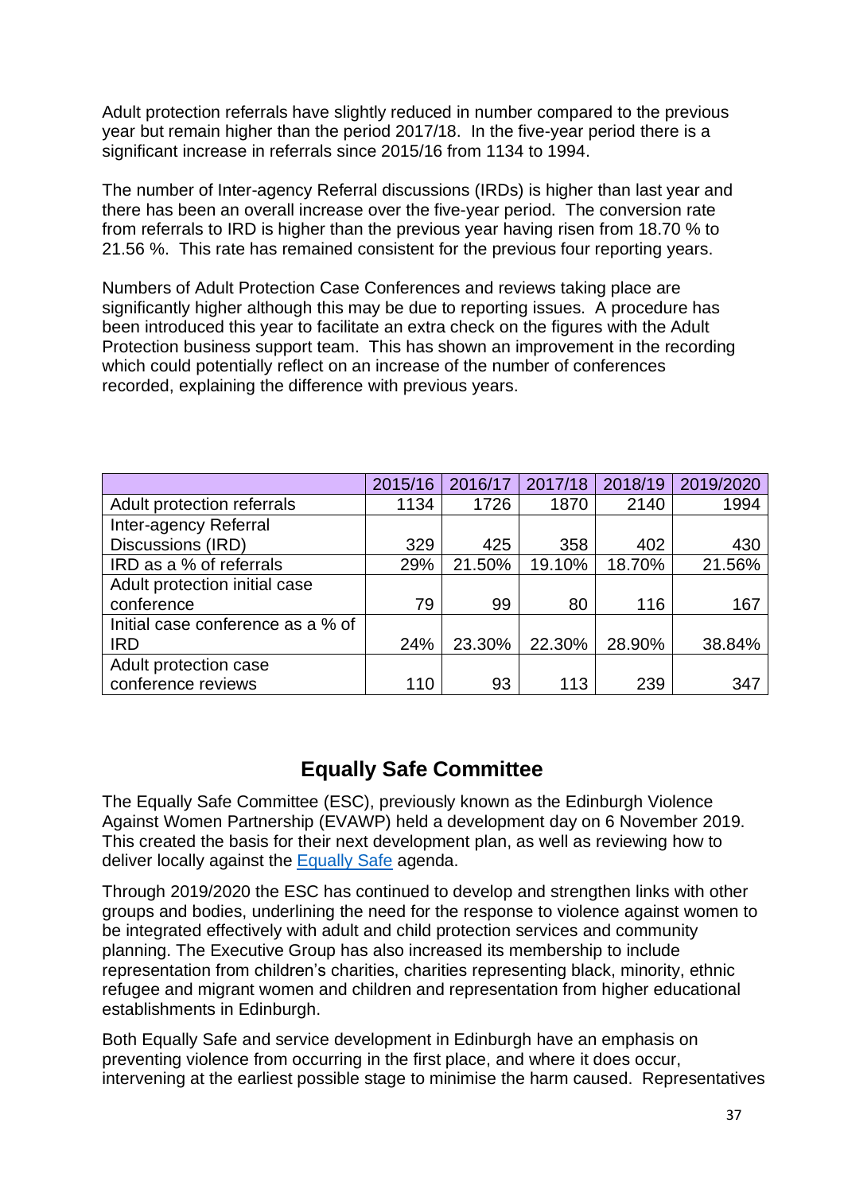Adult protection referrals have slightly reduced in number compared to the previous year but remain higher than the period 2017/18. In the five-year period there is a significant increase in referrals since 2015/16 from 1134 to 1994.

The number of Inter-agency Referral discussions (IRDs) is higher than last year and there has been an overall increase over the five-year period. The conversion rate from referrals to IRD is higher than the previous year having risen from 18.70 % to 21.56 %. This rate has remained consistent for the previous four reporting years.

Numbers of Adult Protection Case Conferences and reviews taking place are significantly higher although this may be due to reporting issues. A procedure has been introduced this year to facilitate an extra check on the figures with the Adult Protection business support team. This has shown an improvement in the recording which could potentially reflect on an increase of the number of conferences recorded, explaining the difference with previous years.

| | 2015/16 | 2016/17 | 2017/18 | 2018/19 | 2019/2020 |
|---|---|---|---|---|---|
| Adult protection referrals | 1134 | 1726 | 1870 | 2140 | 1994 |
| Inter-agency Referral Discussions (IRD) | 329 | 425 | 358 | 402 | 430 |
| IRD as a % of referrals | 29% | 21.50% | 19.10% | 18.70% | 21.56% |
| Adult protection initial case conference | 79 | 99 | 80 | 116 | 167 |
| Initial case conference as a % of IRD | 24% | 23.30% | 22.30% | 28.90% | 38.84% |
| Adult protection case conference reviews | 110 | 93 | 113 | 239 | 347 |

## Equally Safe Committee

The Equally Safe Committee (ESC), previously known as the Edinburgh Violence Against Women Partnership (EVAWP) held a development day on 6 November 2019. This created the basis for their next development plan, as well as reviewing how to deliver locally against the Equally Safe agenda.

Through 2019/2020 the ESC has continued to develop and strengthen links with other groups and bodies, underlining the need for the response to violence against women to be integrated effectively with adult and child protection services and community planning. The Executive Group has also increased its membership to include representation from children's charities, charities representing black, minority, ethnic refugee and migrant women and children and representation from higher educational establishments in Edinburgh.

Both Equally Safe and service development in Edinburgh have an emphasis on preventing violence from occurring in the first place, and where it does occur, intervening at the earliest possible stage to minimise the harm caused. Representatives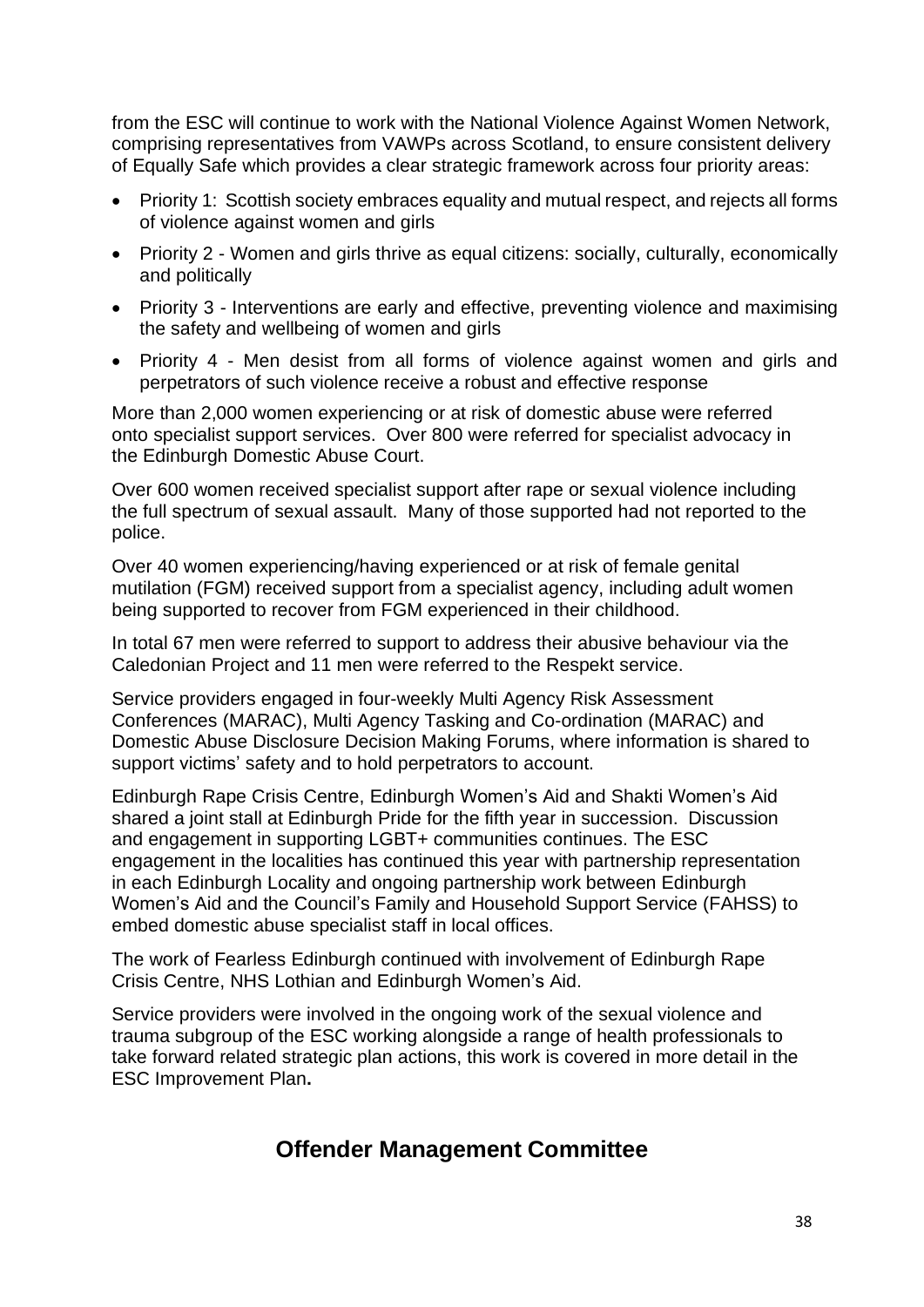from the ESC will continue to work with the National Violence Against Women Network, comprising representatives from VAWPs across Scotland, to ensure consistent delivery of Equally Safe which provides a clear strategic framework across four priority areas:

- Priority 1: Scottish society embraces equality and mutual respect, and rejects all forms of violence against women and girls
- Priority 2 - Women and girls thrive as equal citizens: socially, culturally, economically and politically
- Priority 3 - Interventions are early and effective, preventing violence and maximising the safety and wellbeing of women and girls
- Priority 4 - Men desist from all forms of violence against women and girls and perpetrators of such violence receive a robust and effective response

More than 2,000 women experiencing or at risk of domestic abuse were referred onto specialist support services. Over 800 were referred for specialist advocacy in the Edinburgh Domestic Abuse Court.

Over 600 women received specialist support after rape or sexual violence including the full spectrum of sexual assault. Many of those supported had not reported to the police.

Over 40 women experiencing/having experienced or at risk of female genital mutilation (FGM) received support from a specialist agency, including adult women being supported to recover from FGM experienced in their childhood.

In total 67 men were referred to support to address their abusive behaviour via the Caledonian Project and 11 men were referred to the Respekt service.

Service providers engaged in four-weekly Multi Agency Risk Assessment Conferences (MARAC), Multi Agency Tasking and Co-ordination (MARAC) and Domestic Abuse Disclosure Decision Making Forums, where information is shared to support victims' safety and to hold perpetrators to account.

Edinburgh Rape Crisis Centre, Edinburgh Women's Aid and Shakti Women's Aid shared a joint stall at Edinburgh Pride for the fifth year in succession. Discussion and engagement in supporting LGBT+ communities continues. The ESC engagement in the localities has continued this year with partnership representation in each Edinburgh Locality and ongoing partnership work between Edinburgh Women's Aid and the Council's Family and Household Support Service (FAHSS) to embed domestic abuse specialist staff in local offices.

The work of Fearless Edinburgh continued with involvement of Edinburgh Rape Crisis Centre, NHS Lothian and Edinburgh Women's Aid.

Service providers were involved in the ongoing work of the sexual violence and trauma subgroup of the ESC working alongside a range of health professionals to take forward related strategic plan actions, this work is covered in more detail in the ESC Improvement Plan**.**

## Offender Management Committee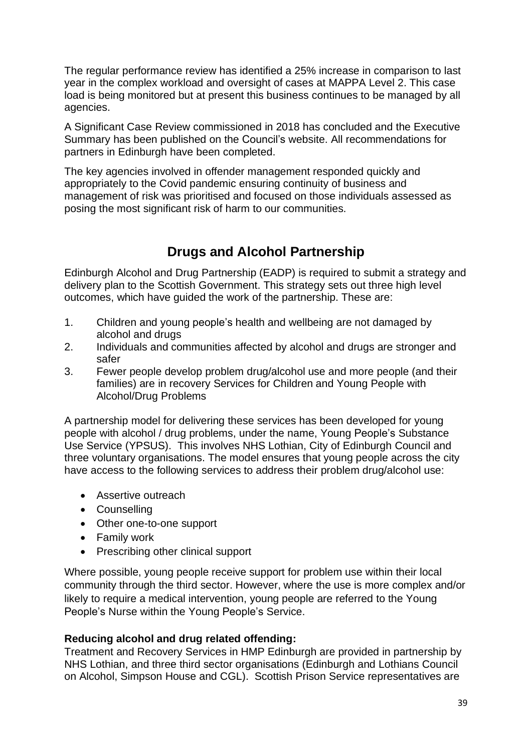The regular performance review has identified a 25% increase in comparison to last year in the complex workload and oversight of cases at MAPPA Level 2. This case load is being monitored but at present this business continues to be managed by all agencies.

A Significant Case Review commissioned in 2018 has concluded and the Executive Summary has been published on the Council's website. All recommendations for partners in Edinburgh have been completed.

The key agencies involved in offender management responded quickly and appropriately to the Covid pandemic ensuring continuity of business and management of risk was prioritised and focused on those individuals assessed as posing the most significant risk of harm to our communities.

## Drugs and Alcohol Partnership

Edinburgh Alcohol and Drug Partnership (EADP) is required to submit a strategy and delivery plan to the Scottish Government. This strategy sets out three high level outcomes, which have guided the work of the partnership. These are:

1. Children and young people's health and wellbeing are not damaged by alcohol and drugs
2. Individuals and communities affected by alcohol and drugs are stronger and safer
3. Fewer people develop problem drug/alcohol use and more people (and their families) are in recovery Services for Children and Young People with Alcohol/Drug Problems

A partnership model for delivering these services has been developed for young people with alcohol / drug problems, under the name, Young People's Substance Use Service (YPSUS). This involves NHS Lothian, City of Edinburgh Council and three voluntary organisations. The model ensures that young people across the city have access to the following services to address their problem drug/alcohol use:

- Assertive outreach
- Counselling
- Other one-to-one support
- Family work
- Prescribing other clinical support

Where possible, young people receive support for problem use within their local community through the third sector. However, where the use is more complex and/or likely to require a medical intervention, young people are referred to the Young People's Nurse within the Young People's Service.

**Reducing alcohol and drug related offending:**
Treatment and Recovery Services in HMP Edinburgh are provided in partnership by NHS Lothian, and three third sector organisations (Edinburgh and Lothians Council on Alcohol, Simpson House and CGL). Scottish Prison Service representatives are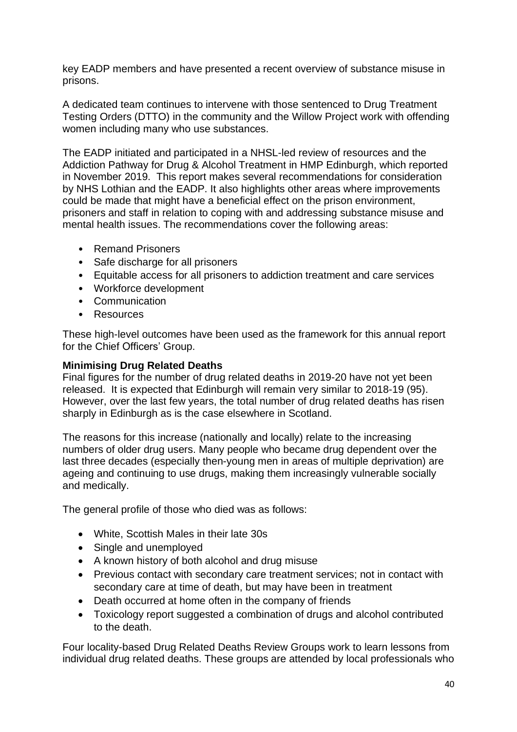key EADP members and have presented a recent overview of substance misuse in prisons.

A dedicated team continues to intervene with those sentenced to Drug Treatment Testing Orders (DTTO) in the community and the Willow Project work with offending women including many who use substances.

The EADP initiated and participated in a NHSL-led review of resources and the Addiction Pathway for Drug & Alcohol Treatment in HMP Edinburgh, which reported in November 2019. This report makes several recommendations for consideration by NHS Lothian and the EADP. It also highlights other areas where improvements could be made that might have a beneficial effect on the prison environment, prisoners and staff in relation to coping with and addressing substance misuse and mental health issues. The recommendations cover the following areas:

- Remand Prisoners
- Safe discharge for all prisoners
- Equitable access for all prisoners to addiction treatment and care services
- Workforce development
- Communication
- Resources

These high-level outcomes have been used as the framework for this annual report for the Chief Officers' Group.

**Minimising Drug Related Deaths**

Final figures for the number of drug related deaths in 2019-20 have not yet been released. It is expected that Edinburgh will remain very similar to 2018-19 (95). However, over the last few years, the total number of drug related deaths has risen sharply in Edinburgh as is the case elsewhere in Scotland.

The reasons for this increase (nationally and locally) relate to the increasing numbers of older drug users. Many people who became drug dependent over the last three decades (especially then-young men in areas of multiple deprivation) are ageing and continuing to use drugs, making them increasingly vulnerable socially and medically.

The general profile of those who died was as follows:

- White, Scottish Males in their late 30s
- Single and unemployed
- A known history of both alcohol and drug misuse
- Previous contact with secondary care treatment services; not in contact with secondary care at time of death, but may have been in treatment
- Death occurred at home often in the company of friends
- Toxicology report suggested a combination of drugs and alcohol contributed to the death.

Four locality-based Drug Related Deaths Review Groups work to learn lessons from individual drug related deaths. These groups are attended by local professionals who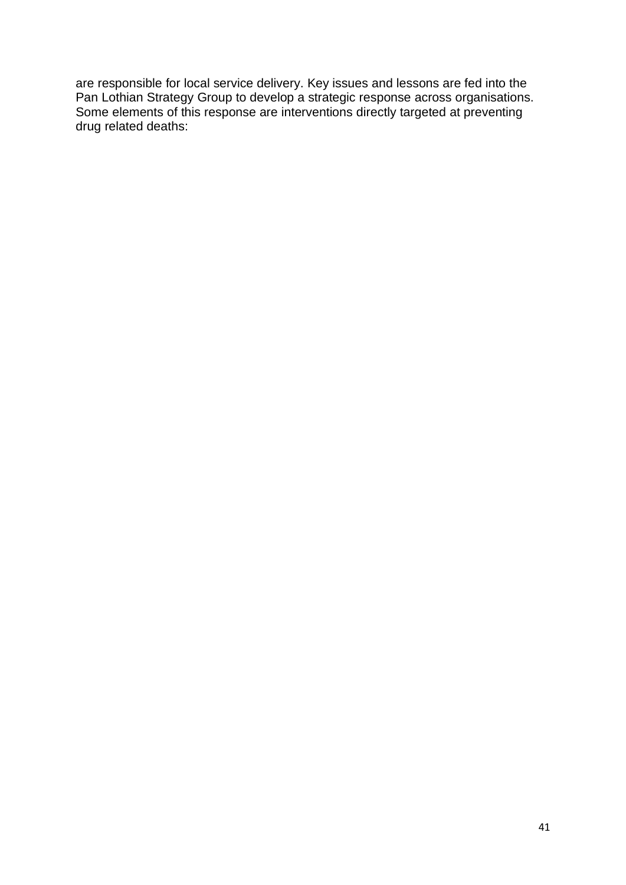are responsible for local service delivery. Key issues and lessons are fed into the Pan Lothian Strategy Group to develop a strategic response across organisations. Some elements of this response are interventions directly targeted at preventing drug related deaths: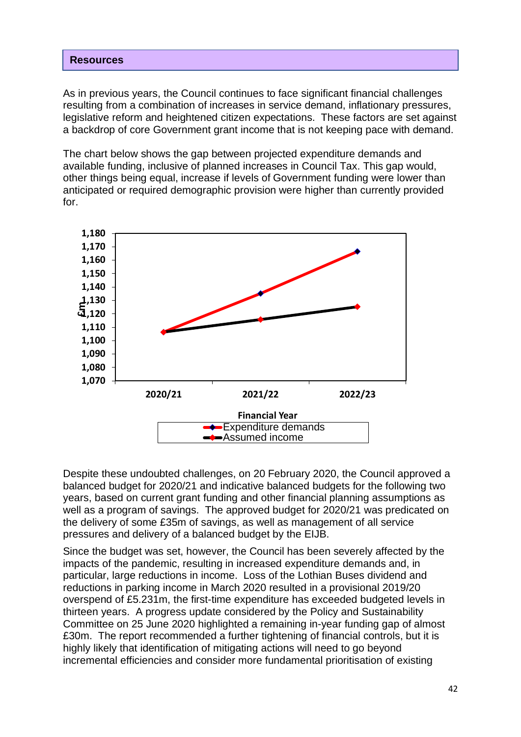## Resources

As in previous years, the Council continues to face significant financial challenges resulting from a combination of increases in service demand, inflationary pressures, legislative reform and heightened citizen expectations. These factors are set against a backdrop of core Government grant income that is not keeping pace with demand.

The chart below shows the gap between projected expenditure demands and available funding, inclusive of planned increases in Council Tax. This gap would, other things being equal, increase if levels of Government funding were lower than anticipated or required demographic provision were higher than currently provided for.

£m

1,180
1,170
1,160
1,150
1,140
1,130
1,120
1,110
1,100
1,090
1,080
1,070

2020/21 2021/22 2022/23

Financial Year

Expenditure demands
Assumed income

Despite these undoubted challenges, on 20 February 2020, the Council approved a balanced budget for 2020/21 and indicative balanced budgets for the following two years, based on current grant funding and other financial planning assumptions as well as a program of savings. The approved budget for 2020/21 was predicated on the delivery of some £35m of savings, as well as management of all service pressures and delivery of a balanced budget by the EIJB.

Since the budget was set, however, the Council has been severely affected by the impacts of the pandemic, resulting in increased expenditure demands and, in particular, large reductions in income. Loss of the Lothian Buses dividend and reductions in parking income in March 2020 resulted in a provisional 2019/20 overspend of £5.231m, the first-time expenditure has exceeded budgeted levels in thirteen years. A progress update considered by the Policy and Sustainability Committee on 25 June 2020 highlighted a remaining in-year funding gap of almost £30m. The report recommended a further tightening of financial controls, but it is highly likely that identification of mitigating actions will need to go beyond incremental efficiencies and consider more fundamental prioritisation of existing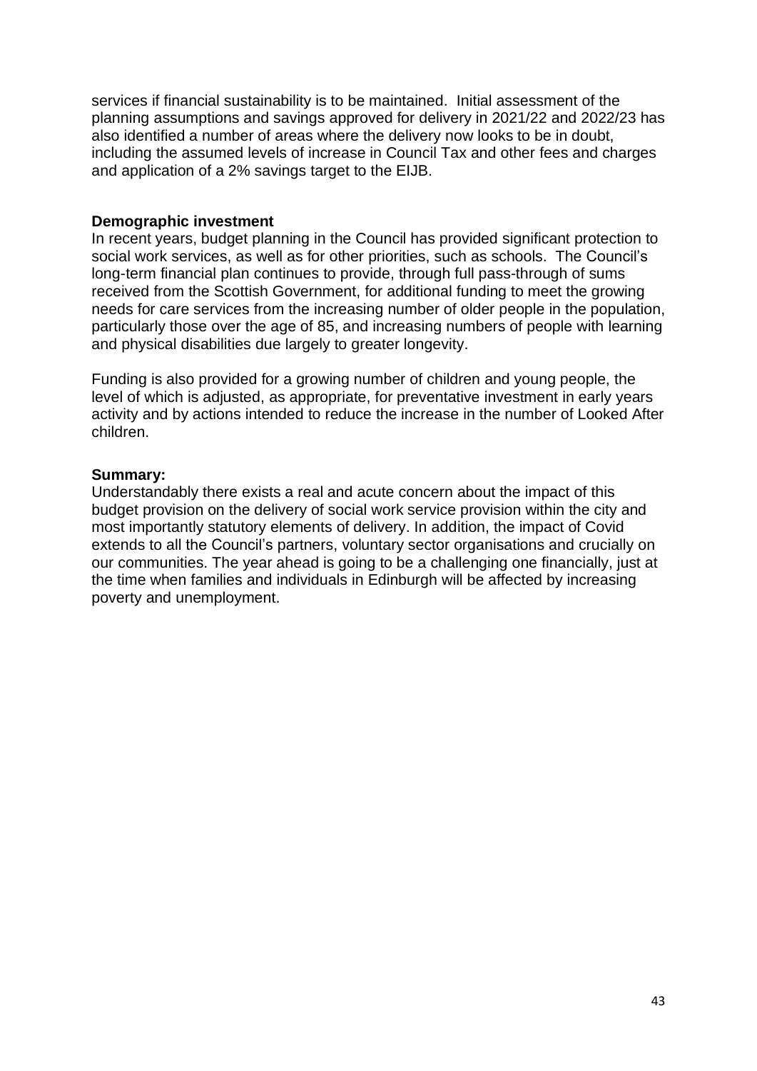services if financial sustainability is to be maintained. Initial assessment of the planning assumptions and savings approved for delivery in 2021/22 and 2022/23 has also identified a number of areas where the delivery now looks to be in doubt, including the assumed levels of increase in Council Tax and other fees and charges and application of a 2% savings target to the EIJB.

**Demographic investment**

In recent years, budget planning in the Council has provided significant protection to social work services, as well as for other priorities, such as schools. The Council's long-term financial plan continues to provide, through full pass-through of sums received from the Scottish Government, for additional funding to meet the growing needs for care services from the increasing number of older people in the population, particularly those over the age of 85, and increasing numbers of people with learning and physical disabilities due largely to greater longevity.

Funding is also provided for a growing number of children and young people, the level of which is adjusted, as appropriate, for preventative investment in early years activity and by actions intended to reduce the increase in the number of Looked After children.

**Summary:**

Understandably there exists a real and acute concern about the impact of this budget provision on the delivery of social work service provision within the city and most importantly statutory elements of delivery. In addition, the impact of Covid extends to all the Council's partners, voluntary sector organisations and crucially on our communities. The year ahead is going to be a challenging one financially, just at the time when families and individuals in Edinburgh will be affected by increasing poverty and unemployment.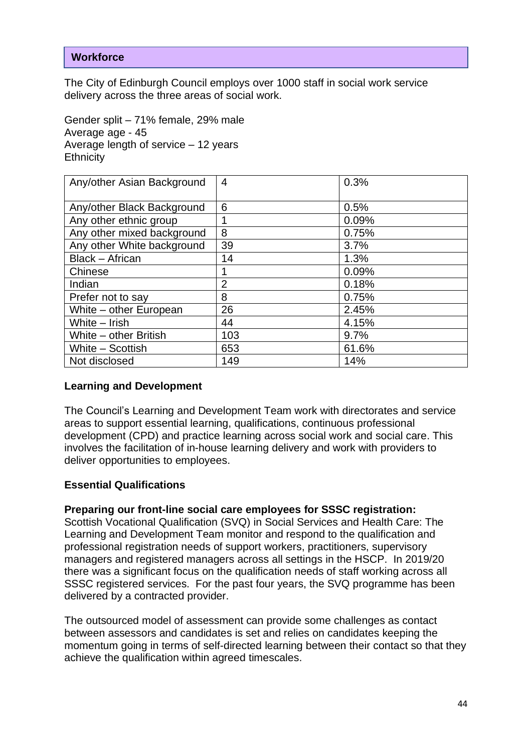## Workforce

The City of Edinburgh Council employs over 1000 staff in social work service delivery across the three areas of social work.

Gender split – 71% female, 29% male
Average age - 45
Average length of service – 12 years
Ethnicity

| Any/other Asian Background | 4 | 0.3% |
|---|---|---|
| Any/other Black Background | 6 | 0.5% |
| Any other ethnic group | 1 | 0.09% |
| Any other mixed background | 8 | 0.75% |
| Any other White background | 39 | 3.7% |
| Black – African | 14 | 1.3% |
| Chinese | 1 | 0.09% |
| Indian | 2 | 0.18% |
| Prefer not to say | 8 | 0.75% |
| White – other European | 26 | 2.45% |
| White – Irish | 44 | 4.15% |
| White – other British | 103 | 9.7% |
| White – Scottish | 653 | 61.6% |
| Not disclosed | 149 | 14% |

### Learning and Development

The Council's Learning and Development Team work with directorates and service areas to support essential learning, qualifications, continuous professional development (CPD) and practice learning across social work and social care. This involves the facilitation of in-house learning delivery and work with providers to deliver opportunities to employees.

### Essential Qualifications

**Preparing our front-line social care employees for SSSC registration:**
Scottish Vocational Qualification (SVQ) in Social Services and Health Care: The Learning and Development Team monitor and respond to the qualification and professional registration needs of support workers, practitioners, supervisory managers and registered managers across all settings in the HSCP. In 2019/20 there was a significant focus on the qualification needs of staff working across all SSSC registered services. For the past four years, the SVQ programme has been delivered by a contracted provider.

The outsourced model of assessment can provide some challenges as contact between assessors and candidates is set and relies on candidates keeping the momentum going in terms of self-directed learning between their contact so that they achieve the qualification within agreed timescales.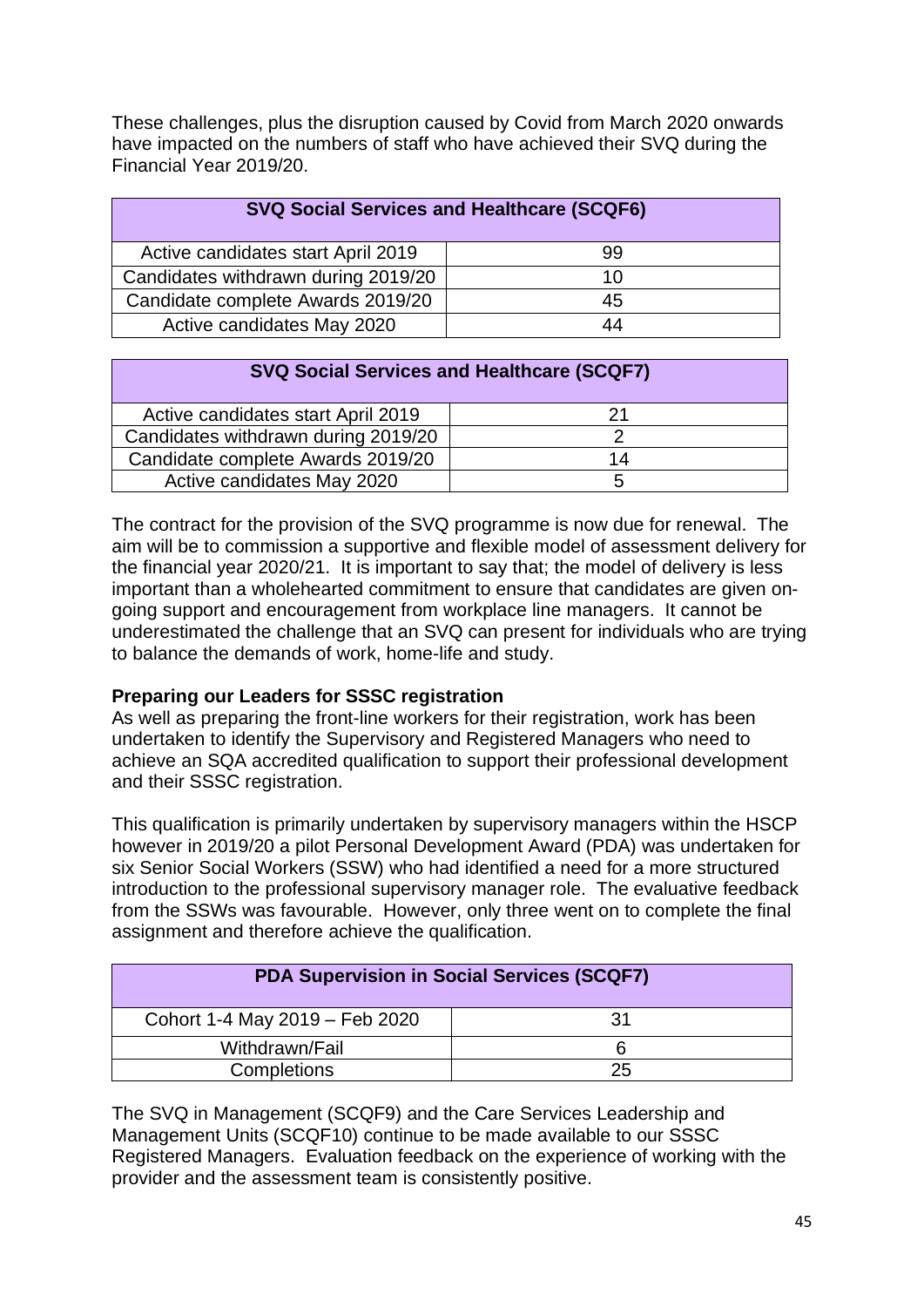These challenges, plus the disruption caused by Covid from March 2020 onwards have impacted on the numbers of staff who have achieved their SVQ during the Financial Year 2019/20.

| SVQ Social Services and Healthcare (SCQF6) | |
|---|---|
| Active candidates start April 2019 | 99 |
| Candidates withdrawn during 2019/20 | 10 |
| Candidate complete Awards 2019/20 | 45 |
| Active candidates May 2020 | 44 |

| SVQ Social Services and Healthcare (SCQF7) | |
|---|---|
| Active candidates start April 2019 | 21 |
| Candidates withdrawn during 2019/20 | 2 |
| Candidate complete Awards 2019/20 | 14 |
| Active candidates May 2020 | 5 |

The contract for the provision of the SVQ programme is now due for renewal. The aim will be to commission a supportive and flexible model of assessment delivery for the financial year 2020/21. It is important to say that; the model of delivery is less important than a wholehearted commitment to ensure that candidates are given on-going support and encouragement from workplace line managers. It cannot be underestimated the challenge that an SVQ can present for individuals who are trying to balance the demands of work, home-life and study.

**Preparing our Leaders for SSSC registration**

As well as preparing the front-line workers for their registration, work has been undertaken to identify the Supervisory and Registered Managers who need to achieve an SQA accredited qualification to support their professional development and their SSSC registration.

This qualification is primarily undertaken by supervisory managers within the HSCP however in 2019/20 a pilot Personal Development Award (PDA) was undertaken for six Senior Social Workers (SSW) who had identified a need for a more structured introduction to the professional supervisory manager role. The evaluative feedback from the SSWs was favourable. However, only three went on to complete the final assignment and therefore achieve the qualification.

| PDA Supervision in Social Services (SCQF7) | |
|---|---|
| Cohort 1-4 May 2019 – Feb 2020 | 31 |
| Withdrawn/Fail | 6 |
| Completions | 25 |

The SVQ in Management (SCQF9) and the Care Services Leadership and Management Units (SCQF10) continue to be made available to our SSSC Registered Managers. Evaluation feedback on the experience of working with the provider and the assessment team is consistently positive.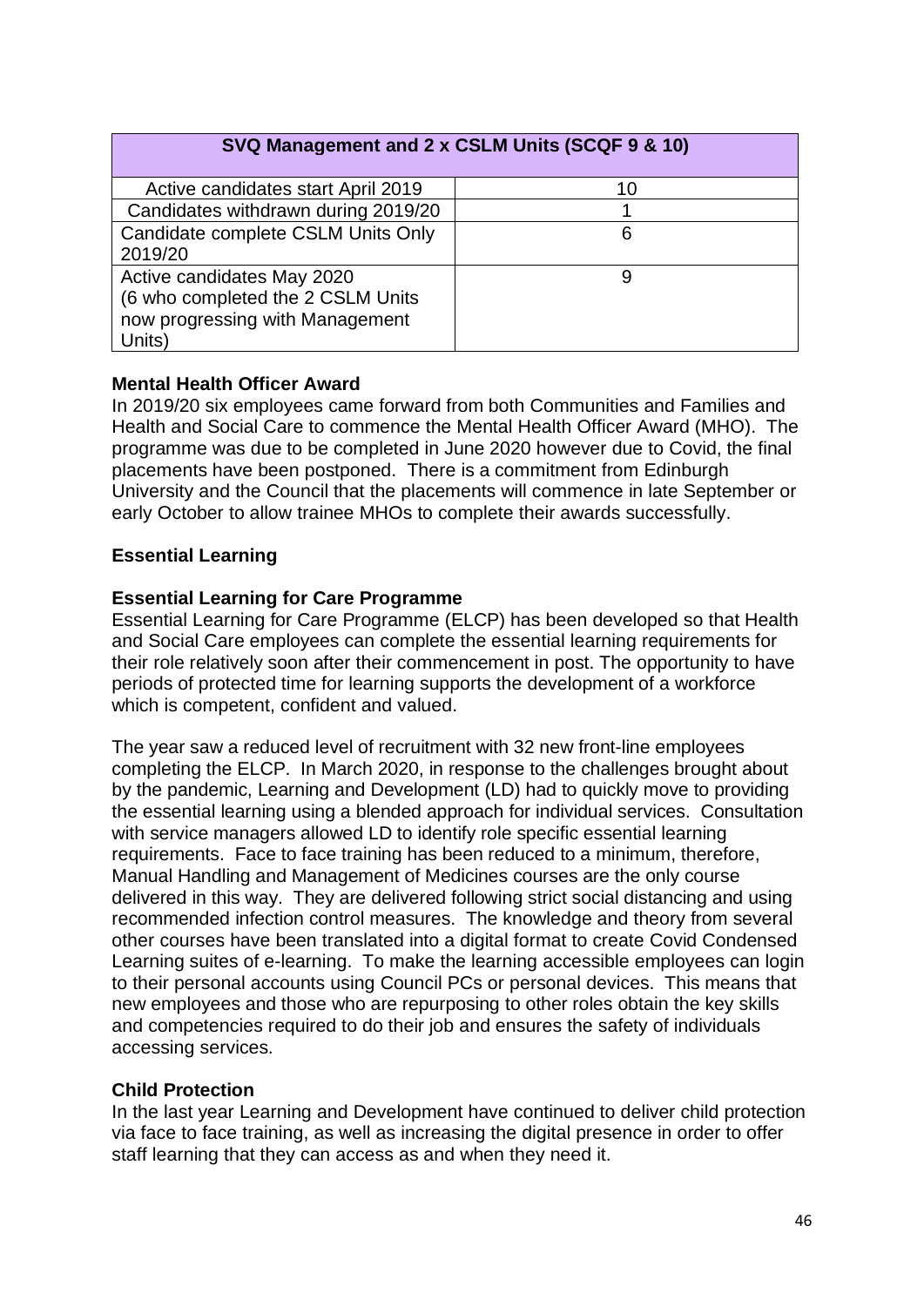| SVQ Management and 2 x CSLM Units (SCQF 9 & 10) | |
|---|---|
| Active candidates start April 2019 | 10 |
| Candidates withdrawn during 2019/20 | 1 |
| Candidate complete CSLM Units Only 2019/20 | 6 |
| Active candidates May 2020 (6 who completed the 2 CSLM Units now progressing with Management Units) | 9 |

**Mental Health Officer Award**

In 2019/20 six employees came forward from both Communities and Families and Health and Social Care to commence the Mental Health Officer Award (MHO). The programme was due to be completed in June 2020 however due to Covid, the final placements have been postponed. There is a commitment from Edinburgh University and the Council that the placements will commence in late September or early October to allow trainee MHOs to complete their awards successfully.

**Essential Learning**

**Essential Learning for Care Programme**

Essential Learning for Care Programme (ELCP) has been developed so that Health and Social Care employees can complete the essential learning requirements for their role relatively soon after their commencement in post. The opportunity to have periods of protected time for learning supports the development of a workforce which is competent, confident and valued.

The year saw a reduced level of recruitment with 32 new front-line employees completing the ELCP. In March 2020, in response to the challenges brought about by the pandemic, Learning and Development (LD) had to quickly move to providing the essential learning using a blended approach for individual services. Consultation with service managers allowed LD to identify role specific essential learning requirements. Face to face training has been reduced to a minimum, therefore, Manual Handling and Management of Medicines courses are the only course delivered in this way. They are delivered following strict social distancing and using recommended infection control measures. The knowledge and theory from several other courses have been translated into a digital format to create Covid Condensed Learning suites of e-learning. To make the learning accessible employees can login to their personal accounts using Council PCs or personal devices. This means that new employees and those who are repurposing to other roles obtain the key skills and competencies required to do their job and ensures the safety of individuals accessing services.

**Child Protection**

In the last year Learning and Development have continued to deliver child protection via face to face training, as well as increasing the digital presence in order to offer staff learning that they can access as and when they need it.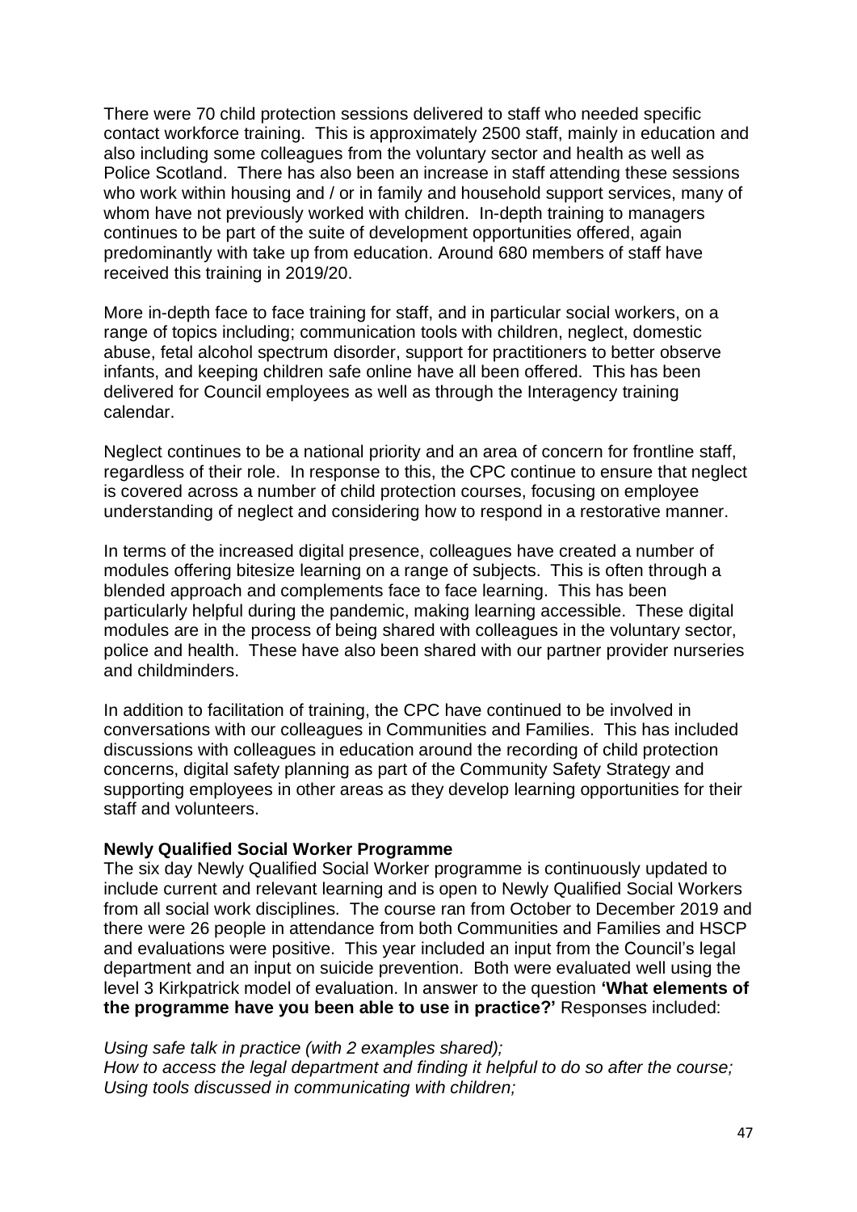There were 70 child protection sessions delivered to staff who needed specific contact workforce training. This is approximately 2500 staff, mainly in education and also including some colleagues from the voluntary sector and health as well as Police Scotland. There has also been an increase in staff attending these sessions who work within housing and / or in family and household support services, many of whom have not previously worked with children. In-depth training to managers continues to be part of the suite of development opportunities offered, again predominantly with take up from education. Around 680 members of staff have received this training in 2019/20.

More in-depth face to face training for staff, and in particular social workers, on a range of topics including; communication tools with children, neglect, domestic abuse, fetal alcohol spectrum disorder, support for practitioners to better observe infants, and keeping children safe online have all been offered. This has been delivered for Council employees as well as through the Interagency training calendar.

Neglect continues to be a national priority and an area of concern for frontline staff, regardless of their role. In response to this, the CPC continue to ensure that neglect is covered across a number of child protection courses, focusing on employee understanding of neglect and considering how to respond in a restorative manner.

In terms of the increased digital presence, colleagues have created a number of modules offering bitesize learning on a range of subjects. This is often through a blended approach and complements face to face learning. This has been particularly helpful during the pandemic, making learning accessible. These digital modules are in the process of being shared with colleagues in the voluntary sector, police and health. These have also been shared with our partner provider nurseries and childminders.

In addition to facilitation of training, the CPC have continued to be involved in conversations with our colleagues in Communities and Families. This has included discussions with colleagues in education around the recording of child protection concerns, digital safety planning as part of the Community Safety Strategy and supporting employees in other areas as they develop learning opportunities for their staff and volunteers.

**Newly Qualified Social Worker Programme**

The six day Newly Qualified Social Worker programme is continuously updated to include current and relevant learning and is open to Newly Qualified Social Workers from all social work disciplines. The course ran from October to December 2019 and there were 26 people in attendance from both Communities and Families and HSCP and evaluations were positive. This year included an input from the Council's legal department and an input on suicide prevention. Both were evaluated well using the level 3 Kirkpatrick model of evaluation. In answer to the question **'What elements of the programme have you been able to use in practice?'** Responses included:

*Using safe talk in practice (with 2 examples shared);*
*How to access the legal department and finding it helpful to do so after the course;*
*Using tools discussed in communicating with children;*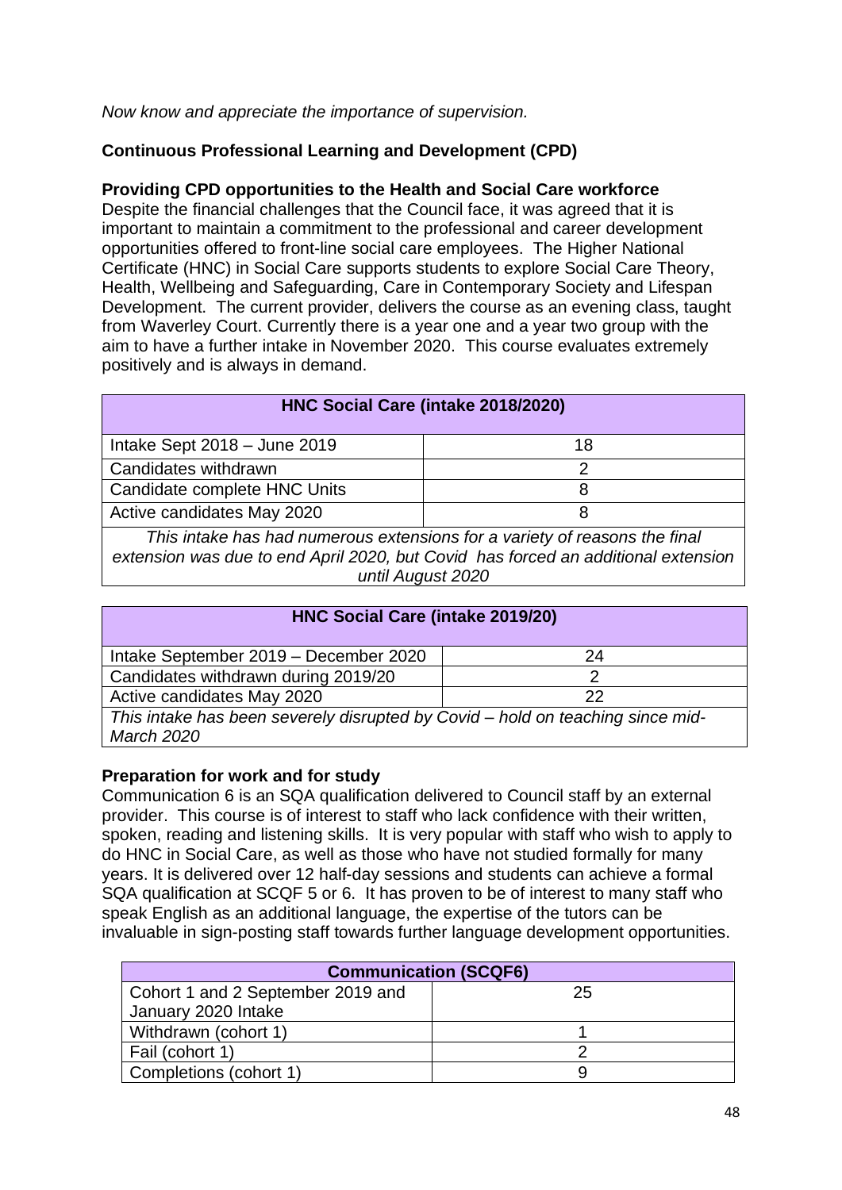*Now know and appreciate the importance of supervision.*

## Continuous Professional Learning and Development (CPD)

### Providing CPD opportunities to the Health and Social Care workforce

Despite the financial challenges that the Council face, it was agreed that it is important to maintain a commitment to the professional and career development opportunities offered to front-line social care employees. The Higher National Certificate (HNC) in Social Care supports students to explore Social Care Theory, Health, Wellbeing and Safeguarding, Care in Contemporary Society and Lifespan Development. The current provider, delivers the course as an evening class, taught from Waverley Court. Currently there is a year one and a year two group with the aim to have a further intake in November 2020. This course evaluates extremely positively and is always in demand.

| HNC Social Care (intake 2018/2020) | |
|---|---|
| Intake Sept 2018 – June 2019 | 18 |
| Candidates withdrawn | 2 |
| Candidate complete HNC Units | 8 |
| Active candidates May 2020 | 8 |
| *This intake has had numerous extensions for a variety of reasons the final extension was due to end April 2020, but Covid has forced an additional extension until August 2020* | |

| HNC Social Care (intake 2019/20) | |
|---|---|
| Intake September 2019 – December 2020 | 24 |
| Candidates withdrawn during 2019/20 | 2 |
| Active candidates May 2020 | 22 |
| *This intake has been severely disrupted by Covid – hold on teaching since mid-March 2020* | |

### Preparation for work and for study

Communication 6 is an SQA qualification delivered to Council staff by an external provider. This course is of interest to staff who lack confidence with their written, spoken, reading and listening skills. It is very popular with staff who wish to apply to do HNC in Social Care, as well as those who have not studied formally for many years. It is delivered over 12 half-day sessions and students can achieve a formal SQA qualification at SCQF 5 or 6. It has proven to be of interest to many staff who speak English as an additional language, the expertise of the tutors can be invaluable in sign-posting staff towards further language development opportunities.

| Communication (SCQF6) | |
|---|---|
| Cohort 1 and 2 September 2019 and January 2020 Intake | 25 |
| Withdrawn (cohort 1) | 1 |
| Fail (cohort 1) | 2 |
| Completions (cohort 1) | 9 |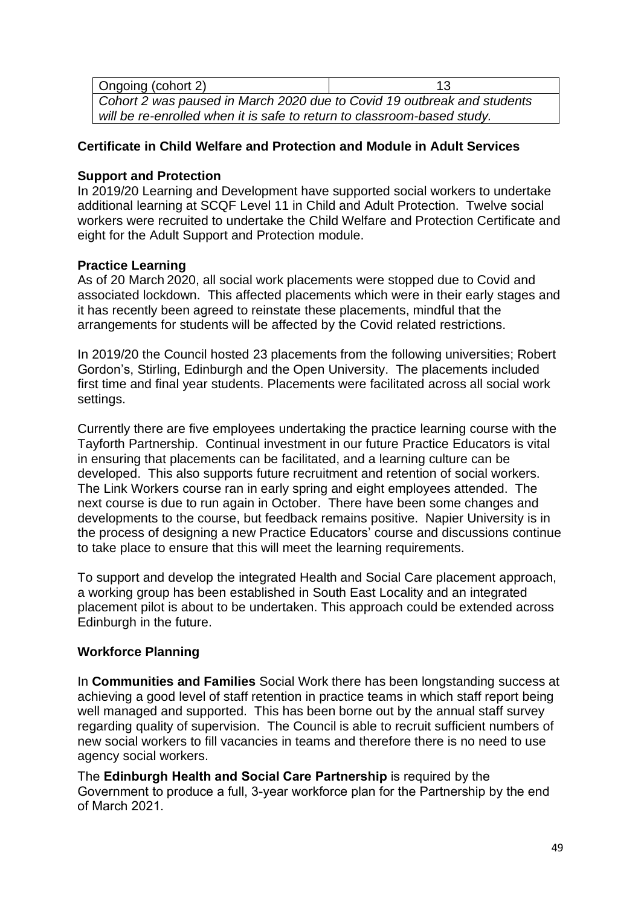| Ongoing (cohort 2) | 13 |
|---|---|
| *Cohort 2 was paused in March 2020 due to Covid 19 outbreak and students will be re-enrolled when it is safe to return to classroom-based study.* | |

**Certificate in Child Welfare and Protection and Module in Adult Services**

**Support and Protection**

In 2019/20 Learning and Development have supported social workers to undertake additional learning at SCQF Level 11 in Child and Adult Protection. Twelve social workers were recruited to undertake the Child Welfare and Protection Certificate and eight for the Adult Support and Protection module.

**Practice Learning**

As of 20 March 2020, all social work placements were stopped due to Covid and associated lockdown. This affected placements which were in their early stages and it has recently been agreed to reinstate these placements, mindful that the arrangements for students will be affected by the Covid related restrictions.

In 2019/20 the Council hosted 23 placements from the following universities; Robert Gordon's, Stirling, Edinburgh and the Open University. The placements included first time and final year students. Placements were facilitated across all social work settings.

Currently there are five employees undertaking the practice learning course with the Tayforth Partnership. Continual investment in our future Practice Educators is vital in ensuring that placements can be facilitated, and a learning culture can be developed. This also supports future recruitment and retention of social workers. The Link Workers course ran in early spring and eight employees attended. The next course is due to run again in October. There have been some changes and developments to the course, but feedback remains positive. Napier University is in the process of designing a new Practice Educators' course and discussions continue to take place to ensure that this will meet the learning requirements.

To support and develop the integrated Health and Social Care placement approach, a working group has been established in South East Locality and an integrated placement pilot is about to be undertaken. This approach could be extended across Edinburgh in the future.

**Workforce Planning**

In **Communities and Families** Social Work there has been longstanding success at achieving a good level of staff retention in practice teams in which staff report being well managed and supported. This has been borne out by the annual staff survey regarding quality of supervision. The Council is able to recruit sufficient numbers of new social workers to fill vacancies in teams and therefore there is no need to use agency social workers.

The **Edinburgh Health and Social Care Partnership** is required by the Government to produce a full, 3-year workforce plan for the Partnership by the end of March 2021.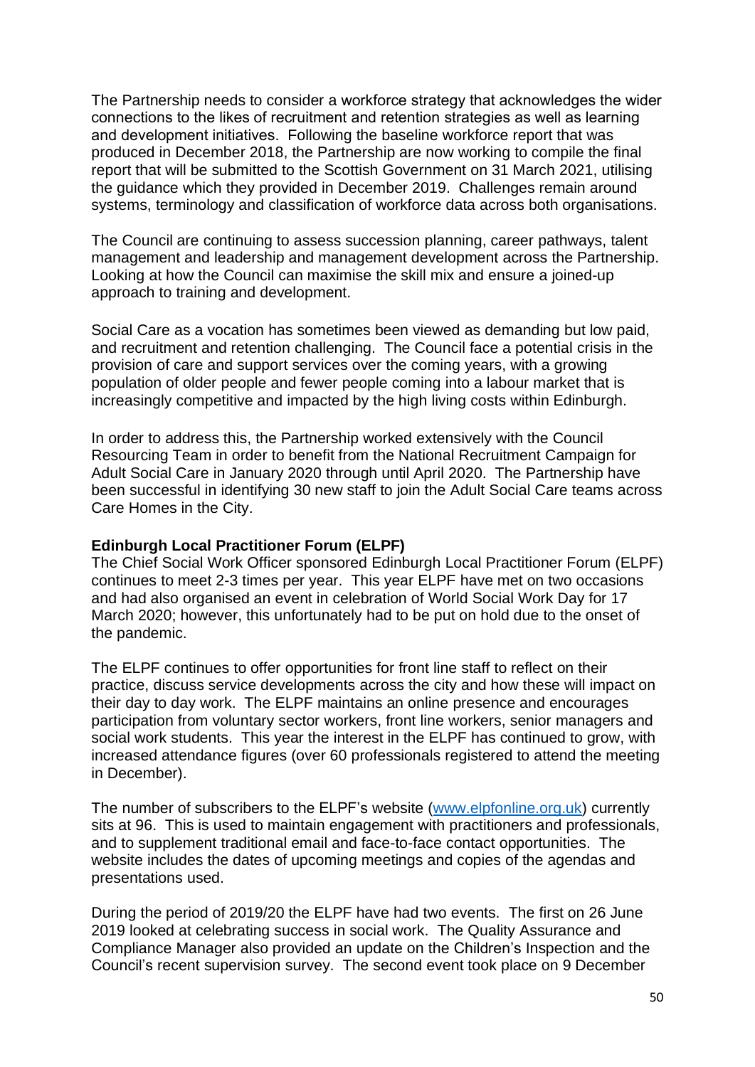The Partnership needs to consider a workforce strategy that acknowledges the wider connections to the likes of recruitment and retention strategies as well as learning and development initiatives. Following the baseline workforce report that was produced in December 2018, the Partnership are now working to compile the final report that will be submitted to the Scottish Government on 31 March 2021, utilising the guidance which they provided in December 2019. Challenges remain around systems, terminology and classification of workforce data across both organisations.

The Council are continuing to assess succession planning, career pathways, talent management and leadership and management development across the Partnership. Looking at how the Council can maximise the skill mix and ensure a joined-up approach to training and development.

Social Care as a vocation has sometimes been viewed as demanding but low paid, and recruitment and retention challenging. The Council face a potential crisis in the provision of care and support services over the coming years, with a growing population of older people and fewer people coming into a labour market that is increasingly competitive and impacted by the high living costs within Edinburgh.

In order to address this, the Partnership worked extensively with the Council Resourcing Team in order to benefit from the National Recruitment Campaign for Adult Social Care in January 2020 through until April 2020. The Partnership have been successful in identifying 30 new staff to join the Adult Social Care teams across Care Homes in the City.

**Edinburgh Local Practitioner Forum (ELPF)**

The Chief Social Work Officer sponsored Edinburgh Local Practitioner Forum (ELPF) continues to meet 2-3 times per year. This year ELPF have met on two occasions and had also organised an event in celebration of World Social Work Day for 17 March 2020; however, this unfortunately had to be put on hold due to the onset of the pandemic.

The ELPF continues to offer opportunities for front line staff to reflect on their practice, discuss service developments across the city and how these will impact on their day to day work. The ELPF maintains an online presence and encourages participation from voluntary sector workers, front line workers, senior managers and social work students. This year the interest in the ELPF has continued to grow, with increased attendance figures (over 60 professionals registered to attend the meeting in December).

The number of subscribers to the ELPF's website ([www.elpfonline.org.uk](www.elpfonline.org.uk)) currently sits at 96. This is used to maintain engagement with practitioners and professionals, and to supplement traditional email and face-to-face contact opportunities. The website includes the dates of upcoming meetings and copies of the agendas and presentations used.

During the period of 2019/20 the ELPF have had two events. The first on 26 June 2019 looked at celebrating success in social work. The Quality Assurance and Compliance Manager also provided an update on the Children's Inspection and the Council's recent supervision survey. The second event took place on 9 December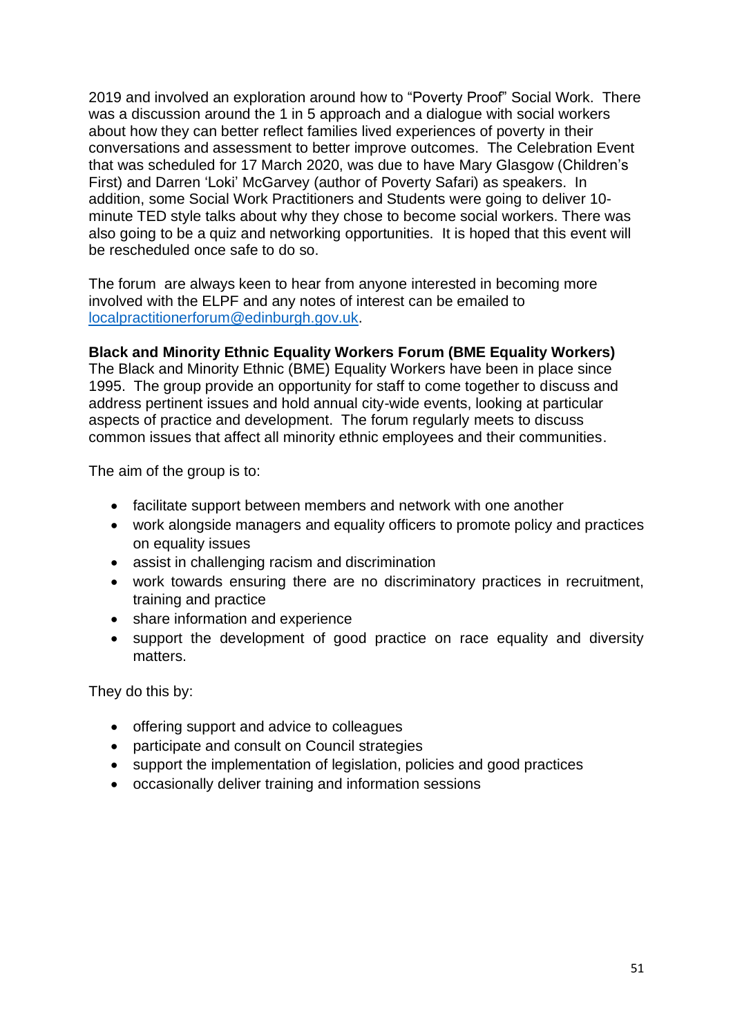2019 and involved an exploration around how to "Poverty Proof" Social Work. There was a discussion around the 1 in 5 approach and a dialogue with social workers about how they can better reflect families lived experiences of poverty in their conversations and assessment to better improve outcomes. The Celebration Event that was scheduled for 17 March 2020, was due to have Mary Glasgow (Children's First) and Darren 'Loki' McGarvey (author of Poverty Safari) as speakers. In addition, some Social Work Practitioners and Students were going to deliver 10-minute TED style talks about why they chose to become social workers. There was also going to be a quiz and networking opportunities. It is hoped that this event will be rescheduled once safe to do so.

The forum are always keen to hear from anyone interested in becoming more involved with the ELPF and any notes of interest can be emailed to [localpractitionerforum@edinburgh.gov.uk](mailto:localpractitionerforum@edinburgh.gov.uk).

**Black and Minority Ethnic Equality Workers Forum (BME Equality Workers)**
The Black and Minority Ethnic (BME) Equality Workers have been in place since 1995. The group provide an opportunity for staff to come together to discuss and address pertinent issues and hold annual city-wide events, looking at particular aspects of practice and development. The forum regularly meets to discuss common issues that affect all minority ethnic employees and their communities.

The aim of the group is to:

- facilitate support between members and network with one another
- work alongside managers and equality officers to promote policy and practices on equality issues
- assist in challenging racism and discrimination
- work towards ensuring there are no discriminatory practices in recruitment, training and practice
- share information and experience
- support the development of good practice on race equality and diversity matters.

They do this by:

- offering support and advice to colleagues
- participate and consult on Council strategies
- support the implementation of legislation, policies and good practices
- occasionally deliver training and information sessions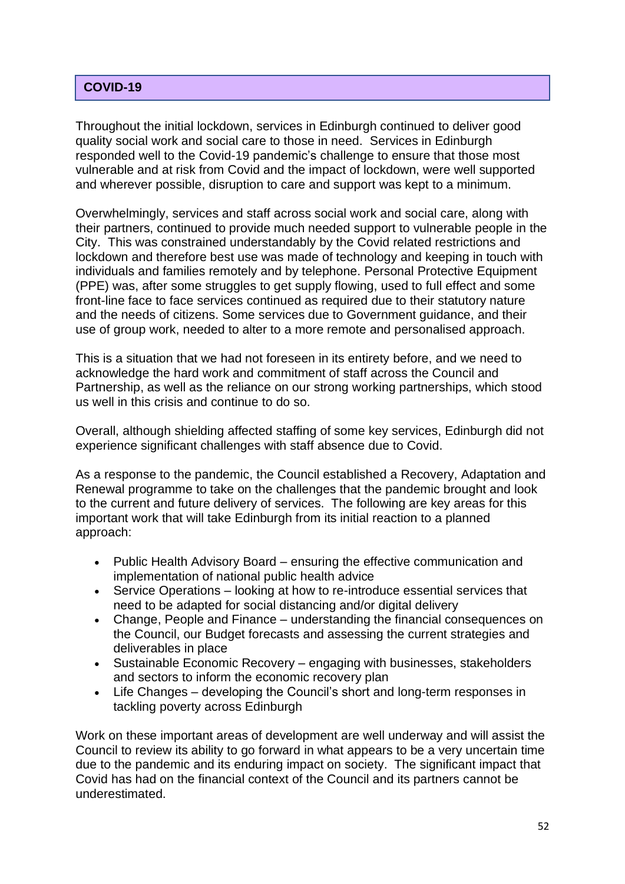## COVID-19

Throughout the initial lockdown, services in Edinburgh continued to deliver good quality social work and social care to those in need. Services in Edinburgh responded well to the Covid-19 pandemic's challenge to ensure that those most vulnerable and at risk from Covid and the impact of lockdown, were well supported and wherever possible, disruption to care and support was kept to a minimum.

Overwhelmingly, services and staff across social work and social care, along with their partners, continued to provide much needed support to vulnerable people in the City. This was constrained understandably by the Covid related restrictions and lockdown and therefore best use was made of technology and keeping in touch with individuals and families remotely and by telephone. Personal Protective Equipment (PPE) was, after some struggles to get supply flowing, used to full effect and some front-line face to face services continued as required due to their statutory nature and the needs of citizens. Some services due to Government guidance, and their use of group work, needed to alter to a more remote and personalised approach.

This is a situation that we had not foreseen in its entirety before, and we need to acknowledge the hard work and commitment of staff across the Council and Partnership, as well as the reliance on our strong working partnerships, which stood us well in this crisis and continue to do so.

Overall, although shielding affected staffing of some key services, Edinburgh did not experience significant challenges with staff absence due to Covid.

As a response to the pandemic, the Council established a Recovery, Adaptation and Renewal programme to take on the challenges that the pandemic brought and look to the current and future delivery of services. The following are key areas for this important work that will take Edinburgh from its initial reaction to a planned approach:

- Public Health Advisory Board – ensuring the effective communication and implementation of national public health advice
- Service Operations – looking at how to re-introduce essential services that need to be adapted for social distancing and/or digital delivery
- Change, People and Finance – understanding the financial consequences on the Council, our Budget forecasts and assessing the current strategies and deliverables in place
- Sustainable Economic Recovery – engaging with businesses, stakeholders and sectors to inform the economic recovery plan
- Life Changes – developing the Council's short and long-term responses in tackling poverty across Edinburgh

Work on these important areas of development are well underway and will assist the Council to review its ability to go forward in what appears to be a very uncertain time due to the pandemic and its enduring impact on society. The significant impact that Covid has had on the financial context of the Council and its partners cannot be underestimated.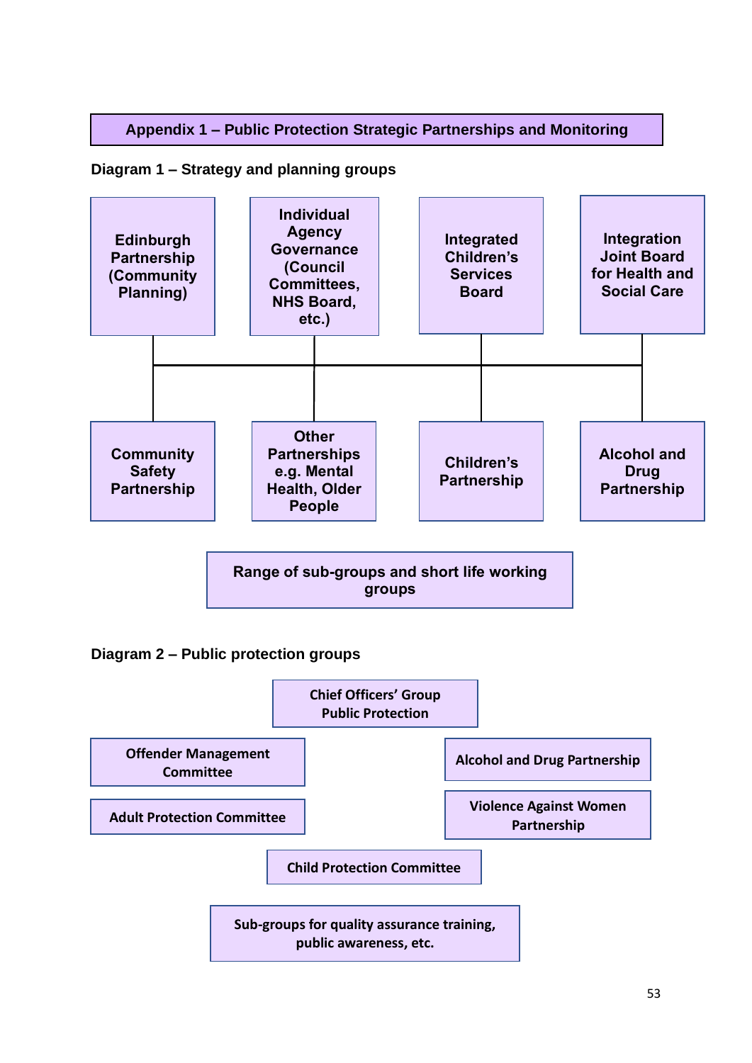## Appendix 1 – Public Protection Strategic Partnerships and Monitoring

### Diagram 1 – Strategy and planning groups

- Edinburgh Partnership (Community Planning)
- Individual Agency Governance (Council Committees, NHS Board, etc.)
- Integrated Children's Services Board
- Integration Joint Board for Health and Social Care

- Community Safety Partnership
- Other Partnerships e.g. Mental Health, Older People
- Children's Partnership
- Alcohol and Drug Partnership

Range of sub-groups and short life working groups

### Diagram 2 – Public protection groups

Chief Officers' Group Public Protection

- Offender Management Committee
- Alcohol and Drug Partnership
- Adult Protection Committee
- Violence Against Women Partnership
- Child Protection Committee

Sub-groups for quality assurance training, public awareness, etc.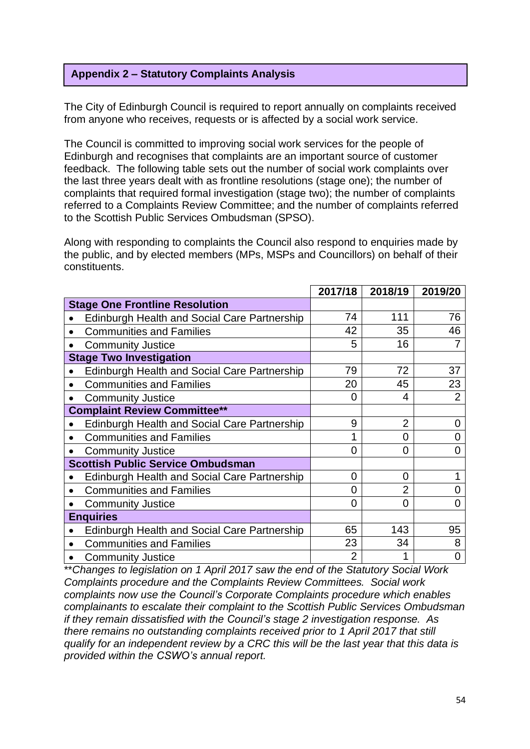## Appendix 2 – Statutory Complaints Analysis

The City of Edinburgh Council is required to report annually on complaints received from anyone who receives, requests or is affected by a social work service.

The Council is committed to improving social work services for the people of Edinburgh and recognises that complaints are an important source of customer feedback. The following table sets out the number of social work complaints over the last three years dealt with as frontline resolutions (stage one); the number of complaints that required formal investigation (stage two); the number of complaints referred to a Complaints Review Committee; and the number of complaints referred to the Scottish Public Services Ombudsman (SPSO).

Along with responding to complaints the Council also respond to enquiries made by the public, and by elected members (MPs, MSPs and Councillors) on behalf of their constituents.

| | 2017/18 | 2018/19 | 2019/20 |
|---|---|---|---|
| **Stage One Frontline Resolution** | | | |
| • Edinburgh Health and Social Care Partnership | 74 | 111 | 76 |
| • Communities and Families | 42 | 35 | 46 |
| • Community Justice | 5 | 16 | 7 |
| **Stage Two Investigation** | | | |
| • Edinburgh Health and Social Care Partnership | 79 | 72 | 37 |
| • Communities and Families | 20 | 45 | 23 |
| • Community Justice | 0 | 4 | 2 |
| **Complaint Review Committee**** | | | |
| • Edinburgh Health and Social Care Partnership | 9 | 2 | 0 |
| • Communities and Families | 1 | 0 | 0 |
| • Community Justice | 0 | 0 | 0 |
| **Scottish Public Service Ombudsman** | | | |
| • Edinburgh Health and Social Care Partnership | 0 | 0 | 1 |
| • Communities and Families | 0 | 2 | 0 |
| • Community Justice | 0 | 0 | 0 |
| **Enquiries** | | | |
| • Edinburgh Health and Social Care Partnership | 65 | 143 | 95 |
| • Communities and Families | 23 | 34 | 8 |
| • Community Justice | 2 | 1 | 0 |

*\*\*Changes to legislation on 1 April 2017 saw the end of the Statutory Social Work Complaints procedure and the Complaints Review Committees. Social work complaints now use the Council's Corporate Complaints procedure which enables complainants to escalate their complaint to the Scottish Public Services Ombudsman if they remain dissatisfied with the Council's stage 2 investigation response. As there remains no outstanding complaints received prior to 1 April 2017 that still qualify for an independent review by a CRC this will be the last year that this data is provided within the CSWO's annual report.*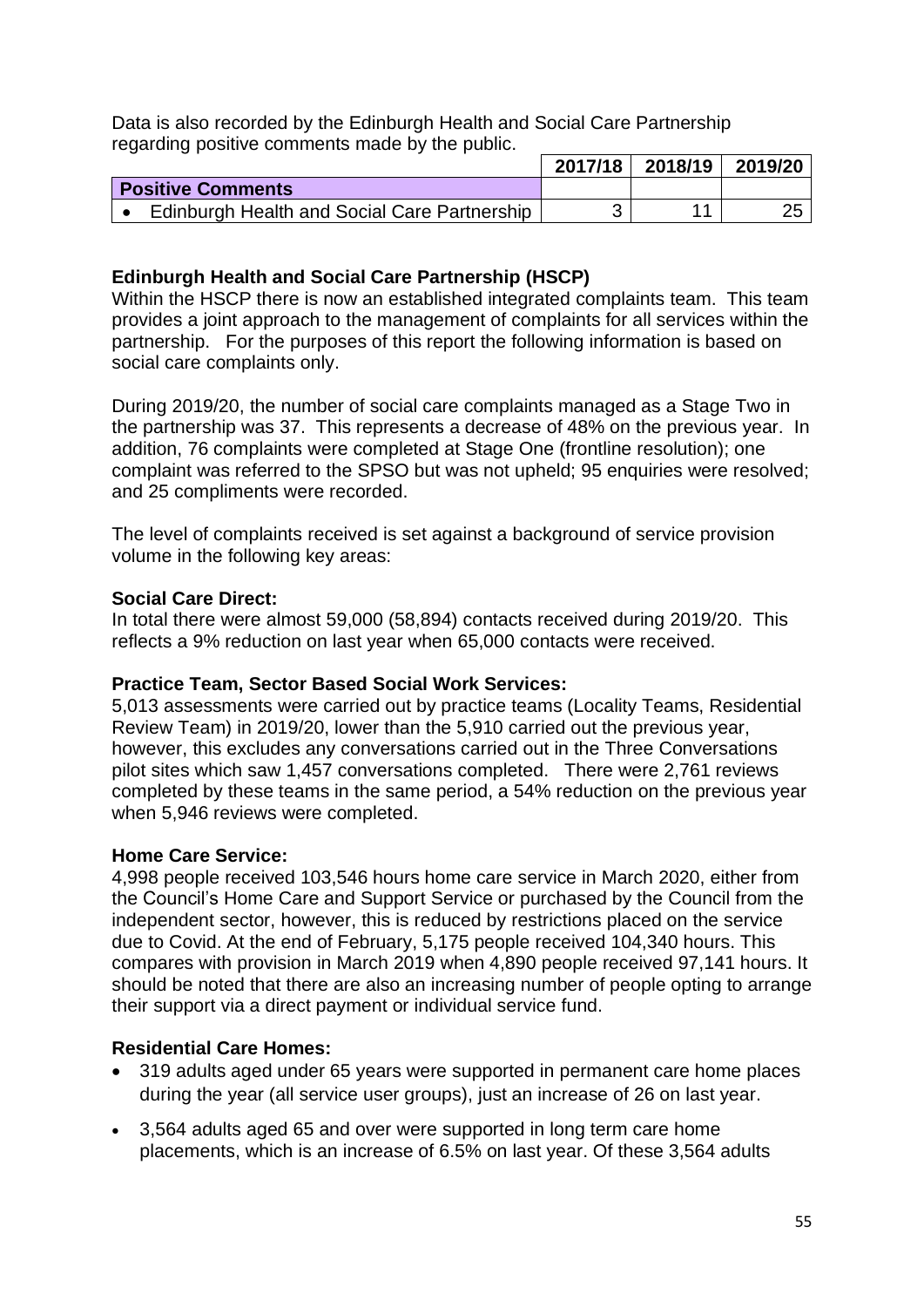Data is also recorded by the Edinburgh Health and Social Care Partnership regarding positive comments made by the public.

| | 2017/18 | 2018/19 | 2019/20 |
|---|---|---|---|
| **Positive Comments** | | | |
| • Edinburgh Health and Social Care Partnership | 3 | 11 | 25 |

**Edinburgh Health and Social Care Partnership (HSCP)**

Within the HSCP there is now an established integrated complaints team. This team provides a joint approach to the management of complaints for all services within the partnership. For the purposes of this report the following information is based on social care complaints only.

During 2019/20, the number of social care complaints managed as a Stage Two in the partnership was 37. This represents a decrease of 48% on the previous year. In addition, 76 complaints were completed at Stage One (frontline resolution); one complaint was referred to the SPSO but was not upheld; 95 enquiries were resolved; and 25 compliments were recorded.

The level of complaints received is set against a background of service provision volume in the following key areas:

**Social Care Direct:**

In total there were almost 59,000 (58,894) contacts received during 2019/20. This reflects a 9% reduction on last year when 65,000 contacts were received.

**Practice Team, Sector Based Social Work Services:**

5,013 assessments were carried out by practice teams (Locality Teams, Residential Review Team) in 2019/20, lower than the 5,910 carried out the previous year, however, this excludes any conversations carried out in the Three Conversations pilot sites which saw 1,457 conversations completed. There were 2,761 reviews completed by these teams in the same period, a 54% reduction on the previous year when 5,946 reviews were completed.

**Home Care Service:**

4,998 people received 103,546 hours home care service in March 2020, either from the Council's Home Care and Support Service or purchased by the Council from the independent sector, however, this is reduced by restrictions placed on the service due to Covid. At the end of February, 5,175 people received 104,340 hours. This compares with provision in March 2019 when 4,890 people received 97,141 hours. It should be noted that there are also an increasing number of people opting to arrange their support via a direct payment or individual service fund.

**Residential Care Homes:**

- 319 adults aged under 65 years were supported in permanent care home places during the year (all service user groups), just an increase of 26 on last year.
- 3,564 adults aged 65 and over were supported in long term care home placements, which is an increase of 6.5% on last year. Of these 3,564 adults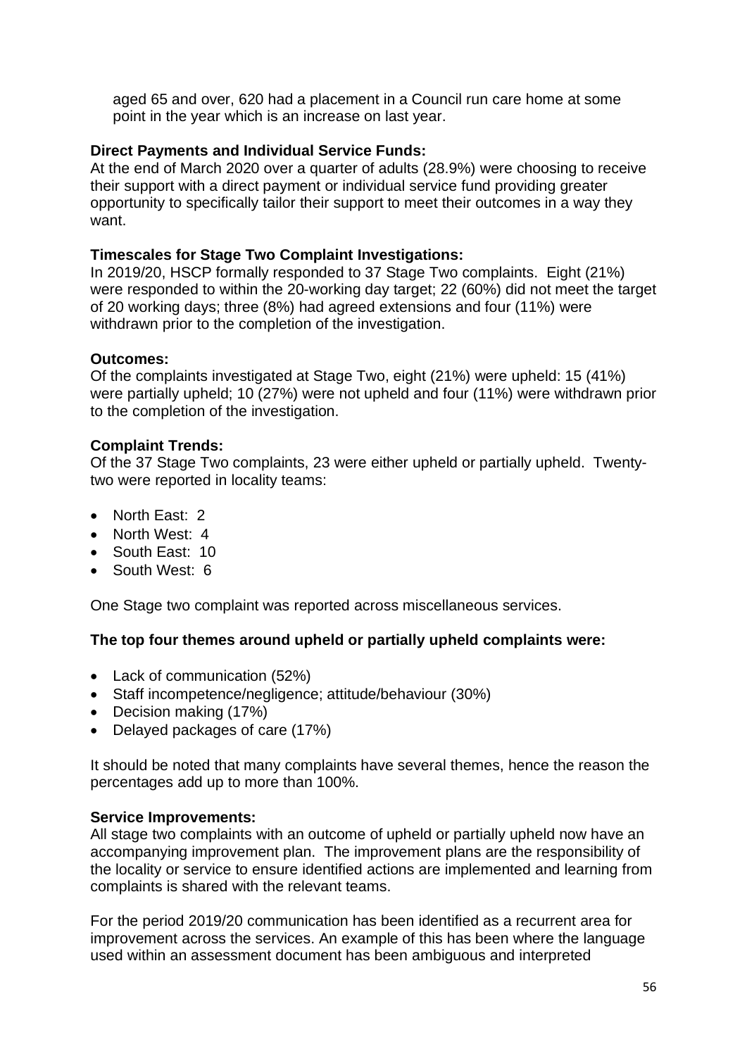aged 65 and over, 620 had a placement in a Council run care home at some point in the year which is an increase on last year.

**Direct Payments and Individual Service Funds:**
At the end of March 2020 over a quarter of adults (28.9%) were choosing to receive their support with a direct payment or individual service fund providing greater opportunity to specifically tailor their support to meet their outcomes in a way they want.

**Timescales for Stage Two Complaint Investigations:**
In 2019/20, HSCP formally responded to 37 Stage Two complaints. Eight (21%) were responded to within the 20-working day target; 22 (60%) did not meet the target of 20 working days; three (8%) had agreed extensions and four (11%) were withdrawn prior to the completion of the investigation.

**Outcomes:**
Of the complaints investigated at Stage Two, eight (21%) were upheld: 15 (41%) were partially upheld; 10 (27%) were not upheld and four (11%) were withdrawn prior to the completion of the investigation.

**Complaint Trends:**
Of the 37 Stage Two complaints, 23 were either upheld or partially upheld. Twenty-two were reported in locality teams:

- North East: 2
- North West: 4
- South East: 10
- South West: 6

One Stage two complaint was reported across miscellaneous services.

**The top four themes around upheld or partially upheld complaints were:**

- Lack of communication (52%)
- Staff incompetence/negligence; attitude/behaviour (30%)
- Decision making (17%)
- Delayed packages of care (17%)

It should be noted that many complaints have several themes, hence the reason the percentages add up to more than 100%.

**Service Improvements:**
All stage two complaints with an outcome of upheld or partially upheld now have an accompanying improvement plan. The improvement plans are the responsibility of the locality or service to ensure identified actions are implemented and learning from complaints is shared with the relevant teams.

For the period 2019/20 communication has been identified as a recurrent area for improvement across the services. An example of this has been where the language used within an assessment document has been ambiguous and interpreted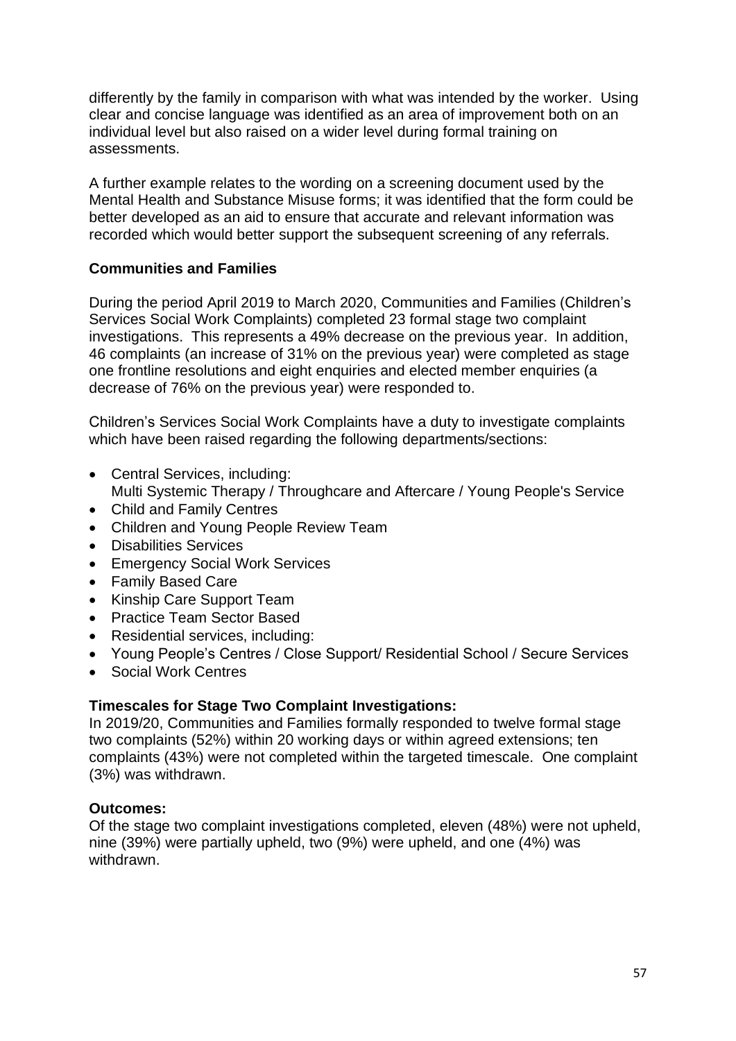differently by the family in comparison with what was intended by the worker. Using clear and concise language was identified as an area of improvement both on an individual level but also raised on a wider level during formal training on assessments.

A further example relates to the wording on a screening document used by the Mental Health and Substance Misuse forms; it was identified that the form could be better developed as an aid to ensure that accurate and relevant information was recorded which would better support the subsequent screening of any referrals.

**Communities and Families**

During the period April 2019 to March 2020, Communities and Families (Children's Services Social Work Complaints) completed 23 formal stage two complaint investigations. This represents a 49% decrease on the previous year. In addition, 46 complaints (an increase of 31% on the previous year) were completed as stage one frontline resolutions and eight enquiries and elected member enquiries (a decrease of 76% on the previous year) were responded to.

Children's Services Social Work Complaints have a duty to investigate complaints which have been raised regarding the following departments/sections:

- Central Services, including:
  Multi Systemic Therapy / Throughcare and Aftercare / Young People's Service
- Child and Family Centres
- Children and Young People Review Team
- Disabilities Services
- Emergency Social Work Services
- Family Based Care
- Kinship Care Support Team
- Practice Team Sector Based
- Residential services, including:
- Young People's Centres / Close Support/ Residential School / Secure Services
- Social Work Centres

**Timescales for Stage Two Complaint Investigations:**
In 2019/20, Communities and Families formally responded to twelve formal stage two complaints (52%) within 20 working days or within agreed extensions; ten complaints (43%) were not completed within the targeted timescale. One complaint (3%) was withdrawn.

**Outcomes:**
Of the stage two complaint investigations completed, eleven (48%) were not upheld, nine (39%) were partially upheld, two (9%) were upheld, and one (4%) was withdrawn.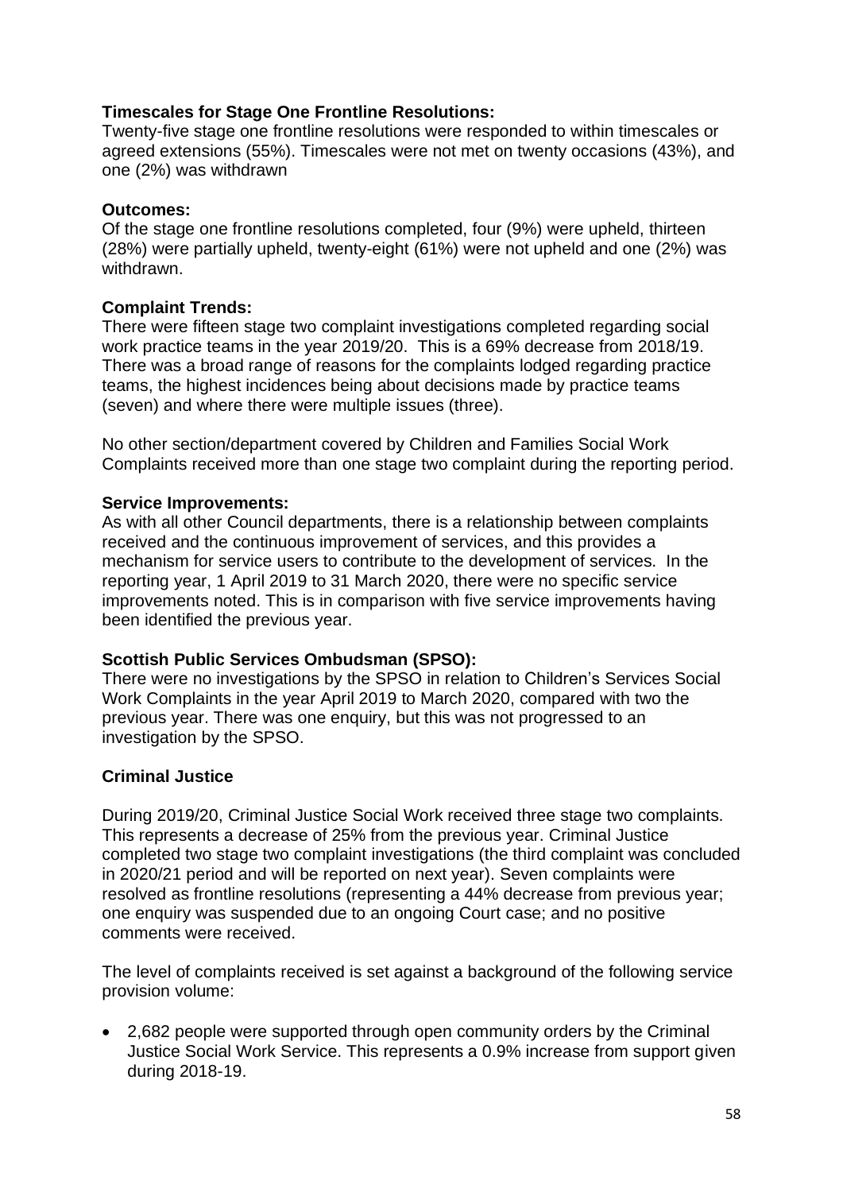**Timescales for Stage One Frontline Resolutions:**
Twenty-five stage one frontline resolutions were responded to within timescales or agreed extensions (55%). Timescales were not met on twenty occasions (43%), and one (2%) was withdrawn

**Outcomes:**
Of the stage one frontline resolutions completed, four (9%) were upheld, thirteen (28%) were partially upheld, twenty-eight (61%) were not upheld and one (2%) was withdrawn.

**Complaint Trends:**
There were fifteen stage two complaint investigations completed regarding social work practice teams in the year 2019/20. This is a 69% decrease from 2018/19. There was a broad range of reasons for the complaints lodged regarding practice teams, the highest incidences being about decisions made by practice teams (seven) and where there were multiple issues (three).

No other section/department covered by Children and Families Social Work Complaints received more than one stage two complaint during the reporting period.

**Service Improvements:**
As with all other Council departments, there is a relationship between complaints received and the continuous improvement of services, and this provides a mechanism for service users to contribute to the development of services. In the reporting year, 1 April 2019 to 31 March 2020, there were no specific service improvements noted. This is in comparison with five service improvements having been identified the previous year.

**Scottish Public Services Ombudsman (SPSO):**
There were no investigations by the SPSO in relation to Children's Services Social Work Complaints in the year April 2019 to March 2020, compared with two the previous year. There was one enquiry, but this was not progressed to an investigation by the SPSO.

**Criminal Justice**

During 2019/20, Criminal Justice Social Work received three stage two complaints. This represents a decrease of 25% from the previous year. Criminal Justice completed two stage two complaint investigations (the third complaint was concluded in 2020/21 period and will be reported on next year). Seven complaints were resolved as frontline resolutions (representing a 44% decrease from previous year; one enquiry was suspended due to an ongoing Court case; and no positive comments were received.

The level of complaints received is set against a background of the following service provision volume:

- 2,682 people were supported through open community orders by the Criminal Justice Social Work Service. This represents a 0.9% increase from support given during 2018-19.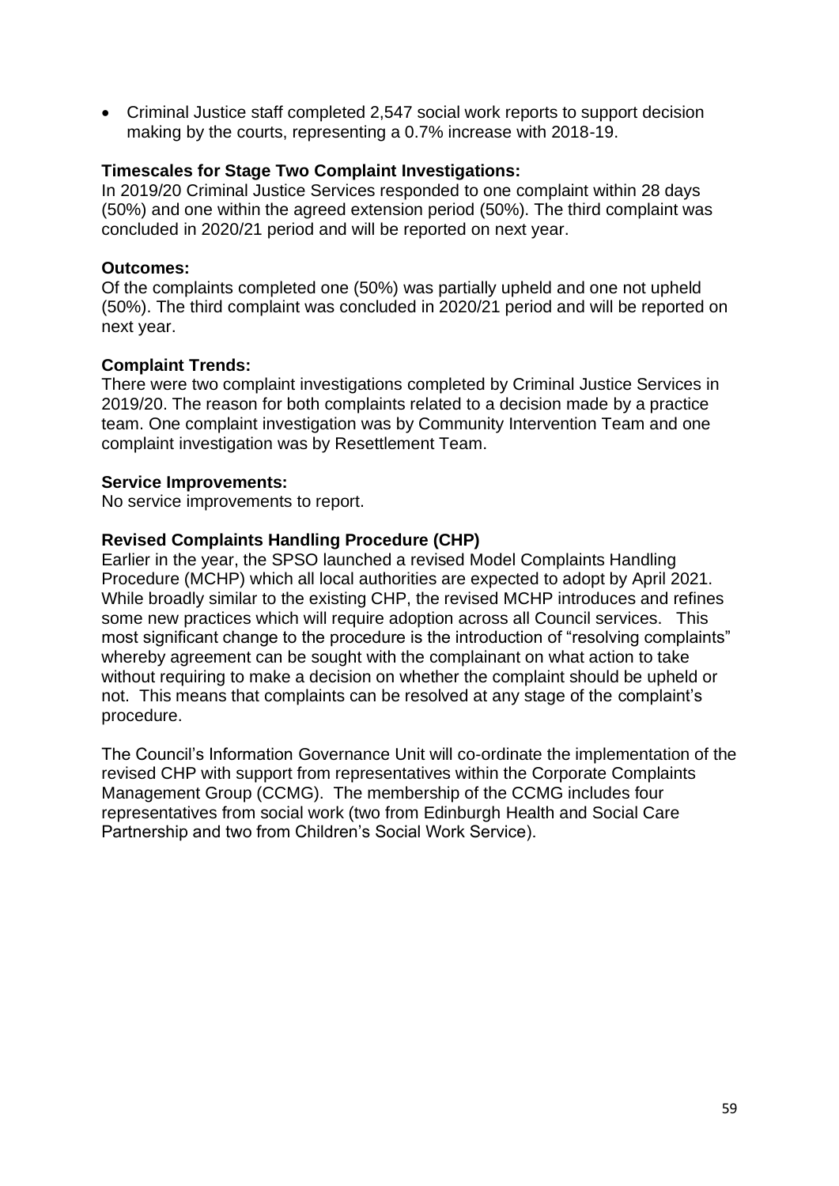- Criminal Justice staff completed 2,547 social work reports to support decision making by the courts, representing a 0.7% increase with 2018-19.

**Timescales for Stage Two Complaint Investigations:**
In 2019/20 Criminal Justice Services responded to one complaint within 28 days (50%) and one within the agreed extension period (50%). The third complaint was concluded in 2020/21 period and will be reported on next year.

**Outcomes:**
Of the complaints completed one (50%) was partially upheld and one not upheld (50%). The third complaint was concluded in 2020/21 period and will be reported on next year.

**Complaint Trends:**
There were two complaint investigations completed by Criminal Justice Services in 2019/20. The reason for both complaints related to a decision made by a practice team. One complaint investigation was by Community Intervention Team and one complaint investigation was by Resettlement Team.

**Service Improvements:**
No service improvements to report.

**Revised Complaints Handling Procedure (CHP)**
Earlier in the year, the SPSO launched a revised Model Complaints Handling Procedure (MCHP) which all local authorities are expected to adopt by April 2021. While broadly similar to the existing CHP, the revised MCHP introduces and refines some new practices which will require adoption across all Council services. This most significant change to the procedure is the introduction of "resolving complaints" whereby agreement can be sought with the complainant on what action to take without requiring to make a decision on whether the complaint should be upheld or not. This means that complaints can be resolved at any stage of the complaint's procedure.

The Council's Information Governance Unit will co-ordinate the implementation of the revised CHP with support from representatives within the Corporate Complaints Management Group (CCMG). The membership of the CCMG includes four representatives from social work (two from Edinburgh Health and Social Care Partnership and two from Children's Social Work Service).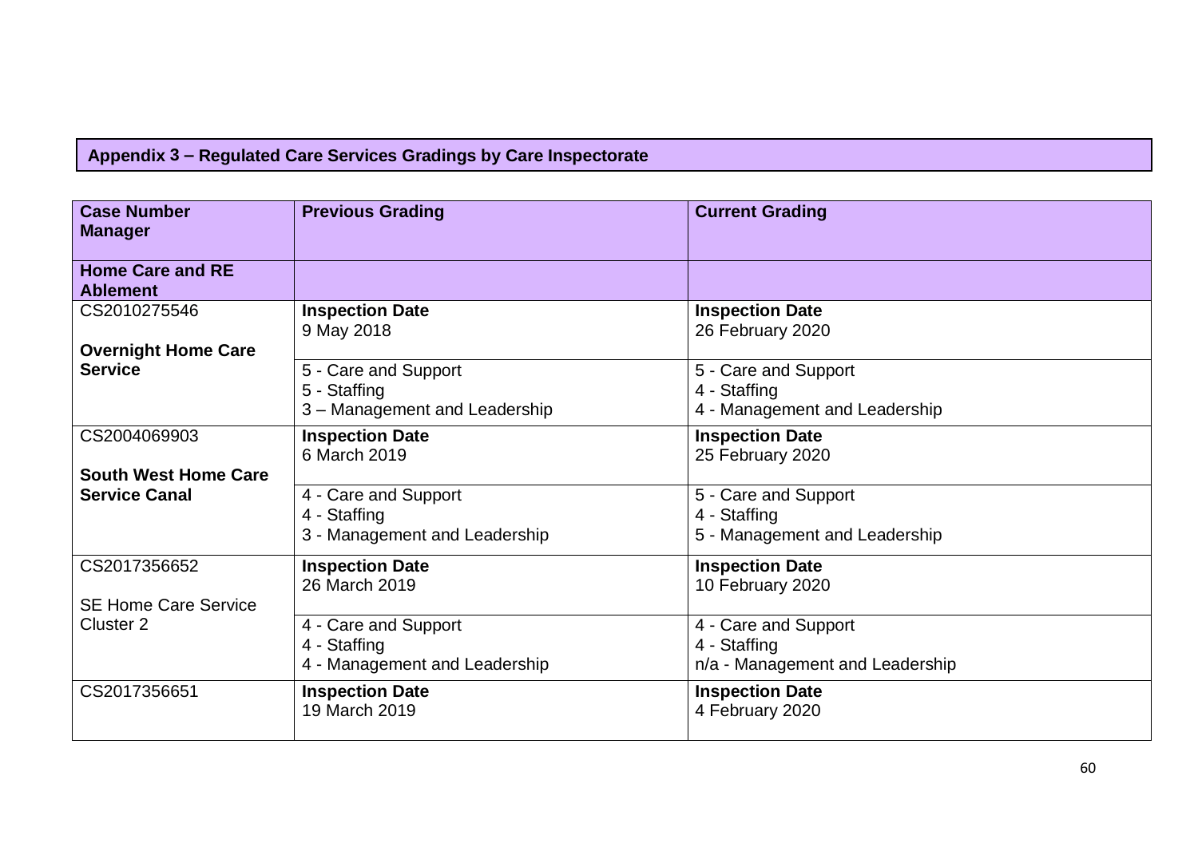## Appendix 3 – Regulated Care Services Gradings by Care Inspectorate

| Case Number<br>Manager | Previous Grading | Current Grading |
|---|---|---|
| **Home Care and RE Ablement** | | |
| CS2010275546<br><br>**Overnight Home Care Service** | **Inspection Date**<br>9 May 2018 | **Inspection Date**<br>26 February 2020 |
| | 5 - Care and Support<br>5 - Staffing<br>3 – Management and Leadership | 5 - Care and Support<br>4 - Staffing<br>4 - Management and Leadership |
| CS2004069903<br><br>**South West Home Care Service Canal** | **Inspection Date**<br>6 March 2019 | **Inspection Date**<br>25 February 2020 |
| | 4 - Care and Support<br>4 - Staffing<br>3 - Management and Leadership | 5 - Care and Support<br>4 - Staffing<br>5 - Management and Leadership |
| CS2017356652<br><br>SE Home Care Service Cluster 2 | **Inspection Date**<br>26 March 2019 | **Inspection Date**<br>10 February 2020 |
| | 4 - Care and Support<br>4 - Staffing<br>4 - Management and Leadership | 4 - Care and Support<br>4 - Staffing<br>n/a - Management and Leadership |
| CS2017356651 | **Inspection Date**<br>19 March 2019 | **Inspection Date**<br>4 February 2020 |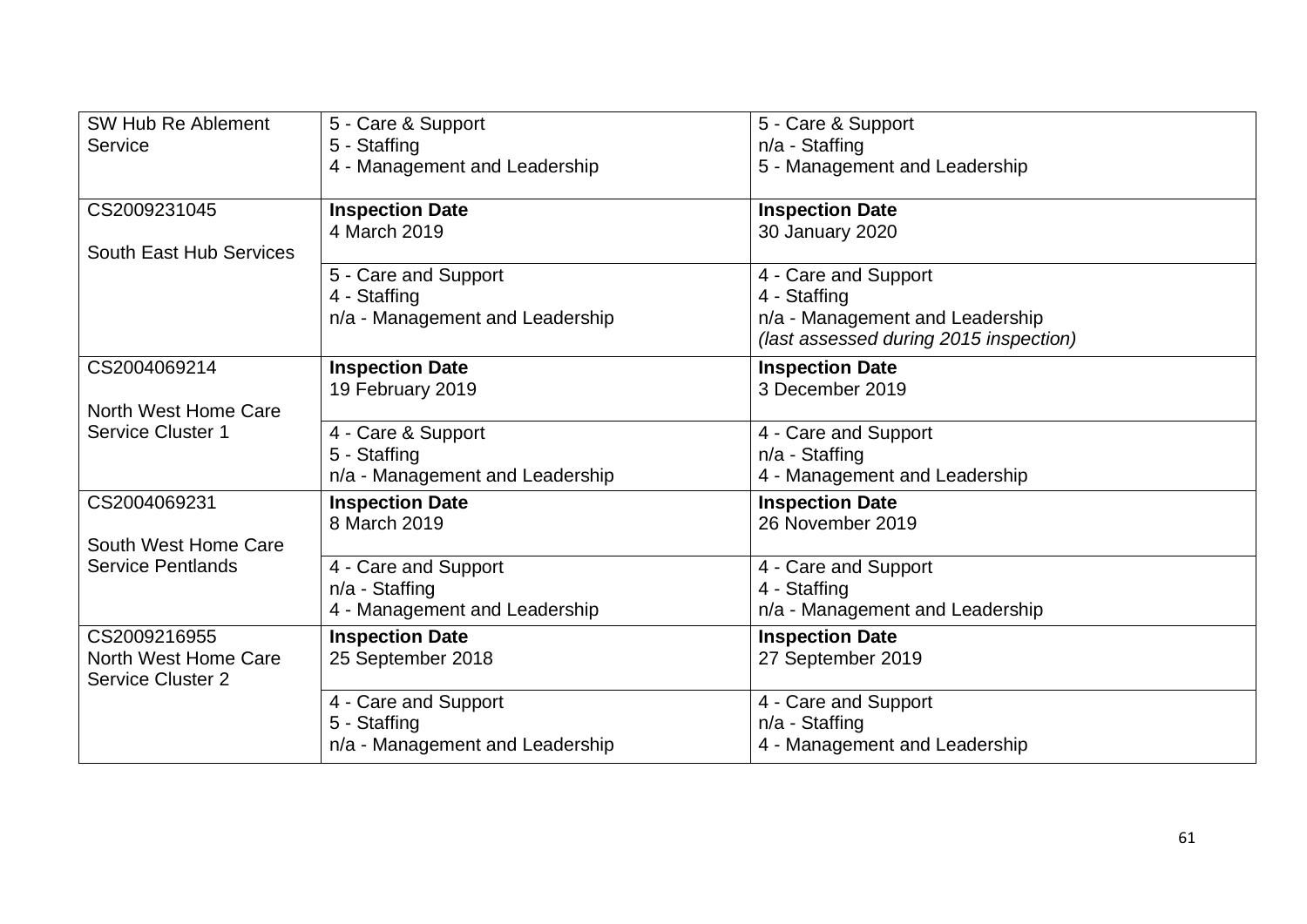| | | |
|---|---|---|
| SW Hub Re Ablement Service | 5 - Care & Support<br>5 - Staffing<br>4 - Management and Leadership | 5 - Care & Support<br>n/a - Staffing<br>5 - Management and Leadership |
| CS2009231045<br><br>South East Hub Services | **Inspection Date**<br>4 March 2019 | **Inspection Date**<br>30 January 2020 |
| | 5 - Care and Support<br>4 - Staffing<br>n/a - Management and Leadership | 4 - Care and Support<br>4 - Staffing<br>n/a - Management and Leadership<br>*(last assessed during 2015 inspection)* |
| CS2004069214<br><br>North West Home Care Service Cluster 1 | **Inspection Date**<br>19 February 2019 | **Inspection Date**<br>3 December 2019 |
| | 4 - Care & Support<br>5 - Staffing<br>n/a - Management and Leadership | 4 - Care and Support<br>n/a - Staffing<br>4 - Management and Leadership |
| CS2004069231<br><br>South West Home Care Service Pentlands | **Inspection Date**<br>8 March 2019 | **Inspection Date**<br>26 November 2019 |
| | 4 - Care and Support<br>n/a - Staffing<br>4 - Management and Leadership | 4 - Care and Support<br>4 - Staffing<br>n/a - Management and Leadership |
| CS2009216955<br>North West Home Care Service Cluster 2 | **Inspection Date**<br>25 September 2018 | **Inspection Date**<br>27 September 2019 |
| | 4 - Care and Support<br>5 - Staffing<br>n/a - Management and Leadership | 4 - Care and Support<br>n/a - Staffing<br>4 - Management and Leadership |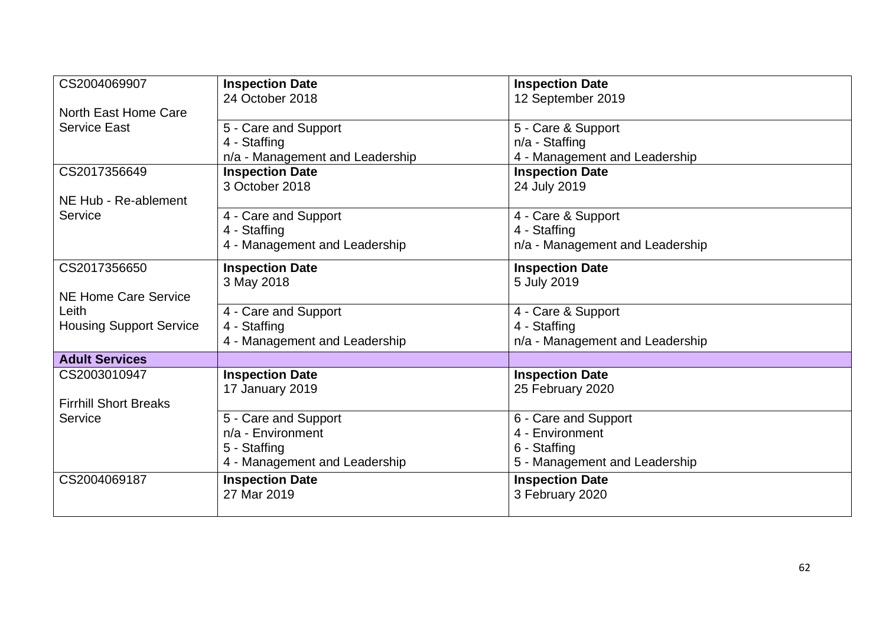| | | |
|---|---|---|
| CS2004069907<br><br>North East Home Care Service East | **Inspection Date**<br>24 October 2018 | **Inspection Date**<br>12 September 2019 |
| | 5 - Care and Support<br>4 - Staffing<br>n/a - Management and Leadership | 5 - Care & Support<br>n/a - Staffing<br>4 - Management and Leadership |
| CS2017356649<br><br>NE Hub - Re-ablement Service | **Inspection Date**<br>3 October 2018 | **Inspection Date**<br>24 July 2019 |
| | 4 - Care and Support<br>4 - Staffing<br>4 - Management and Leadership | 4 - Care & Support<br>4 - Staffing<br>n/a - Management and Leadership |
| CS2017356650<br><br>NE Home Care Service Leith<br>Housing Support Service | **Inspection Date**<br>3 May 2018 | **Inspection Date**<br>5 July 2019 |
| | 4 - Care and Support<br>4 - Staffing<br>4 - Management and Leadership | 4 - Care & Support<br>4 - Staffing<br>n/a - Management and Leadership |
| **Adult Services** | | |
| CS2003010947<br><br>Firrhill Short Breaks Service | **Inspection Date**<br>17 January 2019 | **Inspection Date**<br>25 February 2020 |
| | 5 - Care and Support<br>n/a - Environment<br>5 - Staffing<br>4 - Management and Leadership | 6 - Care and Support<br>4 - Environment<br>6 - Staffing<br>5 - Management and Leadership |
| CS2004069187 | **Inspection Date**<br>27 Mar 2019 | **Inspection Date**<br>3 February 2020 |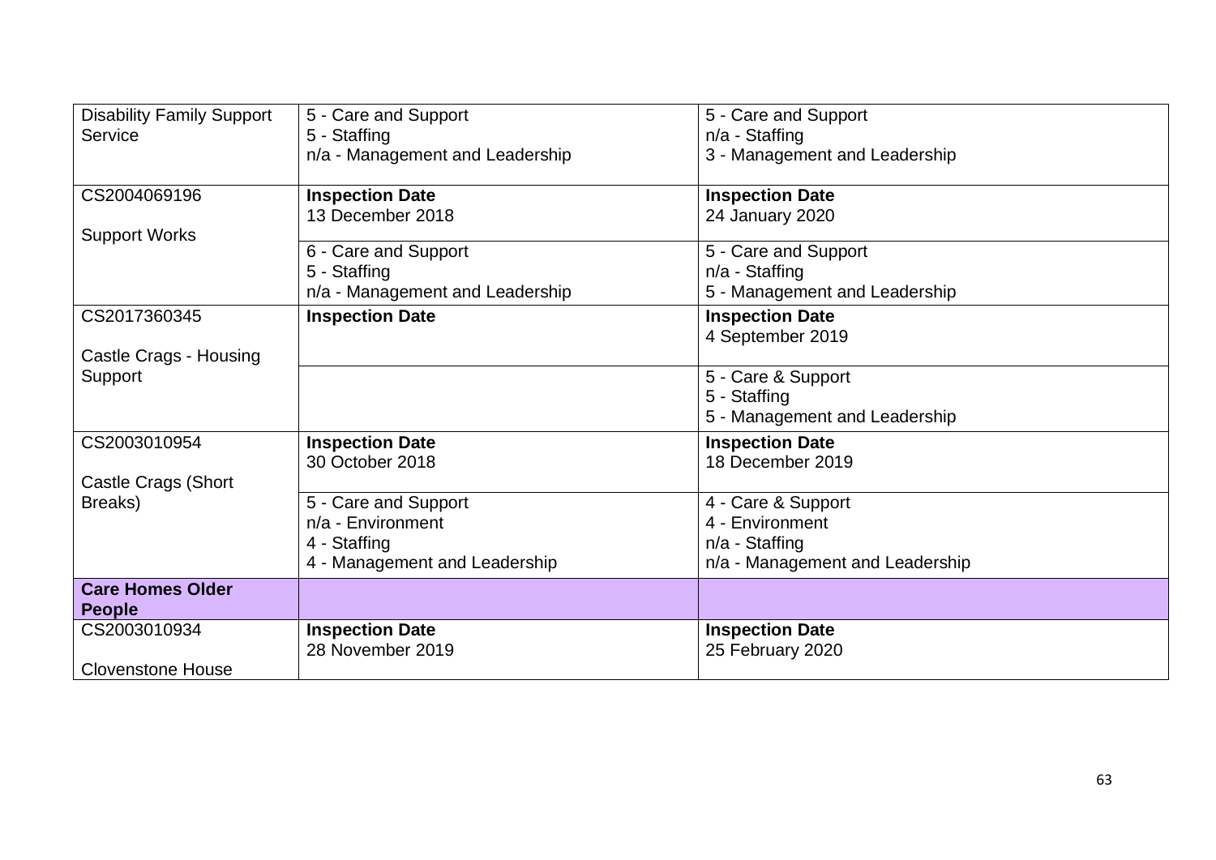| | | |
|---|---|---|
| Disability Family Support Service | 5 - Care and Support<br>5 - Staffing<br>n/a - Management and Leadership | 5 - Care and Support<br>n/a - Staffing<br>3 - Management and Leadership |
| CS2004069196<br><br>Support Works | **Inspection Date**<br>13 December 2018 | **Inspection Date**<br>24 January 2020 |
| | 6 - Care and Support<br>5 - Staffing<br>n/a - Management and Leadership | 5 - Care and Support<br>n/a - Staffing<br>5 - Management and Leadership |
| CS2017360345<br><br>Castle Crags - Housing Support | **Inspection Date** | **Inspection Date**<br>4 September 2019 |
| | | 5 - Care & Support<br>5 - Staffing<br>5 - Management and Leadership |
| CS2003010954<br><br>Castle Crags (Short Breaks) | **Inspection Date**<br>30 October 2018 | **Inspection Date**<br>18 December 2019 |
| | 5 - Care and Support<br>n/a - Environment<br>4 - Staffing<br>4 - Management and Leadership | 4 - Care & Support<br>4 - Environment<br>n/a - Staffing<br>n/a - Management and Leadership |
| **Care Homes Older People** | | |
| CS2003010934<br><br>Clovenstone House | **Inspection Date**<br>28 November 2019 | **Inspection Date**<br>25 February 2020 |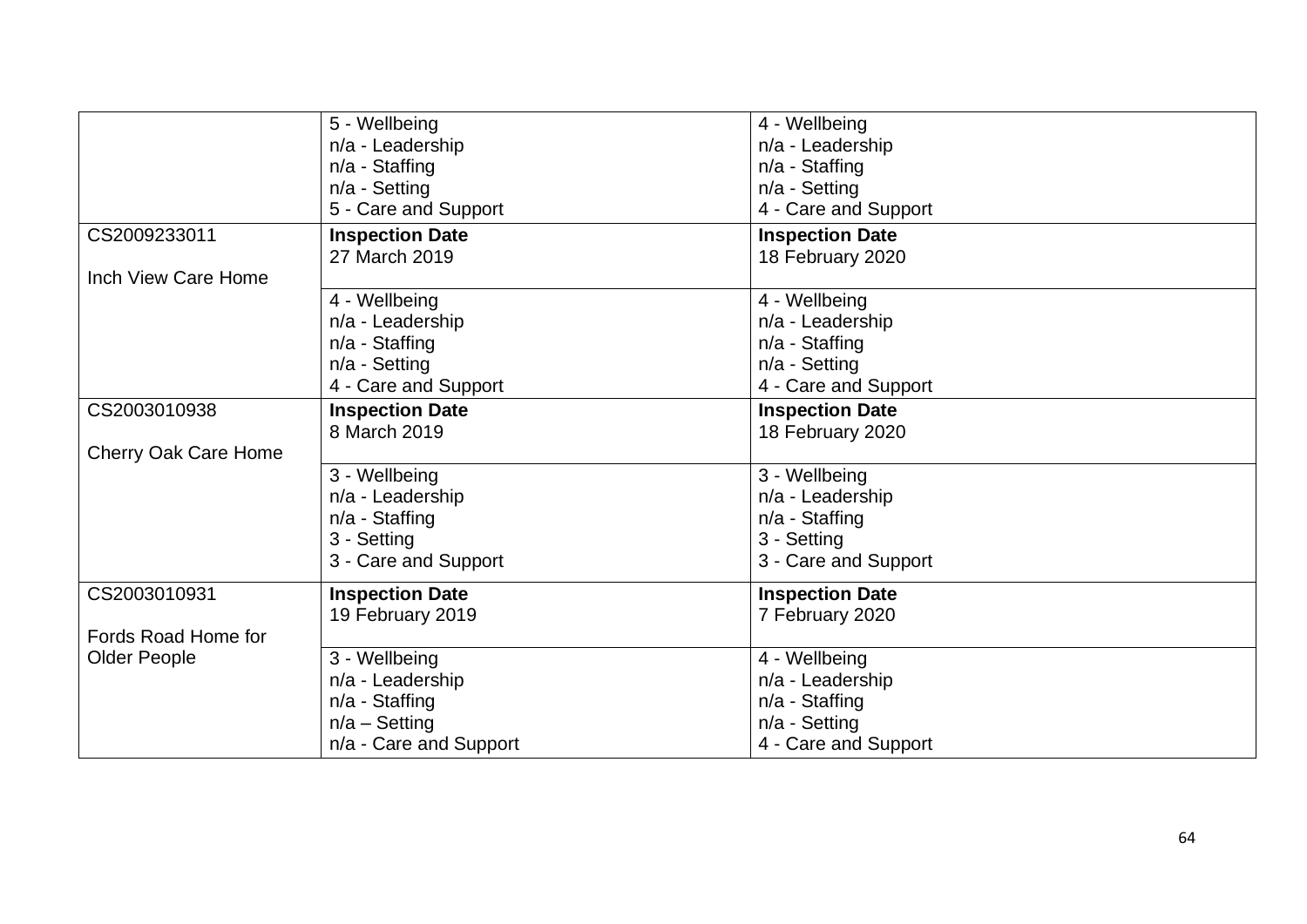| | | |
|---|---|---|
| | 5 - Wellbeing<br>n/a - Leadership<br>n/a - Staffing<br>n/a - Setting<br>5 - Care and Support | 4 - Wellbeing<br>n/a - Leadership<br>n/a - Staffing<br>n/a - Setting<br>4 - Care and Support |
| CS2009233011<br><br>Inch View Care Home | **Inspection Date**<br>27 March 2019 | **Inspection Date**<br>18 February 2020 |
| | 4 - Wellbeing<br>n/a - Leadership<br>n/a - Staffing<br>n/a - Setting<br>4 - Care and Support | 4 - Wellbeing<br>n/a - Leadership<br>n/a - Staffing<br>n/a - Setting<br>4 - Care and Support |
| CS2003010938<br><br>Cherry Oak Care Home | **Inspection Date**<br>8 March 2019 | **Inspection Date**<br>18 February 2020 |
| | 3 - Wellbeing<br>n/a - Leadership<br>n/a - Staffing<br>3 - Setting<br>3 - Care and Support | 3 - Wellbeing<br>n/a - Leadership<br>n/a - Staffing<br>3 - Setting<br>3 - Care and Support |
| CS2003010931<br><br>Fords Road Home for Older People | **Inspection Date**<br>19 February 2019 | **Inspection Date**<br>7 February 2020 |
| | 3 - Wellbeing<br>n/a - Leadership<br>n/a - Staffing<br>n/a – Setting<br>n/a - Care and Support | 4 - Wellbeing<br>n/a - Leadership<br>n/a - Staffing<br>n/a - Setting<br>4 - Care and Support |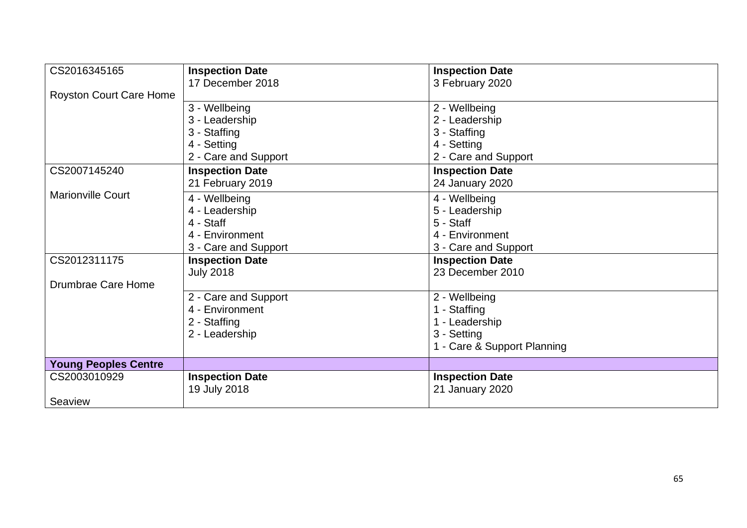| | | |
|---|---|---|
| CS2016345165<br><br>Royston Court Care Home | **Inspection Date**<br>17 December 2018 | **Inspection Date**<br>3 February 2020 |
| | 3 - Wellbeing<br>3 - Leadership<br>3 - Staffing<br>4 - Setting<br>2 - Care and Support | 2 - Wellbeing<br>2 - Leadership<br>3 - Staffing<br>4 - Setting<br>2 - Care and Support |
| CS2007145240<br><br>Marionville Court | **Inspection Date**<br>21 February 2019 | **Inspection Date**<br>24 January 2020 |
| | 4 - Wellbeing<br>4 - Leadership<br>4 - Staff<br>4 - Environment<br>3 - Care and Support | 4 - Wellbeing<br>5 - Leadership<br>5 - Staff<br>4 - Environment<br>3 - Care and Support |
| CS2012311175<br><br>Drumbrae Care Home | **Inspection Date**<br>July 2018 | **Inspection Date**<br>23 December 2010 |
| | 2 - Care and Support<br>4 - Environment<br>2 - Staffing<br>2 - Leadership | 2 - Wellbeing<br>1 - Staffing<br>1 - Leadership<br>3 - Setting<br>1 - Care & Support Planning |
| **Young Peoples Centre** | | |
| CS2003010929<br><br>Seaview | **Inspection Date**<br>19 July 2018 | **Inspection Date**<br>21 January 2020 |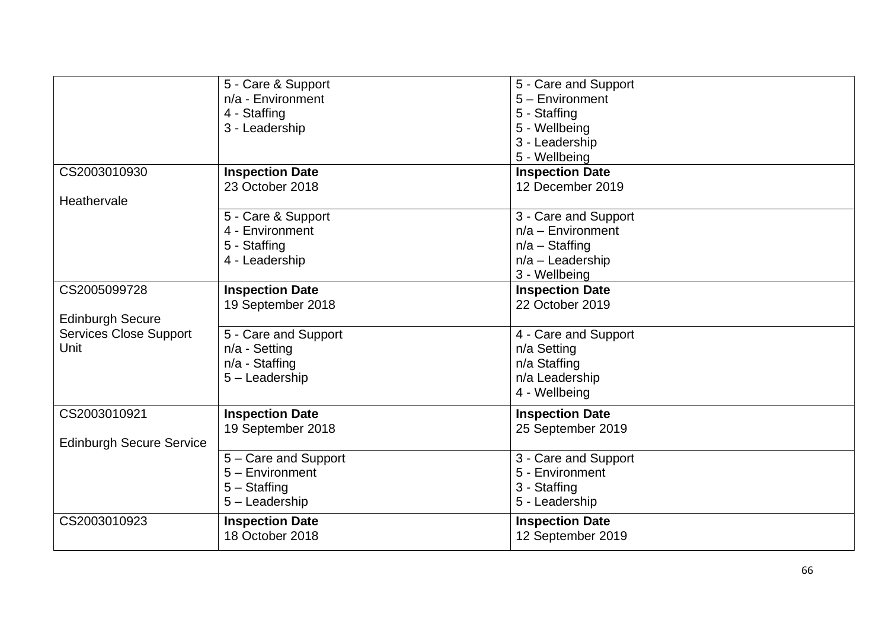| | | |
|---|---|---|
| | 5 - Care & Support<br>n/a - Environment<br>4 - Staffing<br>3 - Leadership | 5 - Care and Support<br>5 – Environment<br>5 - Staffing<br>5 - Wellbeing<br>3 - Leadership<br>5 - Wellbeing |
| CS2003010930<br><br>Heathervale | **Inspection Date**<br>23 October 2018 | **Inspection Date**<br>12 December 2019 |
| | 5 - Care & Support<br>4 - Environment<br>5 - Staffing<br>4 - Leadership | 3 - Care and Support<br>n/a – Environment<br>n/a – Staffing<br>n/a – Leadership<br>3 - Wellbeing |
| CS2005099728<br><br>Edinburgh Secure Services Close Support Unit | **Inspection Date**<br>19 September 2018 | **Inspection Date**<br>22 October 2019 |
| | 5 - Care and Support<br>n/a - Setting<br>n/a - Staffing<br>5 – Leadership | 4 - Care and Support<br>n/a Setting<br>n/a Staffing<br>n/a Leadership<br>4 - Wellbeing |
| CS2003010921<br><br>Edinburgh Secure Service | **Inspection Date**<br>19 September 2018 | **Inspection Date**<br>25 September 2019 |
| | 5 – Care and Support<br>5 – Environment<br>5 – Staffing<br>5 – Leadership | 3 - Care and Support<br>5 - Environment<br>3 - Staffing<br>5 - Leadership |
| CS2003010923 | **Inspection Date**<br>18 October 2018 | **Inspection Date**<br>12 September 2019 |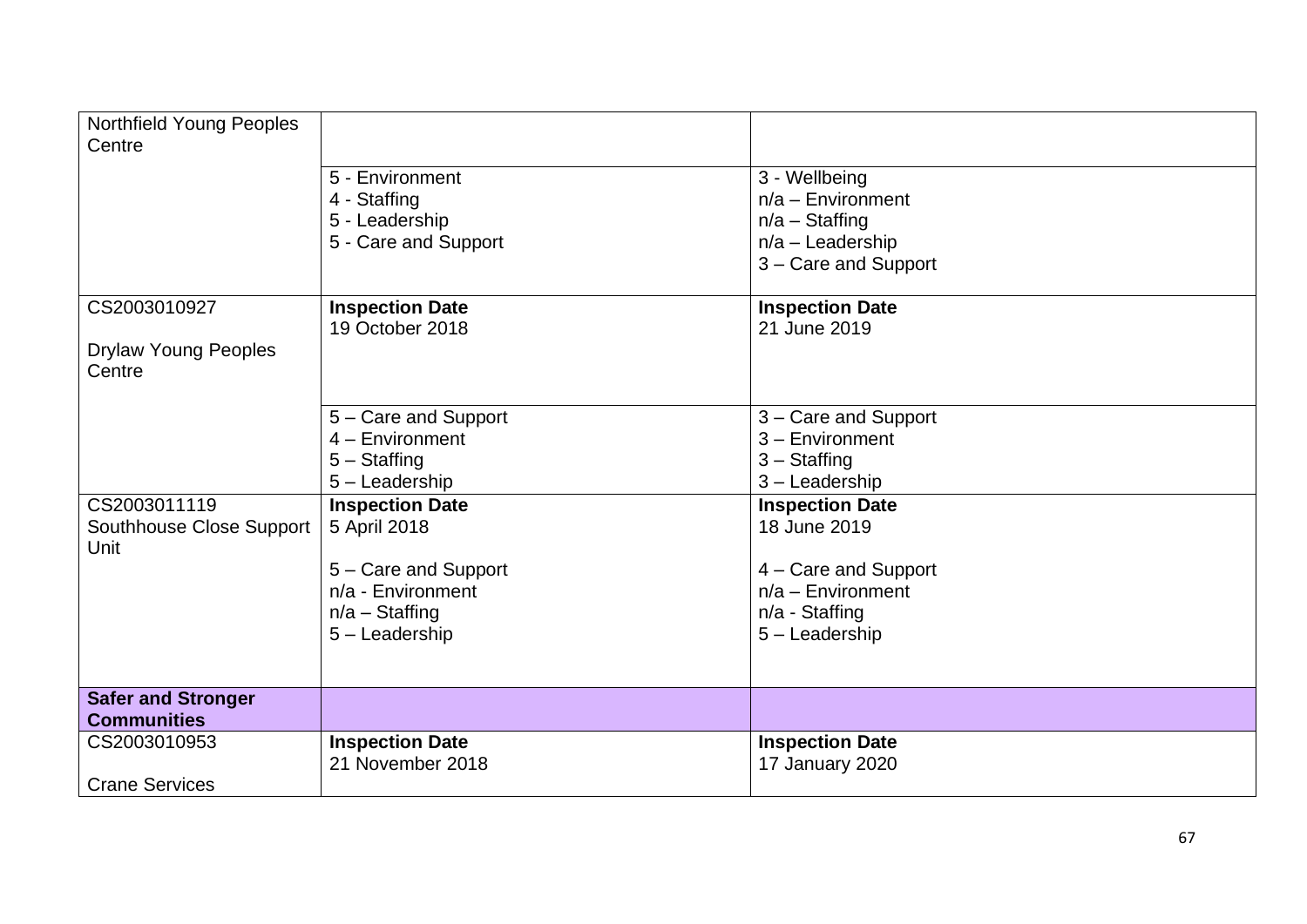| | | |
|---|---|---|
| Northfield Young Peoples Centre | | |
| | 5 - Environment<br>4 - Staffing<br>5 - Leadership<br>5 - Care and Support | 3 - Wellbeing<br>n/a – Environment<br>n/a – Staffing<br>n/a – Leadership<br>3 – Care and Support |
| CS2003010927<br><br>Drylaw Young Peoples Centre | **Inspection Date**<br>19 October 2018 | **Inspection Date**<br>21 June 2019 |
| | 5 – Care and Support<br>4 – Environment<br>5 – Staffing<br>5 – Leadership | 3 – Care and Support<br>3 – Environment<br>3 – Staffing<br>3 – Leadership |
| CS2003011119<br>Southhouse Close Support Unit | **Inspection Date**<br>5 April 2018<br><br>5 – Care and Support<br>n/a - Environment<br>n/a – Staffing<br>5 – Leadership | **Inspection Date**<br>18 June 2019<br><br>4 – Care and Support<br>n/a – Environment<br>n/a - Staffing<br>5 – Leadership |
| **Safer and Stronger Communities** | | |
| CS2003010953<br><br>Crane Services | **Inspection Date**<br>21 November 2018 | **Inspection Date**<br>17 January 2020 |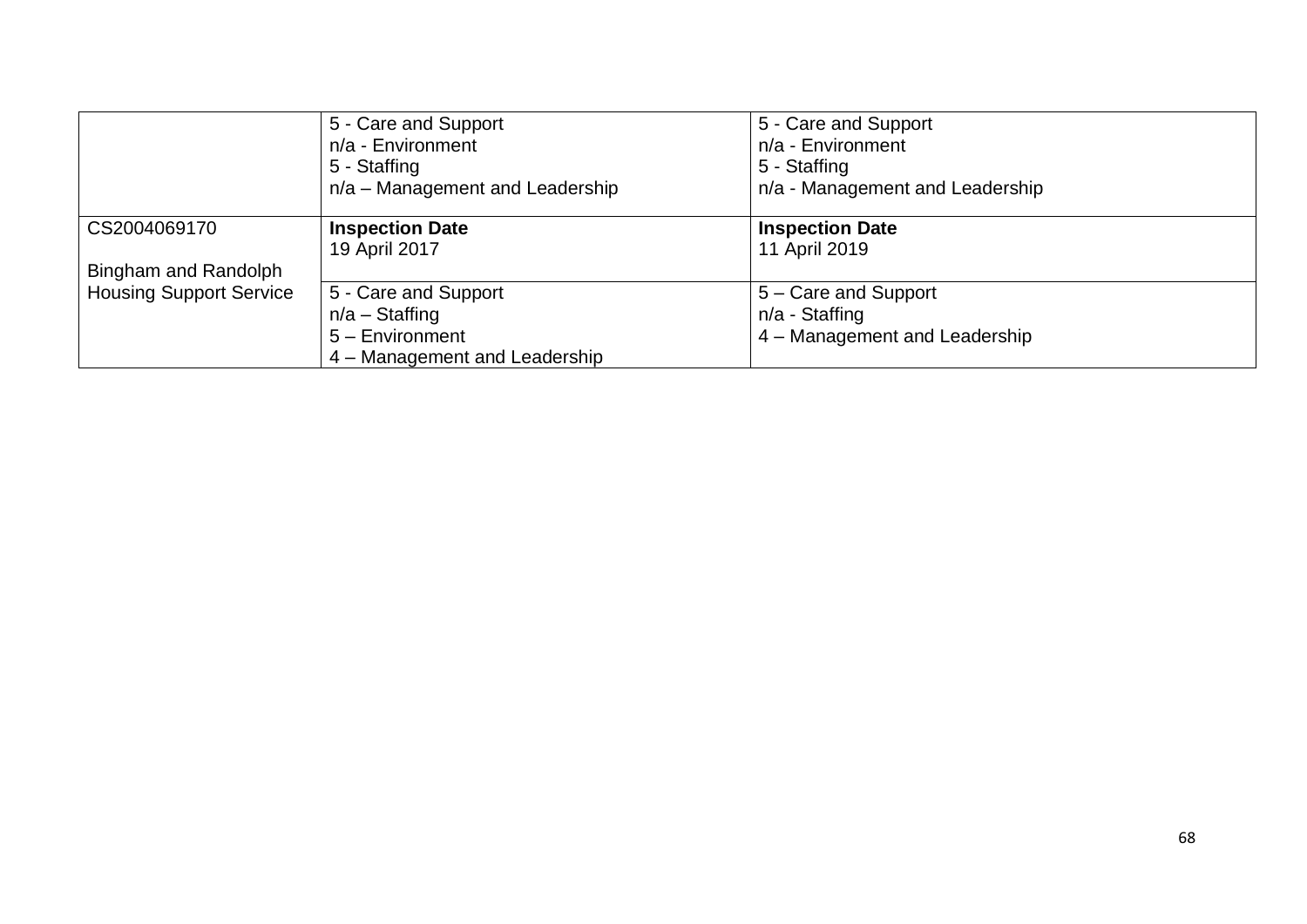| | | |
|---|---|---|
| | 5 - Care and Support<br>n/a - Environment<br>5 - Staffing<br>n/a – Management and Leadership | 5 - Care and Support<br>n/a - Environment<br>5 - Staffing<br>n/a - Management and Leadership |
| CS2004069170<br><br>Bingham and Randolph Housing Support Service | **Inspection Date**<br>19 April 2017 | **Inspection Date**<br>11 April 2019 |
| | 5 - Care and Support<br>n/a – Staffing<br>5 – Environment<br>4 – Management and Leadership | 5 – Care and Support<br>n/a - Staffing<br>4 – Management and Leadership |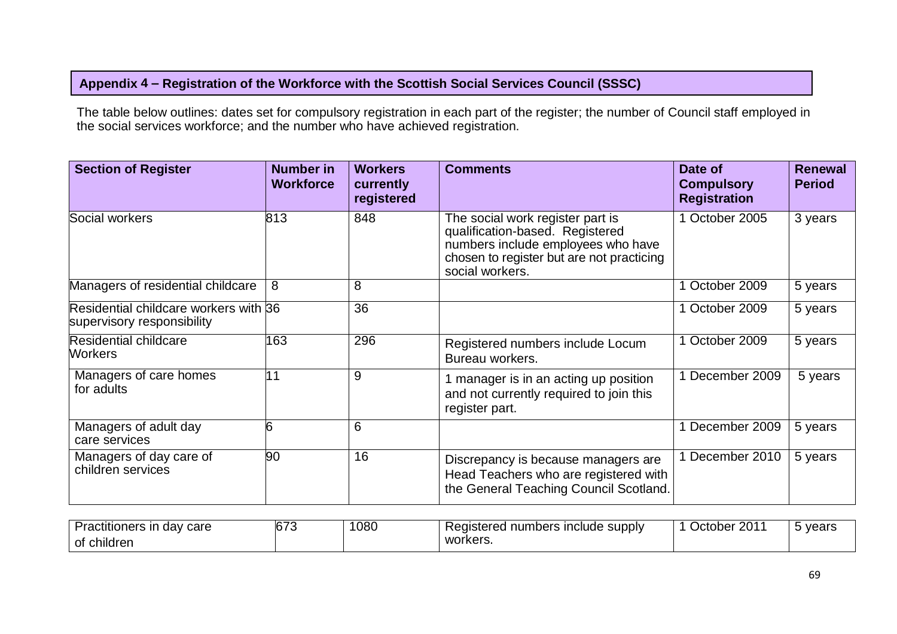## Appendix 4 – Registration of the Workforce with the Scottish Social Services Council (SSSC)

The table below outlines: dates set for compulsory registration in each part of the register; the number of Council staff employed in the social services workforce; and the number who have achieved registration.

| Section of Register | Number in Workforce | Workers currently registered | Comments | Date of Compulsory Registration | Renewal Period |
|---|---|---|---|---|---|
| Social workers | 813 | 848 | The social work register part is qualification-based. Registered numbers include employees who have chosen to register but are not practicing social workers. | 1 October 2005 | 3 years |
| Managers of residential childcare | 8 | 8 | | 1 October 2009 | 5 years |
| Residential childcare workers with supervisory responsibility | 36 | 36 | | 1 October 2009 | 5 years |
| Residential childcare Workers | 163 | 296 | Registered numbers include Locum Bureau workers. | 1 October 2009 | 5 years |
| Managers of care homes for adults | 11 | 9 | 1 manager is in an acting up position and not currently required to join this register part. | 1 December 2009 | 5 years |
| Managers of adult day care services | 6 | 6 | | 1 December 2009 | 5 years |
| Managers of day care of children services | 90 | 16 | Discrepancy is because managers are Head Teachers who are registered with the General Teaching Council Scotland. | 1 December 2010 | 5 years |
| Practitioners in day care of children | 673 | 1080 | Registered numbers include supply workers. | 1 October 2011 | 5 years |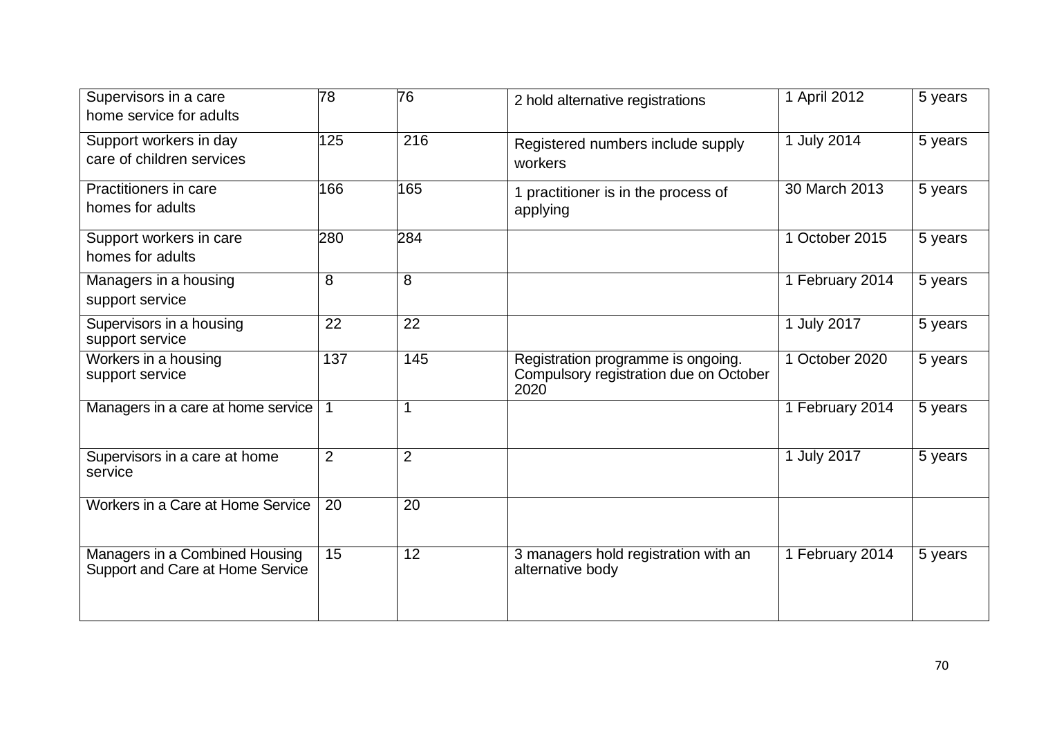| | | | | | |
|---|---|---|---|---|---|
| Supervisors in a care home service for adults | 78 | 76 | 2 hold alternative registrations | 1 April 2012 | 5 years |
| Support workers in day care of children services | 125 | 216 | Registered numbers include supply workers | 1 July 2014 | 5 years |
| Practitioners in care homes for adults | 166 | 165 | 1 practitioner is in the process of applying | 30 March 2013 | 5 years |
| Support workers in care homes for adults | 280 | 284 | | 1 October 2015 | 5 years |
| Managers in a housing support service | 8 | 8 | | 1 February 2014 | 5 years |
| Supervisors in a housing support service | 22 | 22 | | 1 July 2017 | 5 years |
| Workers in a housing support service | 137 | 145 | Registration programme is ongoing. Compulsory registration due on October 2020 | 1 October 2020 | 5 years |
| Managers in a care at home service | 1 | 1 | | 1 February 2014 | 5 years |
| Supervisors in a care at home service | 2 | 2 | | 1 July 2017 | 5 years |
| Workers in a Care at Home Service | 20 | 20 | | | |
| Managers in a Combined Housing Support and Care at Home Service | 15 | 12 | 3 managers hold registration with an alternative body | 1 February 2014 | 5 years |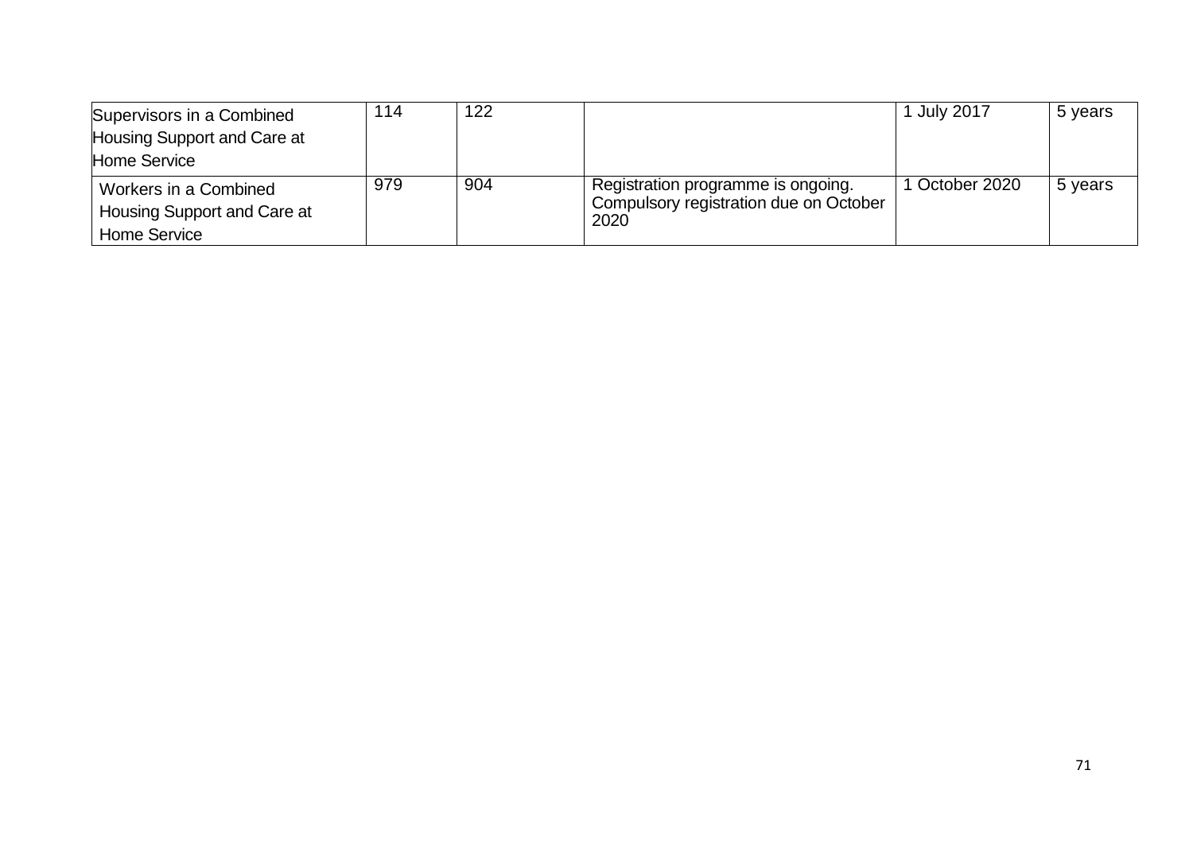| | | | | | |
|---|---|---|---|---|---|
| Supervisors in a Combined Housing Support and Care at Home Service | 114 | 122 | | 1 July 2017 | 5 years |
| Workers in a Combined Housing Support and Care at Home Service | 979 | 904 | Registration programme is ongoing. Compulsory registration due on October 2020 | 1 October 2020 | 5 years |